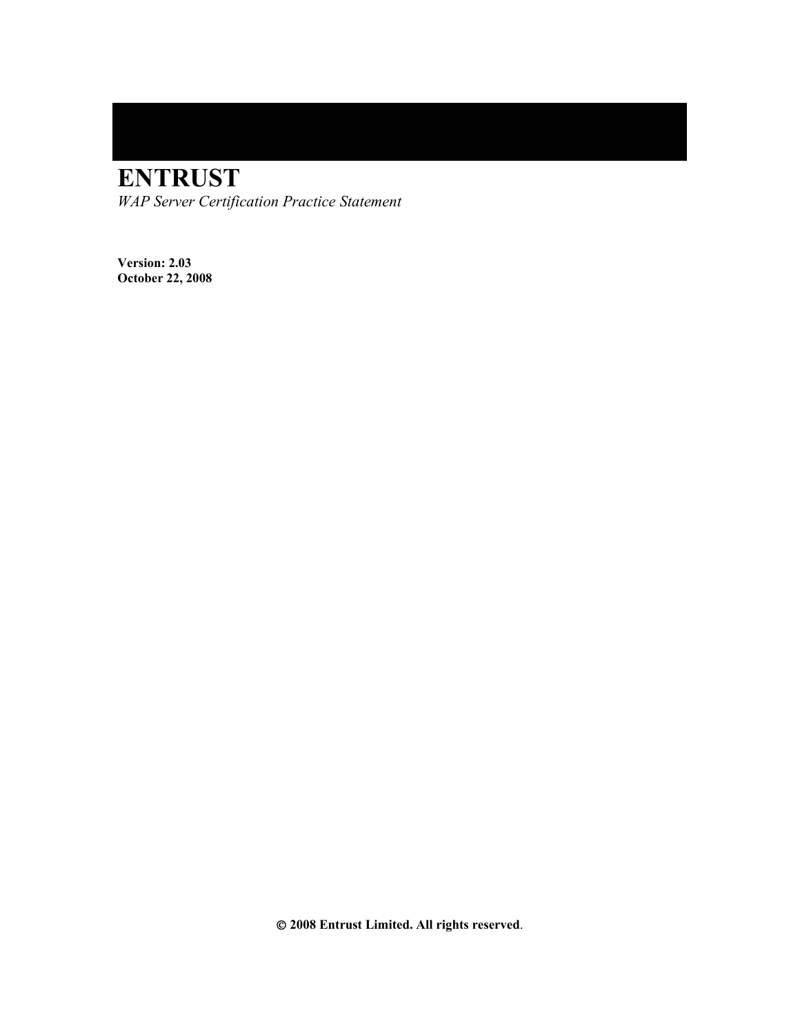# ENTRUST

*WAP Server Certification Practice Statement*

**Version: 2.03**
**October 22, 2008**

**© 2008 Entrust Limited. All rights reserved**.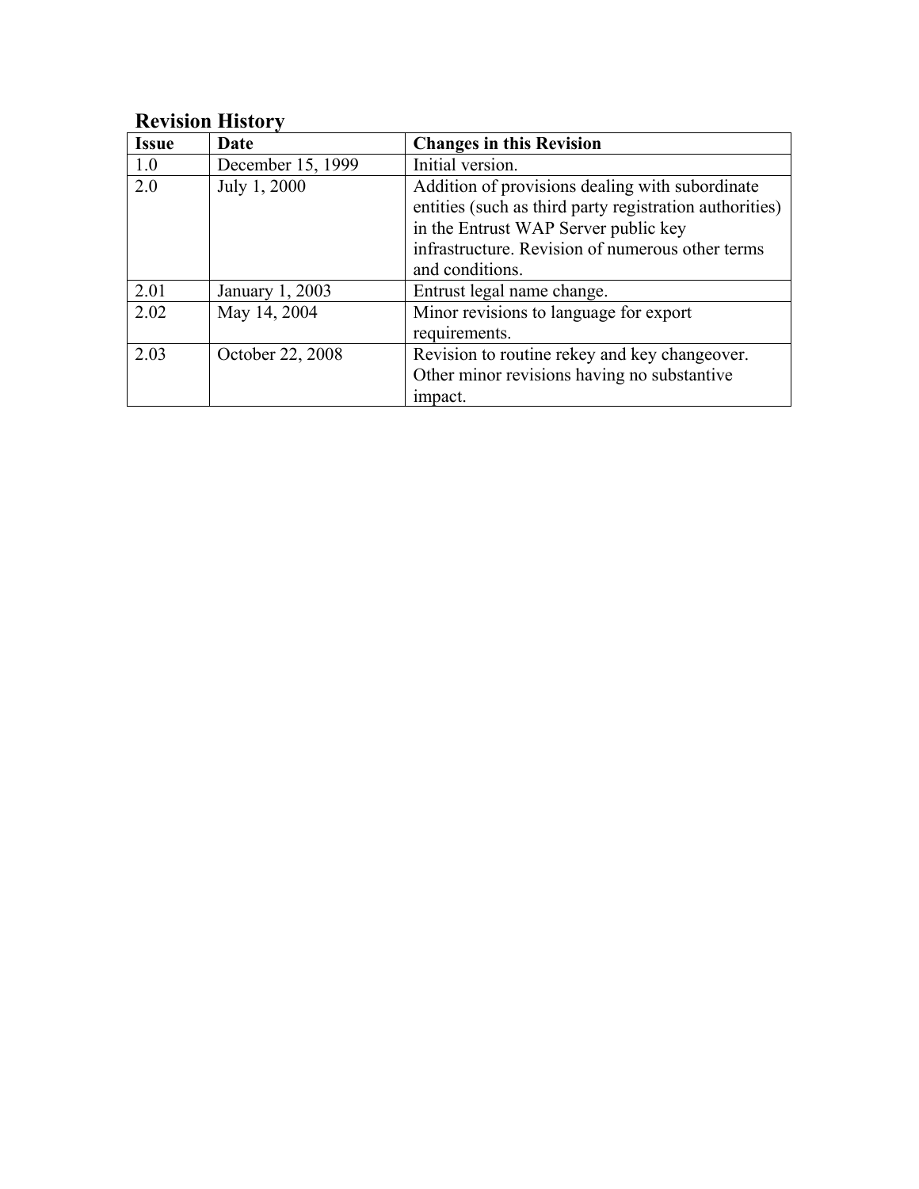## Revision History

| Issue | Date | Changes in this Revision |
|---|---|---|
| 1.0 | December 15, 1999 | Initial version. |
| 2.0 | July 1, 2000 | Addition of provisions dealing with subordinate entities (such as third party registration authorities) in the Entrust WAP Server public key infrastructure. Revision of numerous other terms and conditions. |
| 2.01 | January 1, 2003 | Entrust legal name change. |
| 2.02 | May 14, 2004 | Minor revisions to language for export requirements. |
| 2.03 | October 22, 2008 | Revision to routine rekey and key changeover. Other minor revisions having no substantive impact. |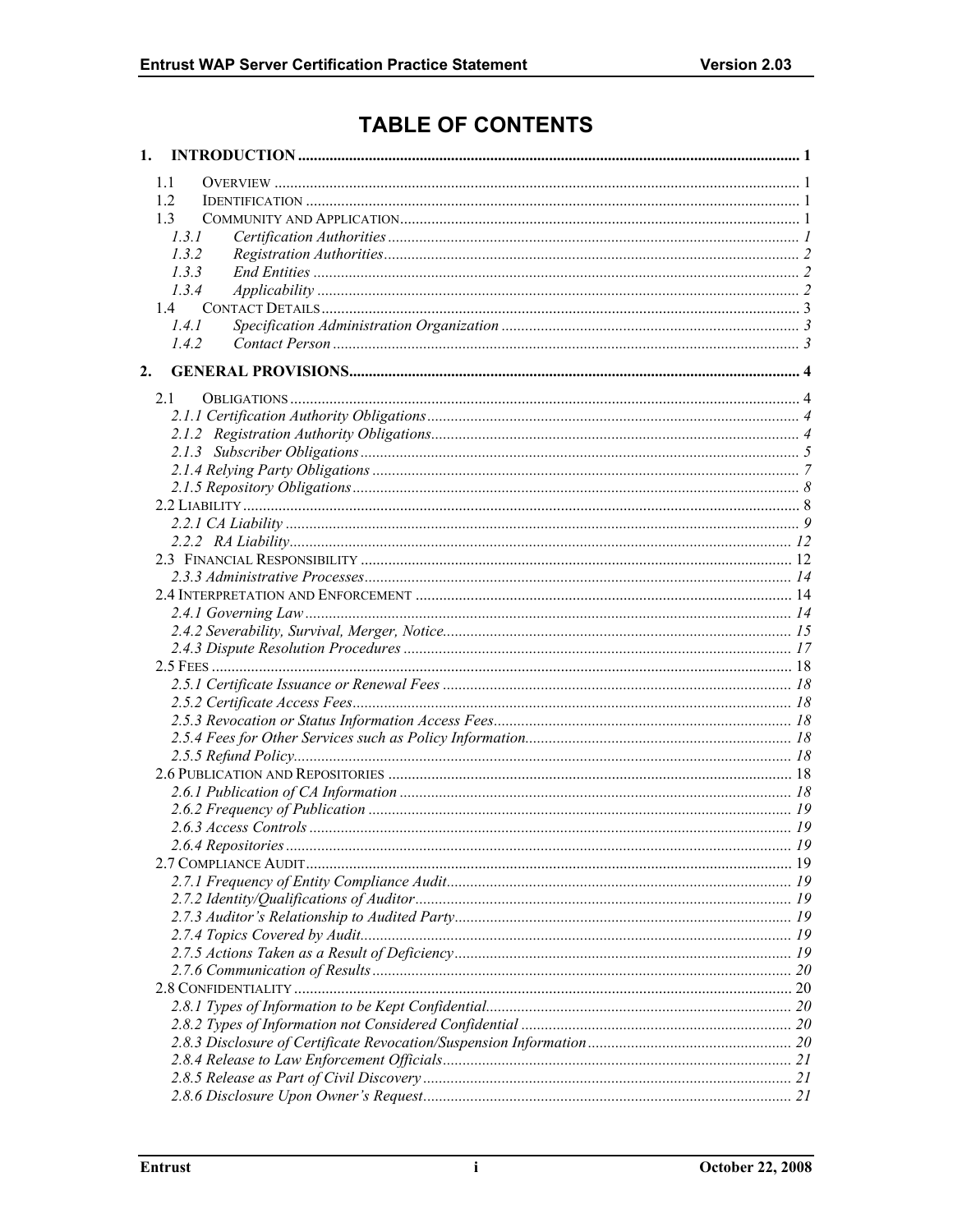# TABLE OF CONTENTS

1. INTRODUCTION ... 1
   - 1.1 OVERVIEW ... 1
   - 1.2 IDENTIFICATION ... 1
   - 1.3 COMMUNITY AND APPLICATION ... 1
     - *1.3.1 Certification Authorities ... 1*
     - *1.3.2 Registration Authorities ... 2*
     - *1.3.3 End Entities ... 2*
     - *1.3.4 Applicability ... 2*
   - 1.4 CONTACT DETAILS ... 3
     - *1.4.1 Specification Administration Organization ... 3*
     - *1.4.2 Contact Person ... 3*

2. GENERAL PROVISIONS ... 4
   - 2.1 OBLIGATIONS ... 4
     - *2.1.1 Certification Authority Obligations ... 4*
     - *2.1.2 Registration Authority Obligations ... 4*
     - *2.1.3 Subscriber Obligations ... 5*
     - *2.1.4 Relying Party Obligations ... 7*
     - *2.1.5 Repository Obligations ... 8*
   - 2.2 LIABILITY ... 8
     - *2.2.1 CA Liability ... 9*
     - *2.2.2 RA Liability ... 12*
   - 2.3 FINANCIAL RESPONSIBILITY ... 12
     - *2.3.3 Administrative Processes ... 14*
   - 2.4 INTERPRETATION AND ENFORCEMENT ... 14
     - *2.4.1 Governing Law ... 14*
     - *2.4.2 Severability, Survival, Merger, Notice ... 15*
     - *2.4.3 Dispute Resolution Procedures ... 17*
   - 2.5 FEES ... 18
     - *2.5.1 Certificate Issuance or Renewal Fees ... 18*
     - *2.5.2 Certificate Access Fees ... 18*
     - *2.5.3 Revocation or Status Information Access Fees ... 18*
     - *2.5.4 Fees for Other Services such as Policy Information ... 18*
     - *2.5.5 Refund Policy ... 18*
   - 2.6 PUBLICATION AND REPOSITORIES ... 18
     - *2.6.1 Publication of CA Information ... 18*
     - *2.6.2 Frequency of Publication ... 19*
     - *2.6.3 Access Controls ... 19*
     - *2.6.4 Repositories ... 19*
   - 2.7 COMPLIANCE AUDIT ... 19
     - *2.7.1 Frequency of Entity Compliance Audit ... 19*
     - *2.7.2 Identity/Qualifications of Auditor ... 19*
     - *2.7.3 Auditor's Relationship to Audited Party ... 19*
     - *2.7.4 Topics Covered by Audit ... 19*
     - *2.7.5 Actions Taken as a Result of Deficiency ... 19*
     - *2.7.6 Communication of Results ... 20*
   - 2.8 CONFIDENTIALITY ... 20
     - *2.8.1 Types of Information to be Kept Confidential ... 20*
     - *2.8.2 Types of Information not Considered Confidential ... 20*
     - *2.8.3 Disclosure of Certificate Revocation/Suspension Information ... 20*
     - *2.8.4 Release to Law Enforcement Officials ... 21*
     - *2.8.5 Release as Part of Civil Discovery ... 21*
     - *2.8.6 Disclosure Upon Owner's Request ... 21*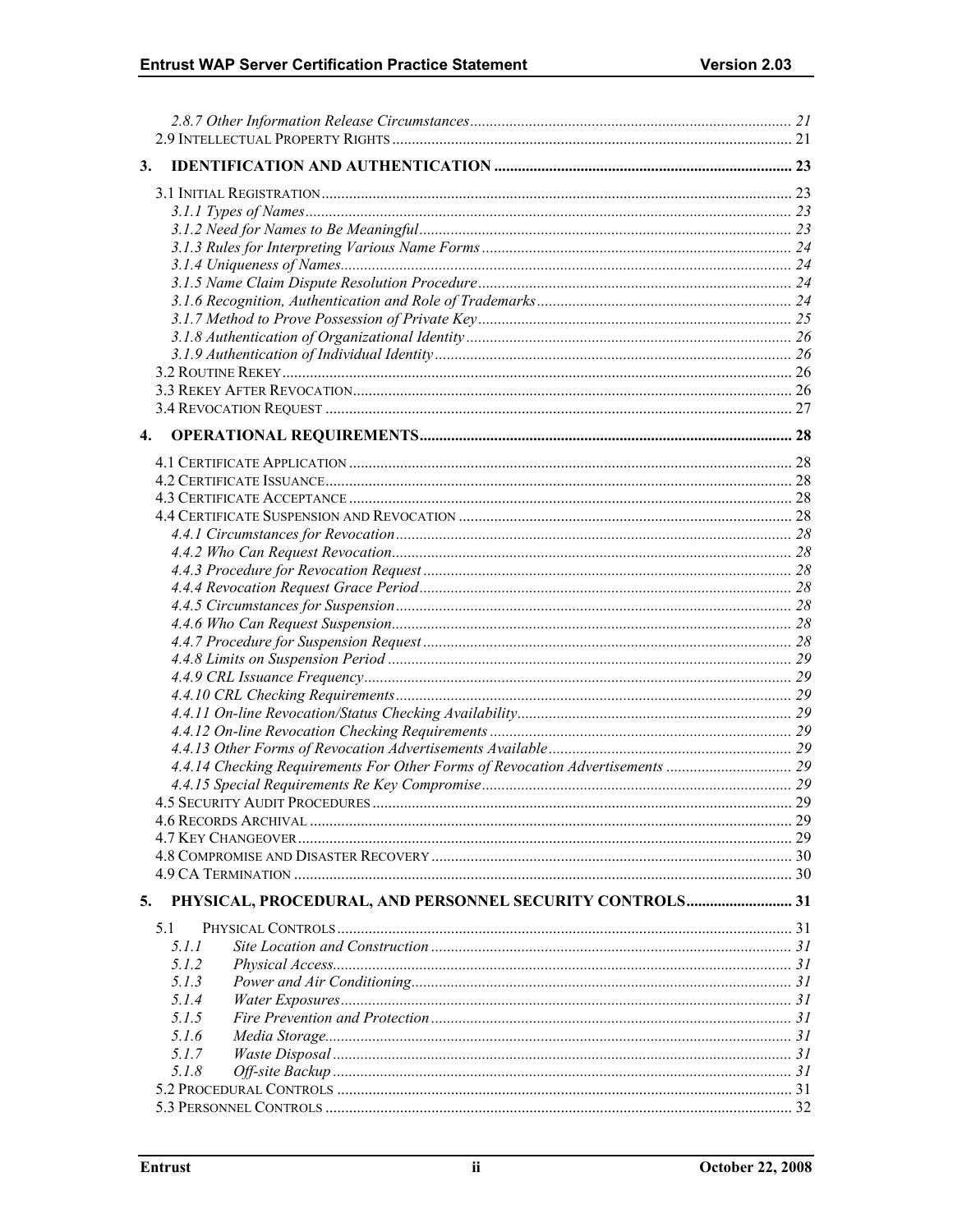2.8.7 Other Information Release Circumstances ..... 21
2.9 Intellectual Property Rights ..... 21

**3. IDENTIFICATION AND AUTHENTICATION ..... 23**

3.1 Initial Registration ..... 23
3.1.1 Types of Names ..... 23
3.1.2 Need for Names to Be Meaningful ..... 23
3.1.3 Rules for Interpreting Various Name Forms ..... 24
3.1.4 Uniqueness of Names ..... 24
3.1.5 Name Claim Dispute Resolution Procedure ..... 24
3.1.6 Recognition, Authentication and Role of Trademarks ..... 24
3.1.7 Method to Prove Possession of Private Key ..... 25
3.1.8 Authentication of Organizational Identity ..... 26
3.1.9 Authentication of Individual Identity ..... 26
3.2 Routine Rekey ..... 26
3.3 Rekey After Revocation ..... 26
3.4 Revocation Request ..... 27

**4. OPERATIONAL REQUIREMENTS ..... 28**

4.1 Certificate Application ..... 28
4.2 Certificate Issuance ..... 28
4.3 Certificate Acceptance ..... 28
4.4 Certificate Suspension and Revocation ..... 28
4.4.1 Circumstances for Revocation ..... 28
4.4.2 Who Can Request Revocation ..... 28
4.4.3 Procedure for Revocation Request ..... 28
4.4.4 Revocation Request Grace Period ..... 28
4.4.5 Circumstances for Suspension ..... 28
4.4.6 Who Can Request Suspension ..... 28
4.4.7 Procedure for Suspension Request ..... 28
4.4.8 Limits on Suspension Period ..... 29
4.4.9 CRL Issuance Frequency ..... 29
4.4.10 CRL Checking Requirements ..... 29
4.4.11 On-line Revocation/Status Checking Availability ..... 29
4.4.12 On-line Revocation Checking Requirements ..... 29
4.4.13 Other Forms of Revocation Advertisements Available ..... 29
4.4.14 Checking Requirements For Other Forms of Revocation Advertisements ..... 29
4.4.15 Special Requirements Re Key Compromise ..... 29
4.5 Security Audit Procedures ..... 29
4.6 Records Archival ..... 29
4.7 Key Changeover ..... 29
4.8 Compromise and Disaster Recovery ..... 30
4.9 CA Termination ..... 30

**5. PHYSICAL, PROCEDURAL, AND PERSONNEL SECURITY CONTROLS ..... 31**

5.1 Physical Controls ..... 31
5.1.1 Site Location and Construction ..... 31
5.1.2 Physical Access ..... 31
5.1.3 Power and Air Conditioning ..... 31
5.1.4 Water Exposures ..... 31
5.1.5 Fire Prevention and Protection ..... 31
5.1.6 Media Storage ..... 31
5.1.7 Waste Disposal ..... 31
5.1.8 Off-site Backup ..... 31
5.2 Procedural Controls ..... 31
5.3 Personnel Controls ..... 32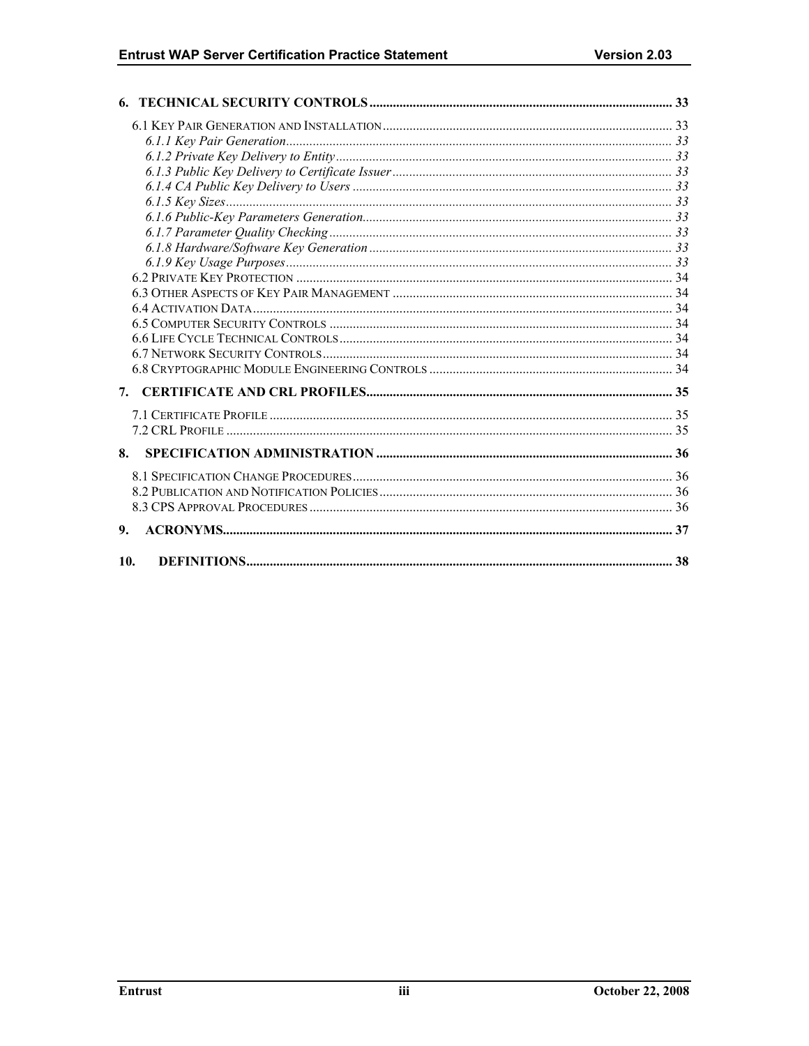6. TECHNICAL SECURITY CONTROLS ........................................................................................... 33

6.1 KEY PAIR GENERATION AND INSTALLATION ..................................................................................... 33
*6.1.1 Key Pair Generation* .................................................................................................................. 33
*6.1.2 Private Key Delivery to Entity* .................................................................................................... 33
*6.1.3 Public Key Delivery to Certificate Issuer* .................................................................................... 33
*6.1.4 CA Public Key Delivery to Users* ................................................................................................ 33
*6.1.5 Key Sizes* .................................................................................................................................... 33
*6.1.6 Public-Key Parameters Generation* ............................................................................................ 33
*6.1.7 Parameter Quality Checking* ...................................................................................................... 33
*6.1.8 Hardware/Software Key Generation* .......................................................................................... 33
*6.1.9 Key Usage Purposes* ................................................................................................................... 33
6.2 PRIVATE KEY PROTECTION ................................................................................................................ 34
6.3 OTHER ASPECTS OF KEY PAIR MANAGEMENT ................................................................................... 34
6.4 ACTIVATION DATA ............................................................................................................................. 34
6.5 COMPUTER SECURITY CONTROLS ...................................................................................................... 34
6.6 LIFE CYCLE TECHNICAL CONTROLS ................................................................................................... 34
6.7 NETWORK SECURITY CONTROLS ........................................................................................................ 34
6.8 CRYPTOGRAPHIC MODULE ENGINEERING CONTROLS ........................................................................ 34

7. CERTIFICATE AND CRL PROFILES ........................................................................................... 35

7.1 CERTIFICATE PROFILE ........................................................................................................................ 35
7.2 CRL PROFILE ..................................................................................................................................... 35

8. SPECIFICATION ADMINISTRATION ........................................................................................ 36

8.1 SPECIFICATION CHANGE PROCEDURES ............................................................................................... 36
8.2 PUBLICATION AND NOTIFICATION POLICIES ....................................................................................... 36
8.3 CPS APPROVAL PROCEDURES ............................................................................................................ 36

9. ACRONYMS ...................................................................................................................................... 37

10. DEFINITIONS ............................................................................................................................... 38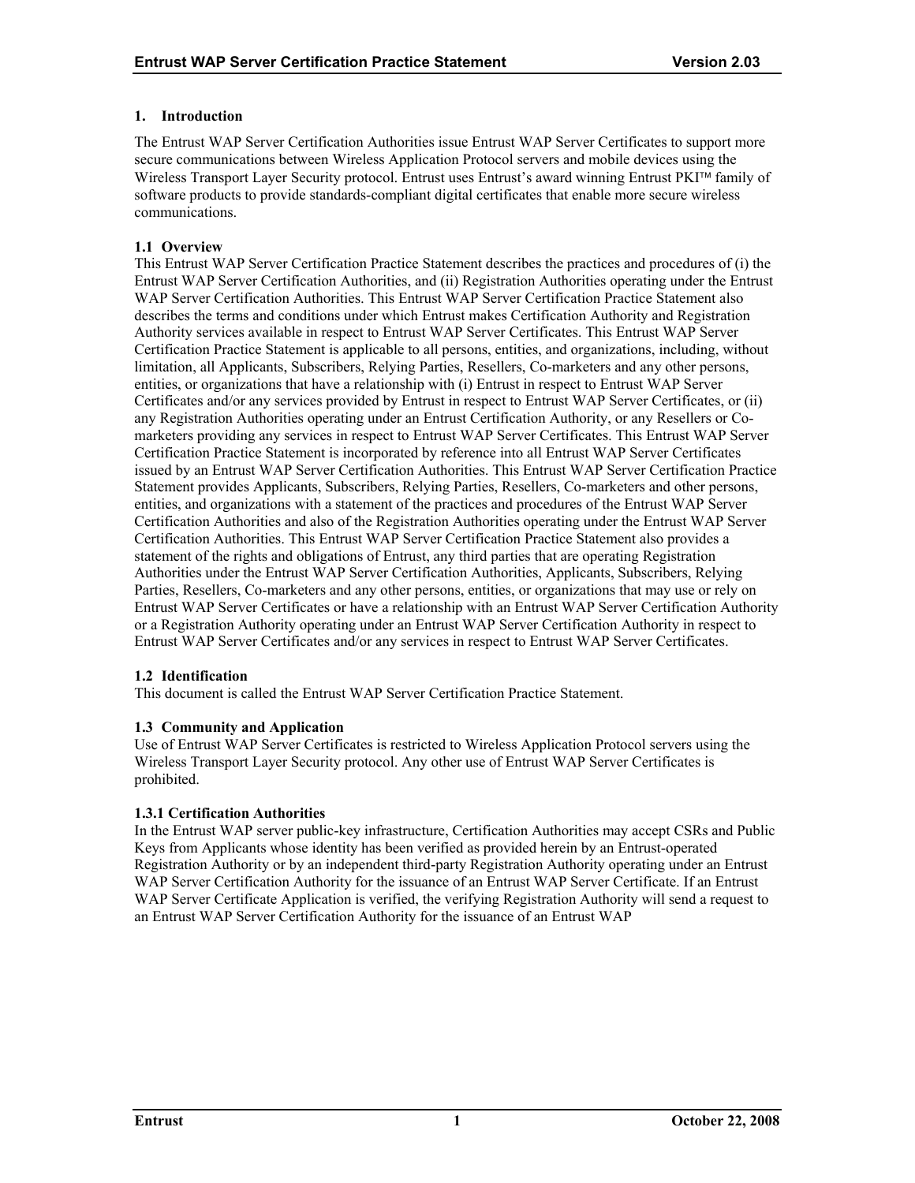# 1. Introduction

The Entrust WAP Server Certification Authorities issue Entrust WAP Server Certificates to support more secure communications between Wireless Application Protocol servers and mobile devices using the Wireless Transport Layer Security protocol. Entrust uses Entrust's award winning Entrust PKI™ family of software products to provide standards-compliant digital certificates that enable more secure wireless communications.

## 1.1 Overview

This Entrust WAP Server Certification Practice Statement describes the practices and procedures of (i) the Entrust WAP Server Certification Authorities, and (ii) Registration Authorities operating under the Entrust WAP Server Certification Authorities. This Entrust WAP Server Certification Practice Statement also describes the terms and conditions under which Entrust makes Certification Authority and Registration Authority services available in respect to Entrust WAP Server Certificates. This Entrust WAP Server Certification Practice Statement is applicable to all persons, entities, and organizations, including, without limitation, all Applicants, Subscribers, Relying Parties, Resellers, Co-marketers and any other persons, entities, or organizations that have a relationship with (i) Entrust in respect to Entrust WAP Server Certificates and/or any services provided by Entrust in respect to Entrust WAP Server Certificates, or (ii) any Registration Authorities operating under an Entrust Certification Authority, or any Resellers or Co-marketers providing any services in respect to Entrust WAP Server Certificates. This Entrust WAP Server Certification Practice Statement is incorporated by reference into all Entrust WAP Server Certificates issued by an Entrust WAP Server Certification Authorities. This Entrust WAP Server Certification Practice Statement provides Applicants, Subscribers, Relying Parties, Resellers, Co-marketers and other persons, entities, and organizations with a statement of the practices and procedures of the Entrust WAP Server Certification Authorities and also of the Registration Authorities operating under the Entrust WAP Server Certification Authorities. This Entrust WAP Server Certification Practice Statement also provides a statement of the rights and obligations of Entrust, any third parties that are operating Registration Authorities under the Entrust WAP Server Certification Authorities, Applicants, Subscribers, Relying Parties, Resellers, Co-marketers and any other persons, entities, or organizations that may use or rely on Entrust WAP Server Certificates or have a relationship with an Entrust WAP Server Certification Authority or a Registration Authority operating under an Entrust WAP Server Certification Authority in respect to Entrust WAP Server Certificates and/or any services in respect to Entrust WAP Server Certificates.

## 1.2 Identification

This document is called the Entrust WAP Server Certification Practice Statement.

## 1.3 Community and Application

Use of Entrust WAP Server Certificates is restricted to Wireless Application Protocol servers using the Wireless Transport Layer Security protocol. Any other use of Entrust WAP Server Certificates is prohibited.

### 1.3.1 Certification Authorities

In the Entrust WAP server public-key infrastructure, Certification Authorities may accept CSRs and Public Keys from Applicants whose identity has been verified as provided herein by an Entrust-operated Registration Authority or by an independent third-party Registration Authority operating under an Entrust WAP Server Certification Authority for the issuance of an Entrust WAP Server Certificate. If an Entrust WAP Server Certificate Application is verified, the verifying Registration Authority will send a request to an Entrust WAP Server Certification Authority for the issuance of an Entrust WAP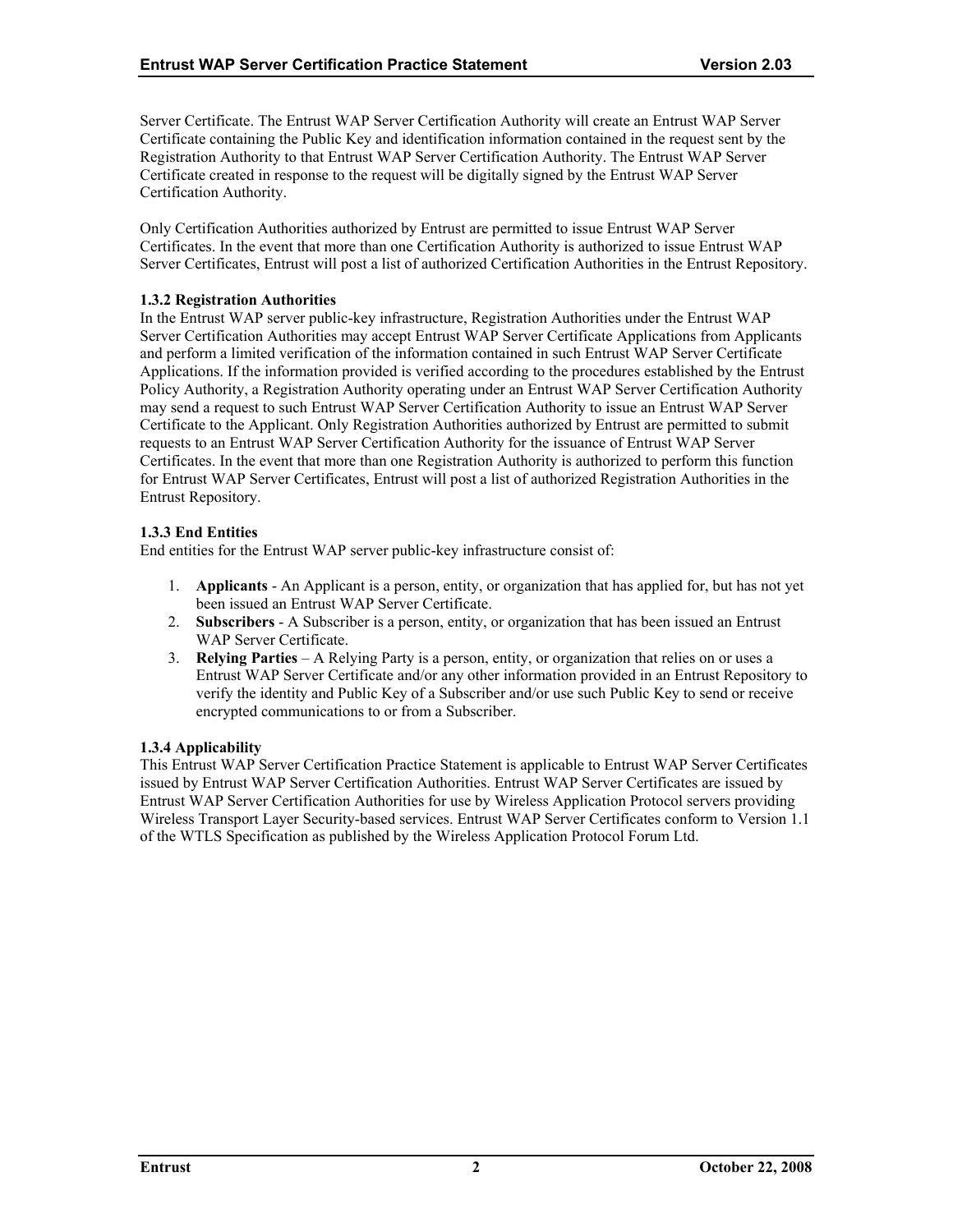Server Certificate. The Entrust WAP Server Certification Authority will create an Entrust WAP Server Certificate containing the Public Key and identification information contained in the request sent by the Registration Authority to that Entrust WAP Server Certification Authority. The Entrust WAP Server Certificate created in response to the request will be digitally signed by the Entrust WAP Server Certification Authority.

Only Certification Authorities authorized by Entrust are permitted to issue Entrust WAP Server Certificates. In the event that more than one Certification Authority is authorized to issue Entrust WAP Server Certificates, Entrust will post a list of authorized Certification Authorities in the Entrust Repository.

### 1.3.2 Registration Authorities

In the Entrust WAP server public-key infrastructure, Registration Authorities under the Entrust WAP Server Certification Authorities may accept Entrust WAP Server Certificate Applications from Applicants and perform a limited verification of the information contained in such Entrust WAP Server Certificate Applications. If the information provided is verified according to the procedures established by the Entrust Policy Authority, a Registration Authority operating under an Entrust WAP Server Certification Authority may send a request to such Entrust WAP Server Certification Authority to issue an Entrust WAP Server Certificate to the Applicant. Only Registration Authorities authorized by Entrust are permitted to submit requests to an Entrust WAP Server Certification Authority for the issuance of Entrust WAP Server Certificates. In the event that more than one Registration Authority is authorized to perform this function for Entrust WAP Server Certificates, Entrust will post a list of authorized Registration Authorities in the Entrust Repository.

### 1.3.3 End Entities

End entities for the Entrust WAP server public-key infrastructure consist of:

1. **Applicants** - An Applicant is a person, entity, or organization that has applied for, but has not yet been issued an Entrust WAP Server Certificate.
2. **Subscribers** - A Subscriber is a person, entity, or organization that has been issued an Entrust WAP Server Certificate.
3. **Relying Parties** – A Relying Party is a person, entity, or organization that relies on or uses a Entrust WAP Server Certificate and/or any other information provided in an Entrust Repository to verify the identity and Public Key of a Subscriber and/or use such Public Key to send or receive encrypted communications to or from a Subscriber.

### 1.3.4 Applicability

This Entrust WAP Server Certification Practice Statement is applicable to Entrust WAP Server Certificates issued by Entrust WAP Server Certification Authorities. Entrust WAP Server Certificates are issued by Entrust WAP Server Certification Authorities for use by Wireless Application Protocol servers providing Wireless Transport Layer Security-based services. Entrust WAP Server Certificates conform to Version 1.1 of the WTLS Specification as published by the Wireless Application Protocol Forum Ltd.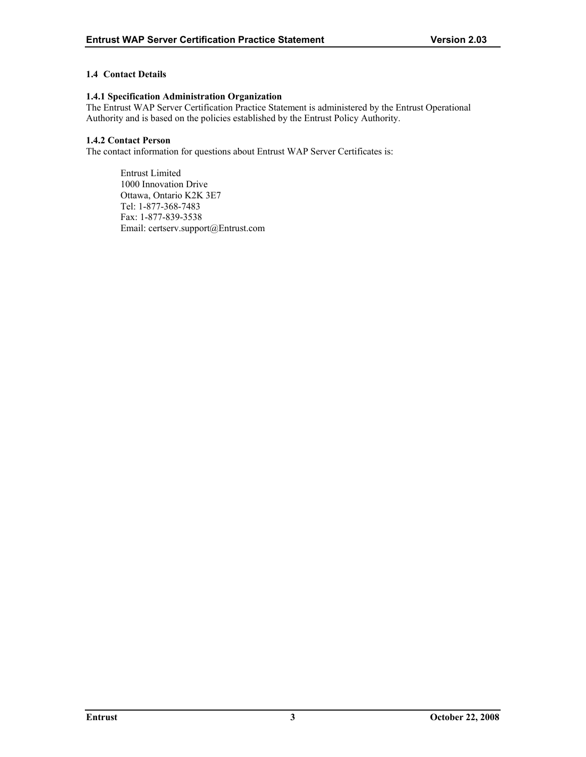### 1.4 Contact Details

#### 1.4.1 Specification Administration Organization

The Entrust WAP Server Certification Practice Statement is administered by the Entrust Operational Authority and is based on the policies established by the Entrust Policy Authority.

#### 1.4.2 Contact Person

The contact information for questions about Entrust WAP Server Certificates is:

Entrust Limited
1000 Innovation Drive
Ottawa, Ontario K2K 3E7
Tel: 1-877-368-7483
Fax: 1-877-839-3538
Email: certserv.support@Entrust.com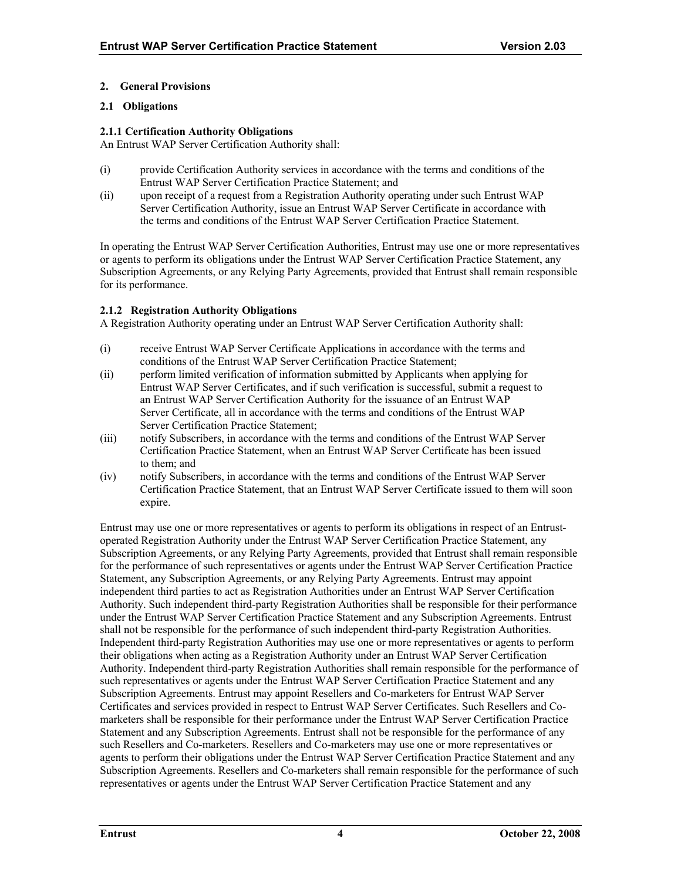## 2. General Provisions

### 2.1 Obligations

#### 2.1.1 Certification Authority Obligations

An Entrust WAP Server Certification Authority shall:

(i) provide Certification Authority services in accordance with the terms and conditions of the Entrust WAP Server Certification Practice Statement; and

(ii) upon receipt of a request from a Registration Authority operating under such Entrust WAP Server Certification Authority, issue an Entrust WAP Server Certificate in accordance with the terms and conditions of the Entrust WAP Server Certification Practice Statement.

In operating the Entrust WAP Server Certification Authorities, Entrust may use one or more representatives or agents to perform its obligations under the Entrust WAP Server Certification Practice Statement, any Subscription Agreements, or any Relying Party Agreements, provided that Entrust shall remain responsible for its performance.

#### 2.1.2 Registration Authority Obligations

A Registration Authority operating under an Entrust WAP Server Certification Authority shall:

(i) receive Entrust WAP Server Certificate Applications in accordance with the terms and conditions of the Entrust WAP Server Certification Practice Statement;

(ii) perform limited verification of information submitted by Applicants when applying for Entrust WAP Server Certificates, and if such verification is successful, submit a request to an Entrust WAP Server Certification Authority for the issuance of an Entrust WAP Server Certificate, all in accordance with the terms and conditions of the Entrust WAP Server Certification Practice Statement;

(iii) notify Subscribers, in accordance with the terms and conditions of the Entrust WAP Server Certification Practice Statement, when an Entrust WAP Server Certificate has been issued to them; and

(iv) notify Subscribers, in accordance with the terms and conditions of the Entrust WAP Server Certification Practice Statement, that an Entrust WAP Server Certificate issued to them will soon expire.

Entrust may use one or more representatives or agents to perform its obligations in respect of an Entrust-operated Registration Authority under the Entrust WAP Server Certification Practice Statement, any Subscription Agreements, or any Relying Party Agreements, provided that Entrust shall remain responsible for the performance of such representatives or agents under the Entrust WAP Server Certification Practice Statement, any Subscription Agreements, or any Relying Party Agreements. Entrust may appoint independent third parties to act as Registration Authorities under an Entrust WAP Server Certification Authority. Such independent third-party Registration Authorities shall be responsible for their performance under the Entrust WAP Server Certification Practice Statement and any Subscription Agreements. Entrust shall not be responsible for the performance of such independent third-party Registration Authorities. Independent third-party Registration Authorities may use one or more representatives or agents to perform their obligations when acting as a Registration Authority under an Entrust WAP Server Certification Authority. Independent third-party Registration Authorities shall remain responsible for the performance of such representatives or agents under the Entrust WAP Server Certification Practice Statement and any Subscription Agreements. Entrust may appoint Resellers and Co-marketers for Entrust WAP Server Certificates and services provided in respect to Entrust WAP Server Certificates. Such Resellers and Co-marketers shall be responsible for their performance under the Entrust WAP Server Certification Practice Statement and any Subscription Agreements. Entrust shall not be responsible for the performance of any such Resellers and Co-marketers. Resellers and Co-marketers may use one or more representatives or agents to perform their obligations under the Entrust WAP Server Certification Practice Statement and any Subscription Agreements. Resellers and Co-marketers shall remain responsible for the performance of such representatives or agents under the Entrust WAP Server Certification Practice Statement and any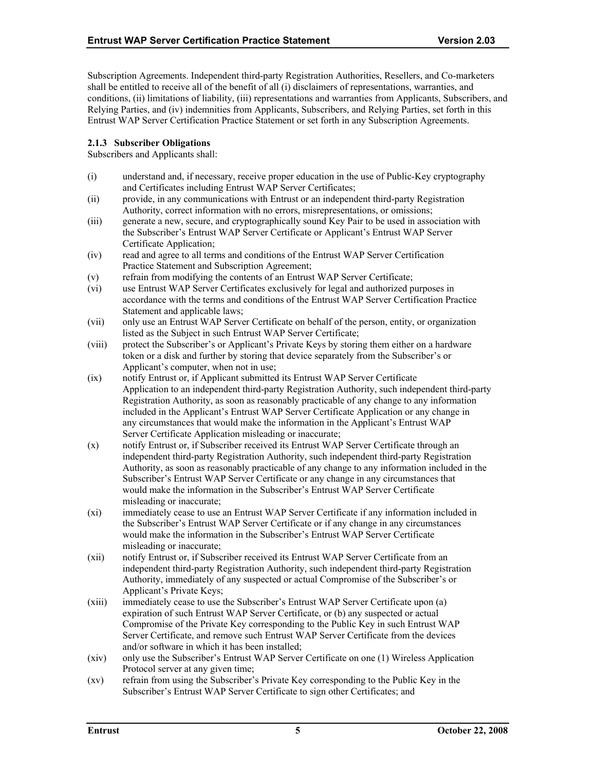Subscription Agreements. Independent third-party Registration Authorities, Resellers, and Co-marketers shall be entitled to receive all of the benefit of all (i) disclaimers of representations, warranties, and conditions, (ii) limitations of liability, (iii) representations and warranties from Applicants, Subscribers, and Relying Parties, and (iv) indemnities from Applicants, Subscribers, and Relying Parties, set forth in this Entrust WAP Server Certification Practice Statement or set forth in any Subscription Agreements.

### 2.1.3 Subscriber Obligations

Subscribers and Applicants shall:

(i) understand and, if necessary, receive proper education in the use of Public-Key cryptography and Certificates including Entrust WAP Server Certificates;

(ii) provide, in any communications with Entrust or an independent third-party Registration Authority, correct information with no errors, misrepresentations, or omissions;

(iii) generate a new, secure, and cryptographically sound Key Pair to be used in association with the Subscriber's Entrust WAP Server Certificate or Applicant's Entrust WAP Server Certificate Application;

(iv) read and agree to all terms and conditions of the Entrust WAP Server Certification Practice Statement and Subscription Agreement;

(v) refrain from modifying the contents of an Entrust WAP Server Certificate;

(vi) use Entrust WAP Server Certificates exclusively for legal and authorized purposes in accordance with the terms and conditions of the Entrust WAP Server Certification Practice Statement and applicable laws;

(vii) only use an Entrust WAP Server Certificate on behalf of the person, entity, or organization listed as the Subject in such Entrust WAP Server Certificate;

(viii) protect the Subscriber's or Applicant's Private Keys by storing them either on a hardware token or a disk and further by storing that device separately from the Subscriber's or Applicant's computer, when not in use;

(ix) notify Entrust or, if Applicant submitted its Entrust WAP Server Certificate Application to an independent third-party Registration Authority, such independent third-party Registration Authority, as soon as reasonably practicable of any change to any information included in the Applicant's Entrust WAP Server Certificate Application or any change in any circumstances that would make the information in the Applicant's Entrust WAP Server Certificate Application misleading or inaccurate;

(x) notify Entrust or, if Subscriber received its Entrust WAP Server Certificate through an independent third-party Registration Authority, such independent third-party Registration Authority, as soon as reasonably practicable of any change to any information included in the Subscriber's Entrust WAP Server Certificate or any change in any circumstances that would make the information in the Subscriber's Entrust WAP Server Certificate misleading or inaccurate;

(xi) immediately cease to use an Entrust WAP Server Certificate if any information included in the Subscriber's Entrust WAP Server Certificate or if any change in any circumstances would make the information in the Subscriber's Entrust WAP Server Certificate misleading or inaccurate;

(xii) notify Entrust or, if Subscriber received its Entrust WAP Server Certificate from an independent third-party Registration Authority, such independent third-party Registration Authority, immediately of any suspected or actual Compromise of the Subscriber's or Applicant's Private Keys;

(xiii) immediately cease to use the Subscriber's Entrust WAP Server Certificate upon (a) expiration of such Entrust WAP Server Certificate, or (b) any suspected or actual Compromise of the Private Key corresponding to the Public Key in such Entrust WAP Server Certificate, and remove such Entrust WAP Server Certificate from the devices and/or software in which it has been installed;

(xiv) only use the Subscriber's Entrust WAP Server Certificate on one (1) Wireless Application Protocol server at any given time;

(xv) refrain from using the Subscriber's Private Key corresponding to the Public Key in the Subscriber's Entrust WAP Server Certificate to sign other Certificates; and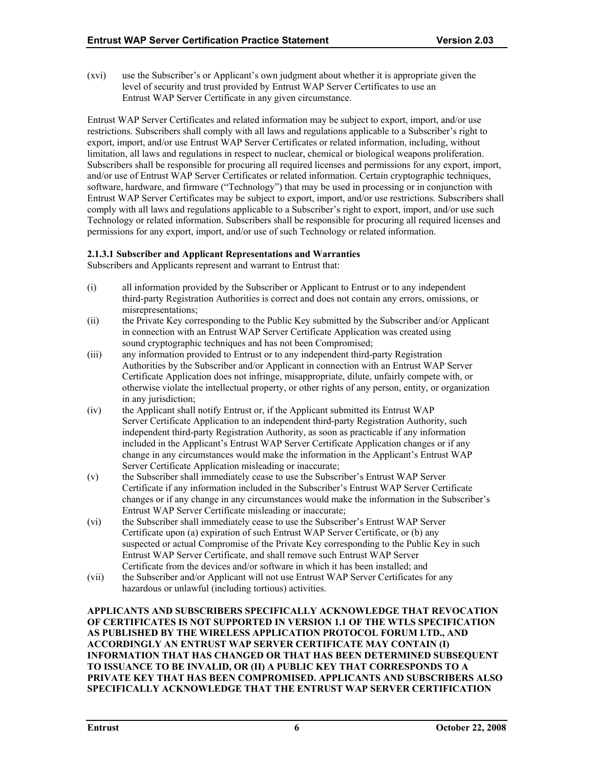(xvi) use the Subscriber's or Applicant's own judgment about whether it is appropriate given the level of security and trust provided by Entrust WAP Server Certificates to use an Entrust WAP Server Certificate in any given circumstance.

Entrust WAP Server Certificates and related information may be subject to export, import, and/or use restrictions. Subscribers shall comply with all laws and regulations applicable to a Subscriber's right to export, import, and/or use Entrust WAP Server Certificates or related information, including, without limitation, all laws and regulations in respect to nuclear, chemical or biological weapons proliferation. Subscribers shall be responsible for procuring all required licenses and permissions for any export, import, and/or use of Entrust WAP Server Certificates or related information. Certain cryptographic techniques, software, hardware, and firmware ("Technology") that may be used in processing or in conjunction with Entrust WAP Server Certificates may be subject to export, import, and/or use restrictions. Subscribers shall comply with all laws and regulations applicable to a Subscriber's right to export, import, and/or use such Technology or related information. Subscribers shall be responsible for procuring all required licenses and permissions for any export, import, and/or use of such Technology or related information.

#### 2.1.3.1 Subscriber and Applicant Representations and Warranties

Subscribers and Applicants represent and warrant to Entrust that:

(i) all information provided by the Subscriber or Applicant to Entrust or to any independent third-party Registration Authorities is correct and does not contain any errors, omissions, or misrepresentations;

(ii) the Private Key corresponding to the Public Key submitted by the Subscriber and/or Applicant in connection with an Entrust WAP Server Certificate Application was created using sound cryptographic techniques and has not been Compromised;

(iii) any information provided to Entrust or to any independent third-party Registration Authorities by the Subscriber and/or Applicant in connection with an Entrust WAP Server Certificate Application does not infringe, misappropriate, dilute, unfairly compete with, or otherwise violate the intellectual property, or other rights of any person, entity, or organization in any jurisdiction;

(iv) the Applicant shall notify Entrust or, if the Applicant submitted its Entrust WAP Server Certificate Application to an independent third-party Registration Authority, such independent third-party Registration Authority, as soon as practicable if any information included in the Applicant's Entrust WAP Server Certificate Application changes or if any change in any circumstances would make the information in the Applicant's Entrust WAP Server Certificate Application misleading or inaccurate;

(v) the Subscriber shall immediately cease to use the Subscriber's Entrust WAP Server Certificate if any information included in the Subscriber's Entrust WAP Server Certificate changes or if any change in any circumstances would make the information in the Subscriber's Entrust WAP Server Certificate misleading or inaccurate;

(vi) the Subscriber shall immediately cease to use the Subscriber's Entrust WAP Server Certificate upon (a) expiration of such Entrust WAP Server Certificate, or (b) any suspected or actual Compromise of the Private Key corresponding to the Public Key in such Entrust WAP Server Certificate, and shall remove such Entrust WAP Server Certificate from the devices and/or software in which it has been installed; and

(vii) the Subscriber and/or Applicant will not use Entrust WAP Server Certificates for any hazardous or unlawful (including tortious) activities.

**APPLICANTS AND SUBSCRIBERS SPECIFICALLY ACKNOWLEDGE THAT REVOCATION OF CERTIFICATES IS NOT SUPPORTED IN VERSION 1.1 OF THE WTLS SPECIFICATION AS PUBLISHED BY THE WIRELESS APPLICATION PROTOCOL FORUM LTD., AND ACCORDINGLY AN ENTRUST WAP SERVER CERTIFICATE MAY CONTAIN (I) INFORMATION THAT HAS CHANGED OR THAT HAS BEEN DETERMINED SUBSEQUENT TO ISSUANCE TO BE INVALID, OR (II) A PUBLIC KEY THAT CORRESPONDS TO A PRIVATE KEY THAT HAS BEEN COMPROMISED. APPLICANTS AND SUBSCRIBERS ALSO SPECIFICALLY ACKNOWLEDGE THAT THE ENTRUST WAP SERVER CERTIFICATION**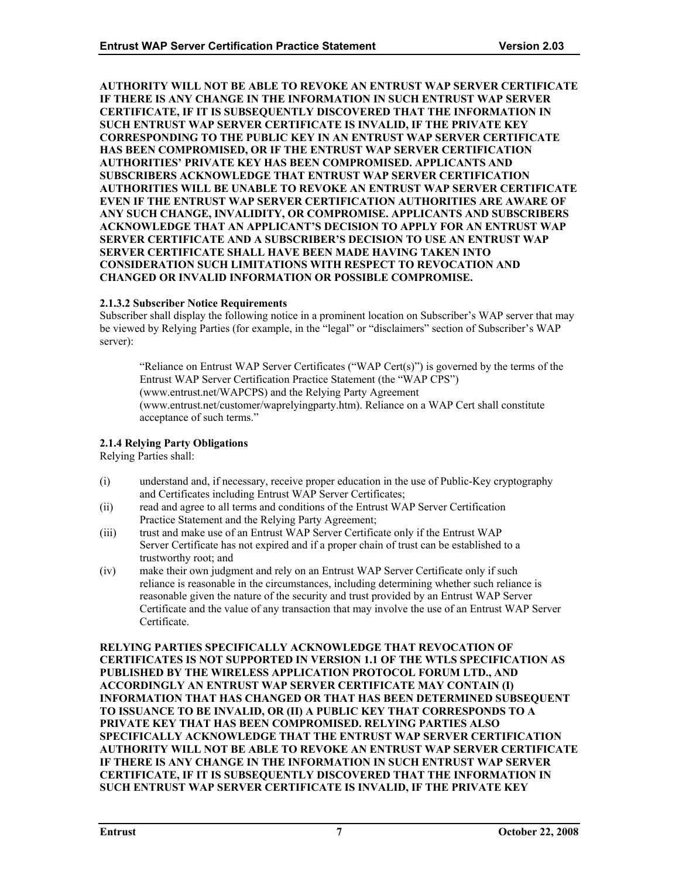**AUTHORITY WILL NOT BE ABLE TO REVOKE AN ENTRUST WAP SERVER CERTIFICATE IF THERE IS ANY CHANGE IN THE INFORMATION IN SUCH ENTRUST WAP SERVER CERTIFICATE, IF IT IS SUBSEQUENTLY DISCOVERED THAT THE INFORMATION IN SUCH ENTRUST WAP SERVER CERTIFICATE IS INVALID, IF THE PRIVATE KEY CORRESPONDING TO THE PUBLIC KEY IN AN ENTRUST WAP SERVER CERTIFICATE HAS BEEN COMPROMISED, OR IF THE ENTRUST WAP SERVER CERTIFICATION AUTHORITIES' PRIVATE KEY HAS BEEN COMPROMISED. APPLICANTS AND SUBSCRIBERS ACKNOWLEDGE THAT ENTRUST WAP SERVER CERTIFICATION AUTHORITIES WILL BE UNABLE TO REVOKE AN ENTRUST WAP SERVER CERTIFICATE EVEN IF THE ENTRUST WAP SERVER CERTIFICATION AUTHORITIES ARE AWARE OF ANY SUCH CHANGE, INVALIDITY, OR COMPROMISE. APPLICANTS AND SUBSCRIBERS ACKNOWLEDGE THAT AN APPLICANT'S DECISION TO APPLY FOR AN ENTRUST WAP SERVER CERTIFICATE AND A SUBSCRIBER'S DECISION TO USE AN ENTRUST WAP SERVER CERTIFICATE SHALL HAVE BEEN MADE HAVING TAKEN INTO CONSIDERATION SUCH LIMITATIONS WITH RESPECT TO REVOCATION AND CHANGED OR INVALID INFORMATION OR POSSIBLE COMPROMISE.**

#### 2.1.3.2 Subscriber Notice Requirements

Subscriber shall display the following notice in a prominent location on Subscriber's WAP server that may be viewed by Relying Parties (for example, in the "legal" or "disclaimers" section of Subscriber's WAP server):

> "Reliance on Entrust WAP Server Certificates ("WAP Cert(s)") is governed by the terms of the Entrust WAP Server Certification Practice Statement (the "WAP CPS") (www.entrust.net/WAPCPS) and the Relying Party Agreement (www.entrust.net/customer/waprelyingparty.htm). Reliance on a WAP Cert shall constitute acceptance of such terms."

#### 2.1.4 Relying Party Obligations

Relying Parties shall:

(i) understand and, if necessary, receive proper education in the use of Public-Key cryptography and Certificates including Entrust WAP Server Certificates;

(ii) read and agree to all terms and conditions of the Entrust WAP Server Certification Practice Statement and the Relying Party Agreement;

(iii) trust and make use of an Entrust WAP Server Certificate only if the Entrust WAP Server Certificate has not expired and if a proper chain of trust can be established to a trustworthy root; and

(iv) make their own judgment and rely on an Entrust WAP Server Certificate only if such reliance is reasonable in the circumstances, including determining whether such reliance is reasonable given the nature of the security and trust provided by an Entrust WAP Server Certificate and the value of any transaction that may involve the use of an Entrust WAP Server Certificate.

**RELYING PARTIES SPECIFICALLY ACKNOWLEDGE THAT REVOCATION OF CERTIFICATES IS NOT SUPPORTED IN VERSION 1.1 OF THE WTLS SPECIFICATION AS PUBLISHED BY THE WIRELESS APPLICATION PROTOCOL FORUM LTD., AND ACCORDINGLY AN ENTRUST WAP SERVER CERTIFICATE MAY CONTAIN (I) INFORMATION THAT HAS CHANGED OR THAT HAS BEEN DETERMINED SUBSEQUENT TO ISSUANCE TO BE INVALID, OR (II) A PUBLIC KEY THAT CORRESPONDS TO A PRIVATE KEY THAT HAS BEEN COMPROMISED. RELYING PARTIES ALSO SPECIFICALLY ACKNOWLEDGE THAT THE ENTRUST WAP SERVER CERTIFICATION AUTHORITY WILL NOT BE ABLE TO REVOKE AN ENTRUST WAP SERVER CERTIFICATE IF THERE IS ANY CHANGE IN THE INFORMATION IN SUCH ENTRUST WAP SERVER CERTIFICATE, IF IT IS SUBSEQUENTLY DISCOVERED THAT THE INFORMATION IN SUCH ENTRUST WAP SERVER CERTIFICATE IS INVALID, IF THE PRIVATE KEY**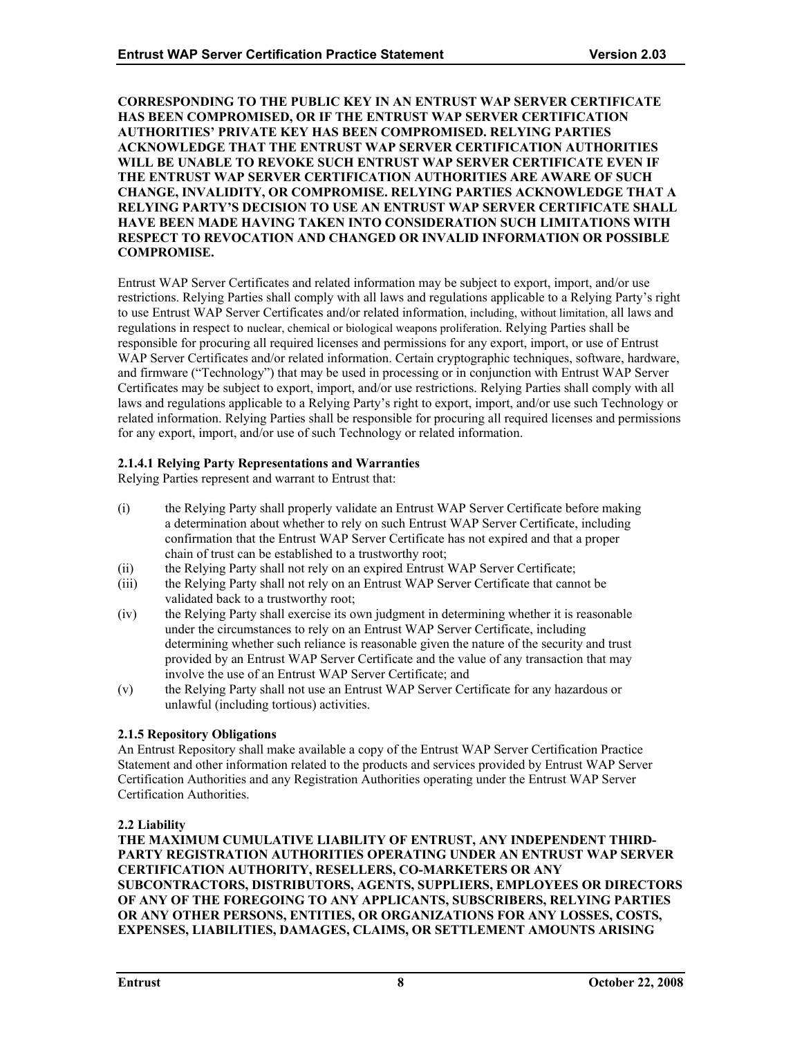**CORRESPONDING TO THE PUBLIC KEY IN AN ENTRUST WAP SERVER CERTIFICATE HAS BEEN COMPROMISED, OR IF THE ENTRUST WAP SERVER CERTIFICATION AUTHORITIES' PRIVATE KEY HAS BEEN COMPROMISED. RELYING PARTIES ACKNOWLEDGE THAT THE ENTRUST WAP SERVER CERTIFICATION AUTHORITIES WILL BE UNABLE TO REVOKE SUCH ENTRUST WAP SERVER CERTIFICATE EVEN IF THE ENTRUST WAP SERVER CERTIFICATION AUTHORITIES ARE AWARE OF SUCH CHANGE, INVALIDITY, OR COMPROMISE. RELYING PARTIES ACKNOWLEDGE THAT A RELYING PARTY'S DECISION TO USE AN ENTRUST WAP SERVER CERTIFICATE SHALL HAVE BEEN MADE HAVING TAKEN INTO CONSIDERATION SUCH LIMITATIONS WITH RESPECT TO REVOCATION AND CHANGED OR INVALID INFORMATION OR POSSIBLE COMPROMISE.**

Entrust WAP Server Certificates and related information may be subject to export, import, and/or use restrictions. Relying Parties shall comply with all laws and regulations applicable to a Relying Party's right to use Entrust WAP Server Certificates and/or related information, including, without limitation, all laws and regulations in respect to nuclear, chemical or biological weapons proliferation. Relying Parties shall be responsible for procuring all required licenses and permissions for any export, import, or use of Entrust WAP Server Certificates and/or related information. Certain cryptographic techniques, software, hardware, and firmware ("Technology") that may be used in processing or in conjunction with Entrust WAP Server Certificates may be subject to export, import, and/or use restrictions. Relying Parties shall comply with all laws and regulations applicable to a Relying Party's right to export, import, and/or use such Technology or related information. Relying Parties shall be responsible for procuring all required licenses and permissions for any export, import, and/or use of such Technology or related information.

#### 2.1.4.1 Relying Party Representations and Warranties

Relying Parties represent and warrant to Entrust that:

(i) the Relying Party shall properly validate an Entrust WAP Server Certificate before making a determination about whether to rely on such Entrust WAP Server Certificate, including confirmation that the Entrust WAP Server Certificate has not expired and that a proper chain of trust can be established to a trustworthy root;

(ii) the Relying Party shall not rely on an expired Entrust WAP Server Certificate;

(iii) the Relying Party shall not rely on an Entrust WAP Server Certificate that cannot be validated back to a trustworthy root;

(iv) the Relying Party shall exercise its own judgment in determining whether it is reasonable under the circumstances to rely on an Entrust WAP Server Certificate, including determining whether such reliance is reasonable given the nature of the security and trust provided by an Entrust WAP Server Certificate and the value of any transaction that may involve the use of an Entrust WAP Server Certificate; and

(v) the Relying Party shall not use an Entrust WAP Server Certificate for any hazardous or unlawful (including tortious) activities.

### 2.1.5 Repository Obligations

An Entrust Repository shall make available a copy of the Entrust WAP Server Certification Practice Statement and other information related to the products and services provided by Entrust WAP Server Certification Authorities and any Registration Authorities operating under the Entrust WAP Server Certification Authorities.

## 2.2 Liability

**THE MAXIMUM CUMULATIVE LIABILITY OF ENTRUST, ANY INDEPENDENT THIRD-PARTY REGISTRATION AUTHORITIES OPERATING UNDER AN ENTRUST WAP SERVER CERTIFICATION AUTHORITY, RESELLERS, CO-MARKETERS OR ANY SUBCONTRACTORS, DISTRIBUTORS, AGENTS, SUPPLIERS, EMPLOYEES OR DIRECTORS OF ANY OF THE FOREGOING TO ANY APPLICANTS, SUBSCRIBERS, RELYING PARTIES OR ANY OTHER PERSONS, ENTITIES, OR ORGANIZATIONS FOR ANY LOSSES, COSTS, EXPENSES, LIABILITIES, DAMAGES, CLAIMS, OR SETTLEMENT AMOUNTS ARISING**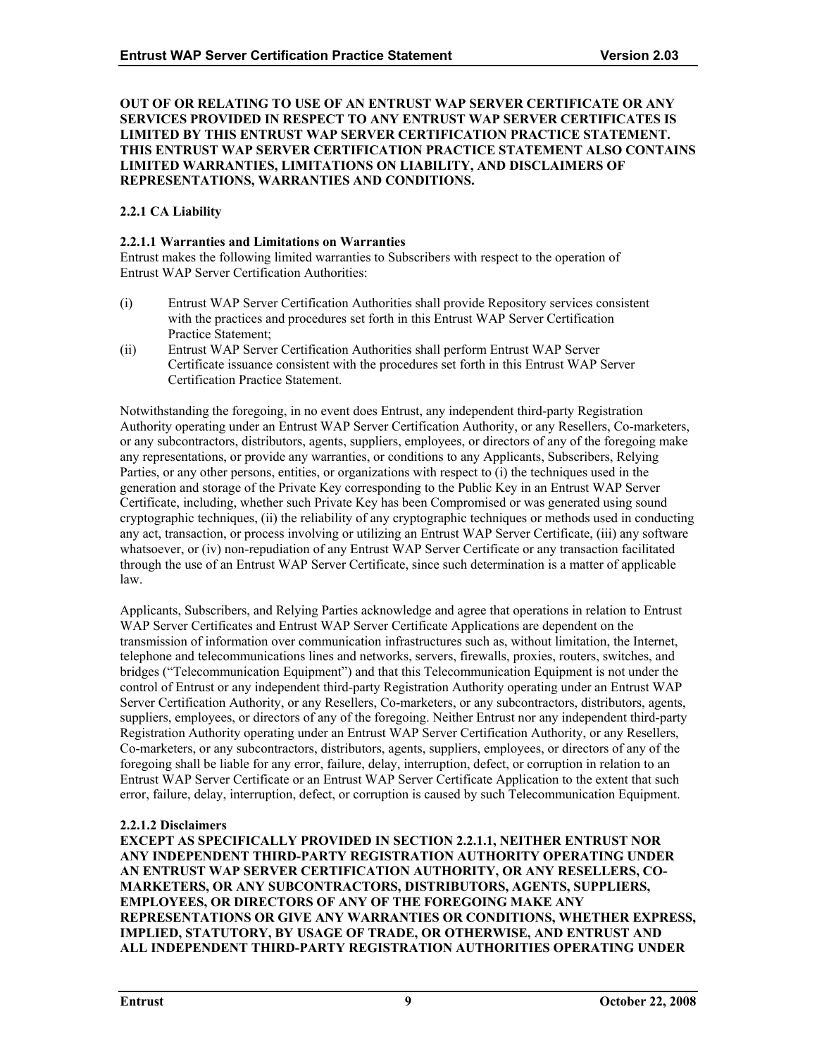**OUT OF OR RELATING TO USE OF AN ENTRUST WAP SERVER CERTIFICATE OR ANY SERVICES PROVIDED IN RESPECT TO ANY ENTRUST WAP SERVER CERTIFICATES IS LIMITED BY THIS ENTRUST WAP SERVER CERTIFICATION PRACTICE STATEMENT. THIS ENTRUST WAP SERVER CERTIFICATION PRACTICE STATEMENT ALSO CONTAINS LIMITED WARRANTIES, LIMITATIONS ON LIABILITY, AND DISCLAIMERS OF REPRESENTATIONS, WARRANTIES AND CONDITIONS.**

### 2.2.1 CA Liability

#### 2.2.1.1 Warranties and Limitations on Warranties

Entrust makes the following limited warranties to Subscribers with respect to the operation of Entrust WAP Server Certification Authorities:

(i) Entrust WAP Server Certification Authorities shall provide Repository services consistent with the practices and procedures set forth in this Entrust WAP Server Certification Practice Statement;

(ii) Entrust WAP Server Certification Authorities shall perform Entrust WAP Server Certificate issuance consistent with the procedures set forth in this Entrust WAP Server Certification Practice Statement.

Notwithstanding the foregoing, in no event does Entrust, any independent third-party Registration Authority operating under an Entrust WAP Server Certification Authority, or any Resellers, Co-marketers, or any subcontractors, distributors, agents, suppliers, employees, or directors of any of the foregoing make any representations, or provide any warranties, or conditions to any Applicants, Subscribers, Relying Parties, or any other persons, entities, or organizations with respect to (i) the techniques used in the generation and storage of the Private Key corresponding to the Public Key in an Entrust WAP Server Certificate, including, whether such Private Key has been Compromised or was generated using sound cryptographic techniques, (ii) the reliability of any cryptographic techniques or methods used in conducting any act, transaction, or process involving or utilizing an Entrust WAP Server Certificate, (iii) any software whatsoever, or (iv) non-repudiation of any Entrust WAP Server Certificate or any transaction facilitated through the use of an Entrust WAP Server Certificate, since such determination is a matter of applicable law.

Applicants, Subscribers, and Relying Parties acknowledge and agree that operations in relation to Entrust WAP Server Certificates and Entrust WAP Server Certificate Applications are dependent on the transmission of information over communication infrastructures such as, without limitation, the Internet, telephone and telecommunications lines and networks, servers, firewalls, proxies, routers, switches, and bridges ("Telecommunication Equipment") and that this Telecommunication Equipment is not under the control of Entrust or any independent third-party Registration Authority operating under an Entrust WAP Server Certification Authority, or any Resellers, Co-marketers, or any subcontractors, distributors, agents, suppliers, employees, or directors of any of the foregoing. Neither Entrust nor any independent third-party Registration Authority operating under an Entrust WAP Server Certification Authority, or any Resellers, Co-marketers, or any subcontractors, distributors, agents, suppliers, employees, or directors of any of the foregoing shall be liable for any error, failure, delay, interruption, defect, or corruption in relation to an Entrust WAP Server Certificate or an Entrust WAP Server Certificate Application to the extent that such error, failure, delay, interruption, defect, or corruption is caused by such Telecommunication Equipment.

#### 2.2.1.2 Disclaimers

**EXCEPT AS SPECIFICALLY PROVIDED IN SECTION 2.2.1.1, NEITHER ENTRUST NOR ANY INDEPENDENT THIRD-PARTY REGISTRATION AUTHORITY OPERATING UNDER AN ENTRUST WAP SERVER CERTIFICATION AUTHORITY, OR ANY RESELLERS, CO-MARKETERS, OR ANY SUBCONTRACTORS, DISTRIBUTORS, AGENTS, SUPPLIERS, EMPLOYEES, OR DIRECTORS OF ANY OF THE FOREGOING MAKE ANY REPRESENTATIONS OR GIVE ANY WARRANTIES OR CONDITIONS, WHETHER EXPRESS, IMPLIED, STATUTORY, BY USAGE OF TRADE, OR OTHERWISE, AND ENTRUST AND ALL INDEPENDENT THIRD-PARTY REGISTRATION AUTHORITIES OPERATING UNDER**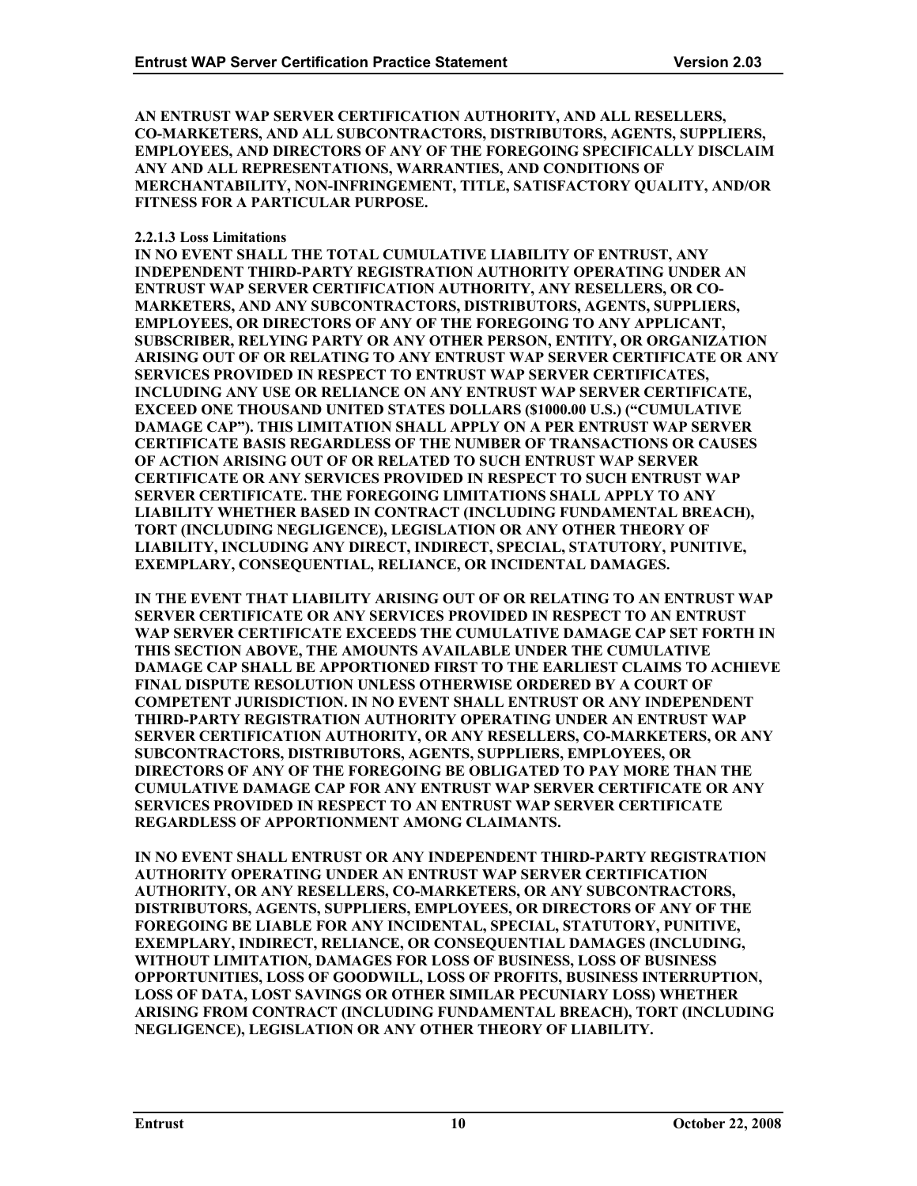**AN ENTRUST WAP SERVER CERTIFICATION AUTHORITY, AND ALL RESELLERS, CO-MARKETERS, AND ALL SUBCONTRACTORS, DISTRIBUTORS, AGENTS, SUPPLIERS, EMPLOYEES, AND DIRECTORS OF ANY OF THE FOREGOING SPECIFICALLY DISCLAIM ANY AND ALL REPRESENTATIONS, WARRANTIES, AND CONDITIONS OF MERCHANTABILITY, NON-INFRINGEMENT, TITLE, SATISFACTORY QUALITY, AND/OR FITNESS FOR A PARTICULAR PURPOSE.**

#### 2.2.1.3 Loss Limitations

**IN NO EVENT SHALL THE TOTAL CUMULATIVE LIABILITY OF ENTRUST, ANY INDEPENDENT THIRD-PARTY REGISTRATION AUTHORITY OPERATING UNDER AN ENTRUST WAP SERVER CERTIFICATION AUTHORITY, ANY RESELLERS, OR CO-MARKETERS, AND ANY SUBCONTRACTORS, DISTRIBUTORS, AGENTS, SUPPLIERS, EMPLOYEES, OR DIRECTORS OF ANY OF THE FOREGOING TO ANY APPLICANT, SUBSCRIBER, RELYING PARTY OR ANY OTHER PERSON, ENTITY, OR ORGANIZATION ARISING OUT OF OR RELATING TO ANY ENTRUST WAP SERVER CERTIFICATE OR ANY SERVICES PROVIDED IN RESPECT TO ENTRUST WAP SERVER CERTIFICATES, INCLUDING ANY USE OR RELIANCE ON ANY ENTRUST WAP SERVER CERTIFICATE, EXCEED ONE THOUSAND UNITED STATES DOLLARS ($1000.00 U.S.) ("CUMULATIVE DAMAGE CAP"). THIS LIMITATION SHALL APPLY ON A PER ENTRUST WAP SERVER CERTIFICATE BASIS REGARDLESS OF THE NUMBER OF TRANSACTIONS OR CAUSES OF ACTION ARISING OUT OF OR RELATED TO SUCH ENTRUST WAP SERVER CERTIFICATE OR ANY SERVICES PROVIDED IN RESPECT TO SUCH ENTRUST WAP SERVER CERTIFICATE. THE FOREGOING LIMITATIONS SHALL APPLY TO ANY LIABILITY WHETHER BASED IN CONTRACT (INCLUDING FUNDAMENTAL BREACH), TORT (INCLUDING NEGLIGENCE), LEGISLATION OR ANY OTHER THEORY OF LIABILITY, INCLUDING ANY DIRECT, INDIRECT, SPECIAL, STATUTORY, PUNITIVE, EXEMPLARY, CONSEQUENTIAL, RELIANCE, OR INCIDENTAL DAMAGES.**

**IN THE EVENT THAT LIABILITY ARISING OUT OF OR RELATING TO AN ENTRUST WAP SERVER CERTIFICATE OR ANY SERVICES PROVIDED IN RESPECT TO AN ENTRUST WAP SERVER CERTIFICATE EXCEEDS THE CUMULATIVE DAMAGE CAP SET FORTH IN THIS SECTION ABOVE, THE AMOUNTS AVAILABLE UNDER THE CUMULATIVE DAMAGE CAP SHALL BE APPORTIONED FIRST TO THE EARLIEST CLAIMS TO ACHIEVE FINAL DISPUTE RESOLUTION UNLESS OTHERWISE ORDERED BY A COURT OF COMPETENT JURISDICTION. IN NO EVENT SHALL ENTRUST OR ANY INDEPENDENT THIRD-PARTY REGISTRATION AUTHORITY OPERATING UNDER AN ENTRUST WAP SERVER CERTIFICATION AUTHORITY, OR ANY RESELLERS, CO-MARKETERS, OR ANY SUBCONTRACTORS, DISTRIBUTORS, AGENTS, SUPPLIERS, EMPLOYEES, OR DIRECTORS OF ANY OF THE FOREGOING BE OBLIGATED TO PAY MORE THAN THE CUMULATIVE DAMAGE CAP FOR ANY ENTRUST WAP SERVER CERTIFICATE OR ANY SERVICES PROVIDED IN RESPECT TO AN ENTRUST WAP SERVER CERTIFICATE REGARDLESS OF APPORTIONMENT AMONG CLAIMANTS.**

**IN NO EVENT SHALL ENTRUST OR ANY INDEPENDENT THIRD-PARTY REGISTRATION AUTHORITY OPERATING UNDER AN ENTRUST WAP SERVER CERTIFICATION AUTHORITY, OR ANY RESELLERS, CO-MARKETERS, OR ANY SUBCONTRACTORS, DISTRIBUTORS, AGENTS, SUPPLIERS, EMPLOYEES, OR DIRECTORS OF ANY OF THE FOREGOING BE LIABLE FOR ANY INCIDENTAL, SPECIAL, STATUTORY, PUNITIVE, EXEMPLARY, INDIRECT, RELIANCE, OR CONSEQUENTIAL DAMAGES (INCLUDING, WITHOUT LIMITATION, DAMAGES FOR LOSS OF BUSINESS, LOSS OF BUSINESS OPPORTUNITIES, LOSS OF GOODWILL, LOSS OF PROFITS, BUSINESS INTERRUPTION, LOSS OF DATA, LOST SAVINGS OR OTHER SIMILAR PECUNIARY LOSS) WHETHER ARISING FROM CONTRACT (INCLUDING FUNDAMENTAL BREACH), TORT (INCLUDING NEGLIGENCE), LEGISLATION OR ANY OTHER THEORY OF LIABILITY.**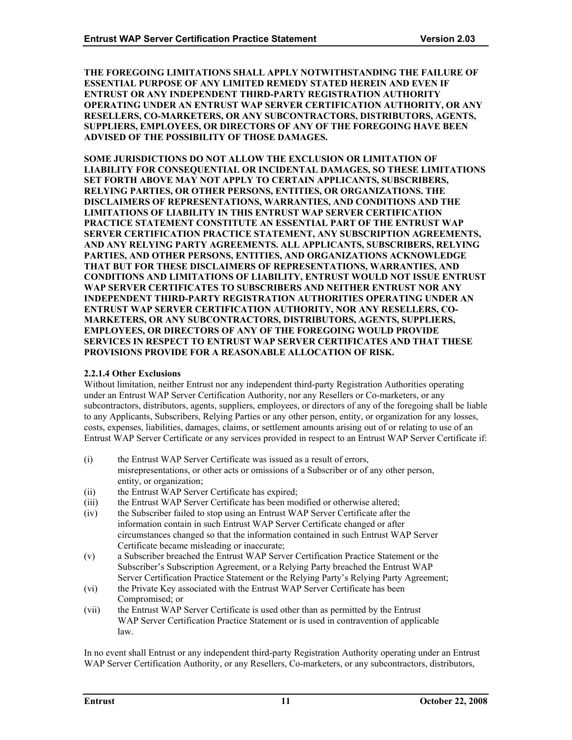**THE FOREGOING LIMITATIONS SHALL APPLY NOTWITHSTANDING THE FAILURE OF ESSENTIAL PURPOSE OF ANY LIMITED REMEDY STATED HEREIN AND EVEN IF ENTRUST OR ANY INDEPENDENT THIRD-PARTY REGISTRATION AUTHORITY OPERATING UNDER AN ENTRUST WAP SERVER CERTIFICATION AUTHORITY, OR ANY RESELLERS, CO-MARKETERS, OR ANY SUBCONTRACTORS, DISTRIBUTORS, AGENTS, SUPPLIERS, EMPLOYEES, OR DIRECTORS OF ANY OF THE FOREGOING HAVE BEEN ADVISED OF THE POSSIBILITY OF THOSE DAMAGES.**

**SOME JURISDICTIONS DO NOT ALLOW THE EXCLUSION OR LIMITATION OF LIABILITY FOR CONSEQUENTIAL OR INCIDENTAL DAMAGES, SO THESE LIMITATIONS SET FORTH ABOVE MAY NOT APPLY TO CERTAIN APPLICANTS, SUBSCRIBERS, RELYING PARTIES, OR OTHER PERSONS, ENTITIES, OR ORGANIZATIONS. THE DISCLAIMERS OF REPRESENTATIONS, WARRANTIES, AND CONDITIONS AND THE LIMITATIONS OF LIABILITY IN THIS ENTRUST WAP SERVER CERTIFICATION PRACTICE STATEMENT CONSTITUTE AN ESSENTIAL PART OF THE ENTRUST WAP SERVER CERTIFICATION PRACTICE STATEMENT, ANY SUBSCRIPTION AGREEMENTS, AND ANY RELYING PARTY AGREEMENTS. ALL APPLICANTS, SUBSCRIBERS, RELYING PARTIES, AND OTHER PERSONS, ENTITIES, AND ORGANIZATIONS ACKNOWLEDGE THAT BUT FOR THESE DISCLAIMERS OF REPRESENTATIONS, WARRANTIES, AND CONDITIONS AND LIMITATIONS OF LIABILITY, ENTRUST WOULD NOT ISSUE ENTRUST WAP SERVER CERTIFICATES TO SUBSCRIBERS AND NEITHER ENTRUST NOR ANY INDEPENDENT THIRD-PARTY REGISTRATION AUTHORITIES OPERATING UNDER AN ENTRUST WAP SERVER CERTIFICATION AUTHORITY, NOR ANY RESELLERS, CO-MARKETERS, OR ANY SUBCONTRACTORS, DISTRIBUTORS, AGENTS, SUPPLIERS, EMPLOYEES, OR DIRECTORS OF ANY OF THE FOREGOING WOULD PROVIDE SERVICES IN RESPECT TO ENTRUST WAP SERVER CERTIFICATES AND THAT THESE PROVISIONS PROVIDE FOR A REASONABLE ALLOCATION OF RISK.**

#### 2.2.1.4 Other Exclusions

Without limitation, neither Entrust nor any independent third-party Registration Authorities operating under an Entrust WAP Server Certification Authority, nor any Resellers or Co-marketers, or any subcontractors, distributors, agents, suppliers, employees, or directors of any of the foregoing shall be liable to any Applicants, Subscribers, Relying Parties or any other person, entity, or organization for any losses, costs, expenses, liabilities, damages, claims, or settlement amounts arising out of or relating to use of an Entrust WAP Server Certificate or any services provided in respect to an Entrust WAP Server Certificate if:

(i) the Entrust WAP Server Certificate was issued as a result of errors, misrepresentations, or other acts or omissions of a Subscriber or of any other person, entity, or organization;

(ii) the Entrust WAP Server Certificate has expired;

(iii) the Entrust WAP Server Certificate has been modified or otherwise altered;

(iv) the Subscriber failed to stop using an Entrust WAP Server Certificate after the information contain in such Entrust WAP Server Certificate changed or after circumstances changed so that the information contained in such Entrust WAP Server Certificate became misleading or inaccurate;

(v) a Subscriber breached the Entrust WAP Server Certification Practice Statement or the Subscriber's Subscription Agreement, or a Relying Party breached the Entrust WAP Server Certification Practice Statement or the Relying Party's Relying Party Agreement;

(vi) the Private Key associated with the Entrust WAP Server Certificate has been Compromised; or

(vii) the Entrust WAP Server Certificate is used other than as permitted by the Entrust WAP Server Certification Practice Statement or is used in contravention of applicable law.

In no event shall Entrust or any independent third-party Registration Authority operating under an Entrust WAP Server Certification Authority, or any Resellers, Co-marketers, or any subcontractors, distributors,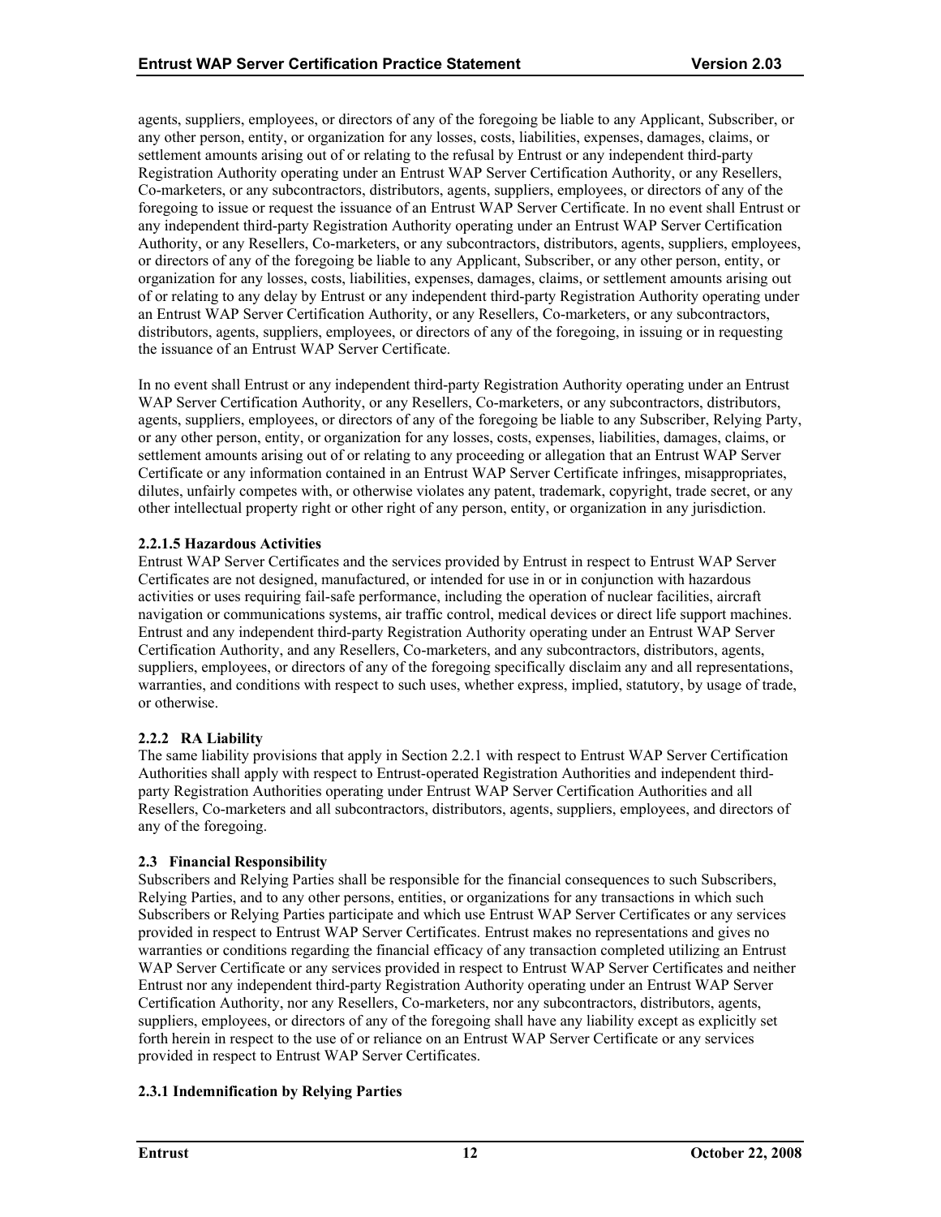agents, suppliers, employees, or directors of any of the foregoing be liable to any Applicant, Subscriber, or any other person, entity, or organization for any losses, costs, liabilities, expenses, damages, claims, or settlement amounts arising out of or relating to the refusal by Entrust or any independent third-party Registration Authority operating under an Entrust WAP Server Certification Authority, or any Resellers, Co-marketers, or any subcontractors, distributors, agents, suppliers, employees, or directors of any of the foregoing to issue or request the issuance of an Entrust WAP Server Certificate. In no event shall Entrust or any independent third-party Registration Authority operating under an Entrust WAP Server Certification Authority, or any Resellers, Co-marketers, or any subcontractors, distributors, agents, suppliers, employees, or directors of any of the foregoing be liable to any Applicant, Subscriber, or any other person, entity, or organization for any losses, costs, liabilities, expenses, damages, claims, or settlement amounts arising out of or relating to any delay by Entrust or any independent third-party Registration Authority operating under an Entrust WAP Server Certification Authority, or any Resellers, Co-marketers, or any subcontractors, distributors, agents, suppliers, employees, or directors of any of the foregoing, in issuing or in requesting the issuance of an Entrust WAP Server Certificate.

In no event shall Entrust or any independent third-party Registration Authority operating under an Entrust WAP Server Certification Authority, or any Resellers, Co-marketers, or any subcontractors, distributors, agents, suppliers, employees, or directors of any of the foregoing be liable to any Subscriber, Relying Party, or any other person, entity, or organization for any losses, costs, expenses, liabilities, damages, claims, or settlement amounts arising out of or relating to any proceeding or allegation that an Entrust WAP Server Certificate or any information contained in an Entrust WAP Server Certificate infringes, misappropriates, dilutes, unfairly competes with, or otherwise violates any patent, trademark, copyright, trade secret, or any other intellectual property right or other right of any person, entity, or organization in any jurisdiction.

#### 2.2.1.5 Hazardous Activities

Entrust WAP Server Certificates and the services provided by Entrust in respect to Entrust WAP Server Certificates are not designed, manufactured, or intended for use in or in conjunction with hazardous activities or uses requiring fail-safe performance, including the operation of nuclear facilities, aircraft navigation or communications systems, air traffic control, medical devices or direct life support machines. Entrust and any independent third-party Registration Authority operating under an Entrust WAP Server Certification Authority, and any Resellers, Co-marketers, and any subcontractors, distributors, agents, suppliers, employees, or directors of any of the foregoing specifically disclaim any and all representations, warranties, and conditions with respect to such uses, whether express, implied, statutory, by usage of trade, or otherwise.

### 2.2.2 RA Liability

The same liability provisions that apply in Section 2.2.1 with respect to Entrust WAP Server Certification Authorities shall apply with respect to Entrust-operated Registration Authorities and independent third-party Registration Authorities operating under Entrust WAP Server Certification Authorities and all Resellers, Co-marketers and all subcontractors, distributors, agents, suppliers, employees, and directors of any of the foregoing.

## 2.3 Financial Responsibility

Subscribers and Relying Parties shall be responsible for the financial consequences to such Subscribers, Relying Parties, and to any other persons, entities, or organizations for any transactions in which such Subscribers or Relying Parties participate and which use Entrust WAP Server Certificates or any services provided in respect to Entrust WAP Server Certificates. Entrust makes no representations and gives no warranties or conditions regarding the financial efficacy of any transaction completed utilizing an Entrust WAP Server Certificate or any services provided in respect to Entrust WAP Server Certificates and neither Entrust nor any independent third-party Registration Authority operating under an Entrust WAP Server Certification Authority, nor any Resellers, Co-marketers, nor any subcontractors, distributors, agents, suppliers, employees, or directors of any of the foregoing shall have any liability except as explicitly set forth herein in respect to the use of or reliance on an Entrust WAP Server Certificate or any services provided in respect to Entrust WAP Server Certificates.

### 2.3.1 Indemnification by Relying Parties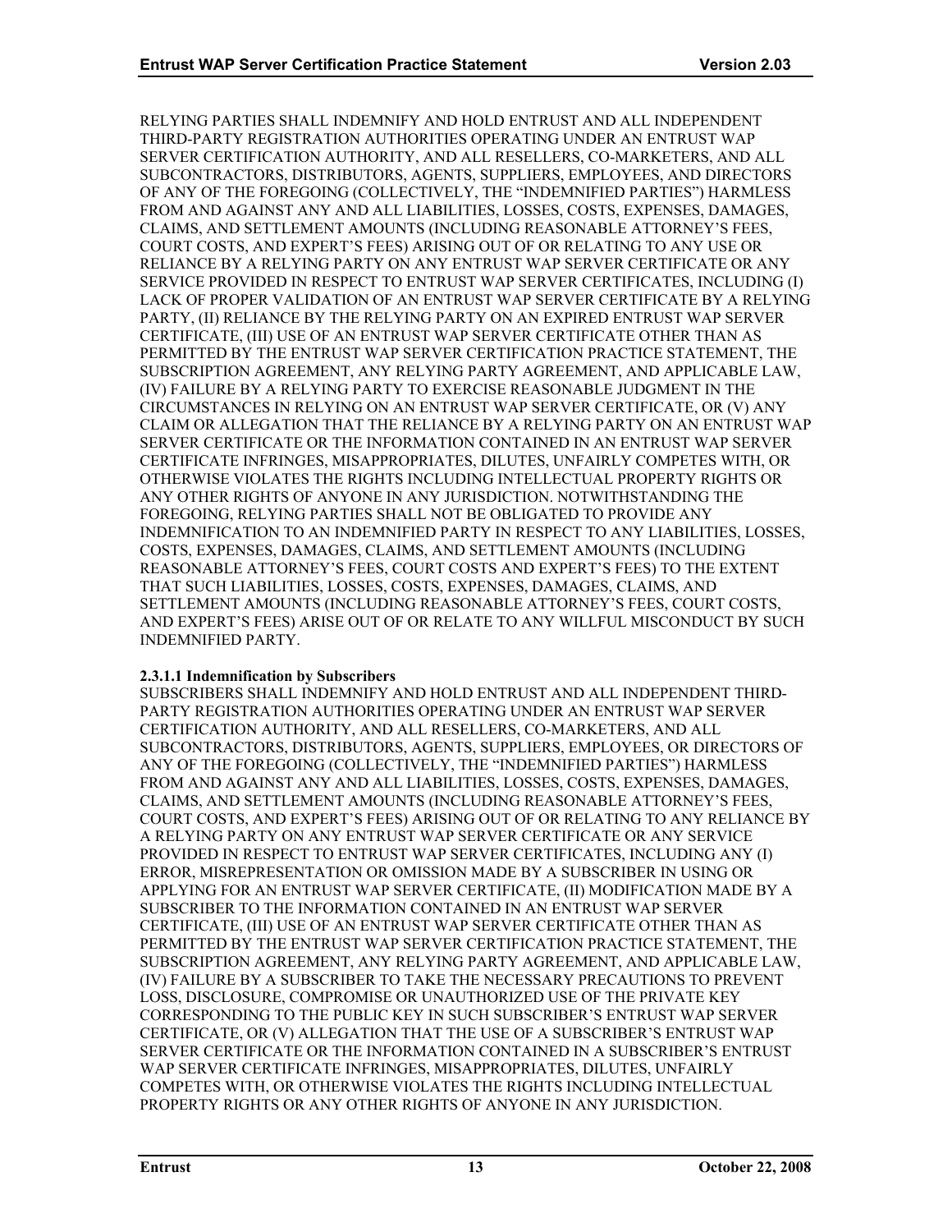RELYING PARTIES SHALL INDEMNIFY AND HOLD ENTRUST AND ALL INDEPENDENT THIRD-PARTY REGISTRATION AUTHORITIES OPERATING UNDER AN ENTRUST WAP SERVER CERTIFICATION AUTHORITY, AND ALL RESELLERS, CO-MARKETERS, AND ALL SUBCONTRACTORS, DISTRIBUTORS, AGENTS, SUPPLIERS, EMPLOYEES, AND DIRECTORS OF ANY OF THE FOREGOING (COLLECTIVELY, THE "INDEMNIFIED PARTIES") HARMLESS FROM AND AGAINST ANY AND ALL LIABILITIES, LOSSES, COSTS, EXPENSES, DAMAGES, CLAIMS, AND SETTLEMENT AMOUNTS (INCLUDING REASONABLE ATTORNEY'S FEES, COURT COSTS, AND EXPERT'S FEES) ARISING OUT OF OR RELATING TO ANY USE OR RELIANCE BY A RELYING PARTY ON ANY ENTRUST WAP SERVER CERTIFICATE OR ANY SERVICE PROVIDED IN RESPECT TO ENTRUST WAP SERVER CERTIFICATES, INCLUDING (I) LACK OF PROPER VALIDATION OF AN ENTRUST WAP SERVER CERTIFICATE BY A RELYING PARTY, (II) RELIANCE BY THE RELYING PARTY ON AN EXPIRED ENTRUST WAP SERVER CERTIFICATE, (III) USE OF AN ENTRUST WAP SERVER CERTIFICATE OTHER THAN AS PERMITTED BY THE ENTRUST WAP SERVER CERTIFICATION PRACTICE STATEMENT, THE SUBSCRIPTION AGREEMENT, ANY RELYING PARTY AGREEMENT, AND APPLICABLE LAW, (IV) FAILURE BY A RELYING PARTY TO EXERCISE REASONABLE JUDGMENT IN THE CIRCUMSTANCES IN RELYING ON AN ENTRUST WAP SERVER CERTIFICATE, OR (V) ANY CLAIM OR ALLEGATION THAT THE RELIANCE BY A RELYING PARTY ON AN ENTRUST WAP SERVER CERTIFICATE OR THE INFORMATION CONTAINED IN AN ENTRUST WAP SERVER CERTIFICATE INFRINGES, MISAPPROPRIATES, DILUTES, UNFAIRLY COMPETES WITH, OR OTHERWISE VIOLATES THE RIGHTS INCLUDING INTELLECTUAL PROPERTY RIGHTS OR ANY OTHER RIGHTS OF ANYONE IN ANY JURISDICTION. NOTWITHSTANDING THE FOREGOING, RELYING PARTIES SHALL NOT BE OBLIGATED TO PROVIDE ANY INDEMNIFICATION TO AN INDEMNIFIED PARTY IN RESPECT TO ANY LIABILITIES, LOSSES, COSTS, EXPENSES, DAMAGES, CLAIMS, AND SETTLEMENT AMOUNTS (INCLUDING REASONABLE ATTORNEY'S FEES, COURT COSTS AND EXPERT'S FEES) TO THE EXTENT THAT SUCH LIABILITIES, LOSSES, COSTS, EXPENSES, DAMAGES, CLAIMS, AND SETTLEMENT AMOUNTS (INCLUDING REASONABLE ATTORNEY'S FEES, COURT COSTS, AND EXPERT'S FEES) ARISE OUT OF OR RELATE TO ANY WILLFUL MISCONDUCT BY SUCH INDEMNIFIED PARTY.

#### 2.3.1.1 Indemnification by Subscribers

SUBSCRIBERS SHALL INDEMNIFY AND HOLD ENTRUST AND ALL INDEPENDENT THIRD-PARTY REGISTRATION AUTHORITIES OPERATING UNDER AN ENTRUST WAP SERVER CERTIFICATION AUTHORITY, AND ALL RESELLERS, CO-MARKETERS, AND ALL SUBCONTRACTORS, DISTRIBUTORS, AGENTS, SUPPLIERS, EMPLOYEES, OR DIRECTORS OF ANY OF THE FOREGOING (COLLECTIVELY, THE "INDEMNIFIED PARTIES") HARMLESS FROM AND AGAINST ANY AND ALL LIABILITIES, LOSSES, COSTS, EXPENSES, DAMAGES, CLAIMS, AND SETTLEMENT AMOUNTS (INCLUDING REASONABLE ATTORNEY'S FEES, COURT COSTS, AND EXPERT'S FEES) ARISING OUT OF OR RELATING TO ANY RELIANCE BY A RELYING PARTY ON ANY ENTRUST WAP SERVER CERTIFICATE OR ANY SERVICE PROVIDED IN RESPECT TO ENTRUST WAP SERVER CERTIFICATES, INCLUDING ANY (I) ERROR, MISREPRESENTATION OR OMISSION MADE BY A SUBSCRIBER IN USING OR APPLYING FOR AN ENTRUST WAP SERVER CERTIFICATE, (II) MODIFICATION MADE BY A SUBSCRIBER TO THE INFORMATION CONTAINED IN AN ENTRUST WAP SERVER CERTIFICATE, (III) USE OF AN ENTRUST WAP SERVER CERTIFICATE OTHER THAN AS PERMITTED BY THE ENTRUST WAP SERVER CERTIFICATION PRACTICE STATEMENT, THE SUBSCRIPTION AGREEMENT, ANY RELYING PARTY AGREEMENT, AND APPLICABLE LAW, (IV) FAILURE BY A SUBSCRIBER TO TAKE THE NECESSARY PRECAUTIONS TO PREVENT LOSS, DISCLOSURE, COMPROMISE OR UNAUTHORIZED USE OF THE PRIVATE KEY CORRESPONDING TO THE PUBLIC KEY IN SUCH SUBSCRIBER'S ENTRUST WAP SERVER CERTIFICATE, OR (V) ALLEGATION THAT THE USE OF A SUBSCRIBER'S ENTRUST WAP SERVER CERTIFICATE OR THE INFORMATION CONTAINED IN A SUBSCRIBER'S ENTRUST WAP SERVER CERTIFICATE INFRINGES, MISAPPROPRIATES, DILUTES, UNFAIRLY COMPETES WITH, OR OTHERWISE VIOLATES THE RIGHTS INCLUDING INTELLECTUAL PROPERTY RIGHTS OR ANY OTHER RIGHTS OF ANYONE IN ANY JURISDICTION.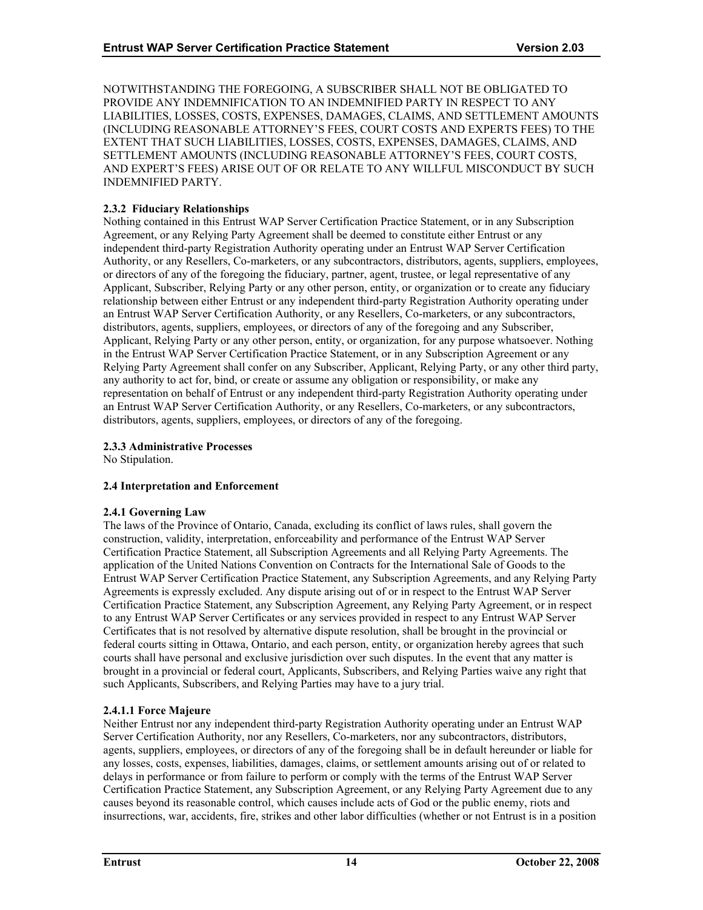NOTWITHSTANDING THE FOREGOING, A SUBSCRIBER SHALL NOT BE OBLIGATED TO PROVIDE ANY INDEMNIFICATION TO AN INDEMNIFIED PARTY IN RESPECT TO ANY LIABILITIES, LOSSES, COSTS, EXPENSES, DAMAGES, CLAIMS, AND SETTLEMENT AMOUNTS (INCLUDING REASONABLE ATTORNEY'S FEES, COURT COSTS AND EXPERTS FEES) TO THE EXTENT THAT SUCH LIABILITIES, LOSSES, COSTS, EXPENSES, DAMAGES, CLAIMS, AND SETTLEMENT AMOUNTS (INCLUDING REASONABLE ATTORNEY'S FEES, COURT COSTS, AND EXPERT'S FEES) ARISE OUT OF OR RELATE TO ANY WILLFUL MISCONDUCT BY SUCH INDEMNIFIED PARTY.

#### 2.3.2 Fiduciary Relationships

Nothing contained in this Entrust WAP Server Certification Practice Statement, or in any Subscription Agreement, or any Relying Party Agreement shall be deemed to constitute either Entrust or any independent third-party Registration Authority operating under an Entrust WAP Server Certification Authority, or any Resellers, Co-marketers, or any subcontractors, distributors, agents, suppliers, employees, or directors of any of the foregoing the fiduciary, partner, agent, trustee, or legal representative of any Applicant, Subscriber, Relying Party or any other person, entity, or organization or to create any fiduciary relationship between either Entrust or any independent third-party Registration Authority operating under an Entrust WAP Server Certification Authority, or any Resellers, Co-marketers, or any subcontractors, distributors, agents, suppliers, employees, or directors of any of the foregoing and any Subscriber, Applicant, Relying Party or any other person, entity, or organization, for any purpose whatsoever. Nothing in the Entrust WAP Server Certification Practice Statement, or in any Subscription Agreement or any Relying Party Agreement shall confer on any Subscriber, Applicant, Relying Party, or any other third party, any authority to act for, bind, or create or assume any obligation or responsibility, or make any representation on behalf of Entrust or any independent third-party Registration Authority operating under an Entrust WAP Server Certification Authority, or any Resellers, Co-marketers, or any subcontractors, distributors, agents, suppliers, employees, or directors of any of the foregoing.

#### 2.3.3 Administrative Processes

No Stipulation.

### 2.4 Interpretation and Enforcement

#### 2.4.1 Governing Law

The laws of the Province of Ontario, Canada, excluding its conflict of laws rules, shall govern the construction, validity, interpretation, enforceability and performance of the Entrust WAP Server Certification Practice Statement, all Subscription Agreements and all Relying Party Agreements. The application of the United Nations Convention on Contracts for the International Sale of Goods to the Entrust WAP Server Certification Practice Statement, any Subscription Agreements, and any Relying Party Agreements is expressly excluded. Any dispute arising out of or in respect to the Entrust WAP Server Certification Practice Statement, any Subscription Agreement, any Relying Party Agreement, or in respect to any Entrust WAP Server Certificates or any services provided in respect to any Entrust WAP Server Certificates that is not resolved by alternative dispute resolution, shall be brought in the provincial or federal courts sitting in Ottawa, Ontario, and each person, entity, or organization hereby agrees that such courts shall have personal and exclusive jurisdiction over such disputes. In the event that any matter is brought in a provincial or federal court, Applicants, Subscribers, and Relying Parties waive any right that such Applicants, Subscribers, and Relying Parties may have to a jury trial.

#### 2.4.1.1 Force Majeure

Neither Entrust nor any independent third-party Registration Authority operating under an Entrust WAP Server Certification Authority, nor any Resellers, Co-marketers, nor any subcontractors, distributors, agents, suppliers, employees, or directors of any of the foregoing shall be in default hereunder or liable for any losses, costs, expenses, liabilities, damages, claims, or settlement amounts arising out of or related to delays in performance or from failure to perform or comply with the terms of the Entrust WAP Server Certification Practice Statement, any Subscription Agreement, or any Relying Party Agreement due to any causes beyond its reasonable control, which causes include acts of God or the public enemy, riots and insurrections, war, accidents, fire, strikes and other labor difficulties (whether or not Entrust is in a position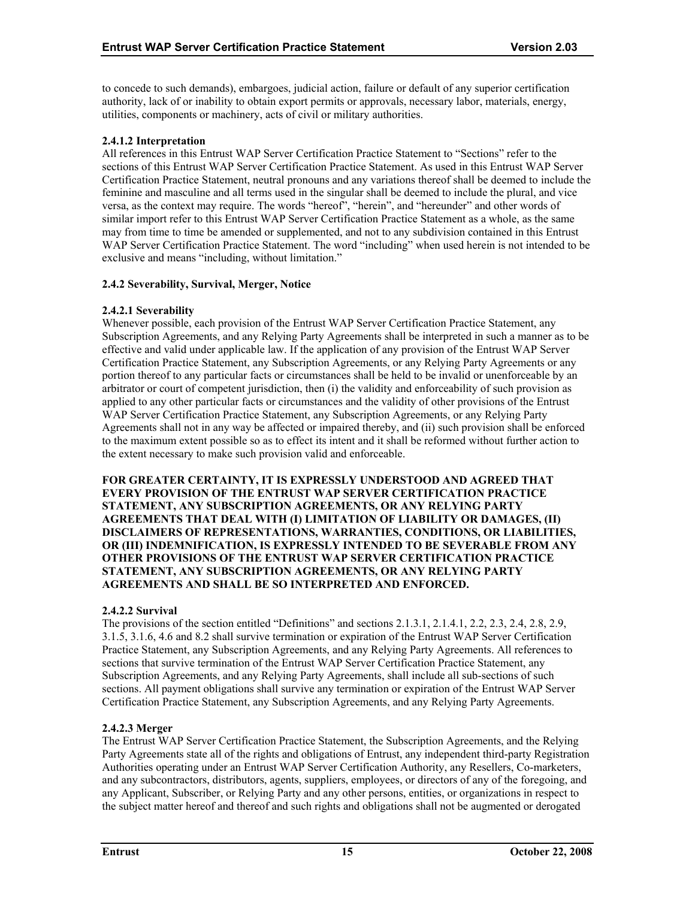to concede to such demands), embargoes, judicial action, failure or default of any superior certification authority, lack of or inability to obtain export permits or approvals, necessary labor, materials, energy, utilities, components or machinery, acts of civil or military authorities.

#### 2.4.1.2 Interpretation

All references in this Entrust WAP Server Certification Practice Statement to "Sections" refer to the sections of this Entrust WAP Server Certification Practice Statement. As used in this Entrust WAP Server Certification Practice Statement, neutral pronouns and any variations thereof shall be deemed to include the feminine and masculine and all terms used in the singular shall be deemed to include the plural, and vice versa, as the context may require. The words "hereof", "herein", and "hereunder" and other words of similar import refer to this Entrust WAP Server Certification Practice Statement as a whole, as the same may from time to time be amended or supplemented, and not to any subdivision contained in this Entrust WAP Server Certification Practice Statement. The word "including" when used herein is not intended to be exclusive and means "including, without limitation."

### 2.4.2 Severability, Survival, Merger, Notice

#### 2.4.2.1 Severability

Whenever possible, each provision of the Entrust WAP Server Certification Practice Statement, any Subscription Agreements, and any Relying Party Agreements shall be interpreted in such a manner as to be effective and valid under applicable law. If the application of any provision of the Entrust WAP Server Certification Practice Statement, any Subscription Agreements, or any Relying Party Agreements or any portion thereof to any particular facts or circumstances shall be held to be invalid or unenforceable by an arbitrator or court of competent jurisdiction, then (i) the validity and enforceability of such provision as applied to any other particular facts or circumstances and the validity of other provisions of the Entrust WAP Server Certification Practice Statement, any Subscription Agreements, or any Relying Party Agreements shall not in any way be affected or impaired thereby, and (ii) such provision shall be enforced to the maximum extent possible so as to effect its intent and it shall be reformed without further action to the extent necessary to make such provision valid and enforceable.

**FOR GREATER CERTAINTY, IT IS EXPRESSLY UNDERSTOOD AND AGREED THAT EVERY PROVISION OF THE ENTRUST WAP SERVER CERTIFICATION PRACTICE STATEMENT, ANY SUBSCRIPTION AGREEMENTS, OR ANY RELYING PARTY AGREEMENTS THAT DEAL WITH (I) LIMITATION OF LIABILITY OR DAMAGES, (II) DISCLAIMERS OF REPRESENTATIONS, WARRANTIES, CONDITIONS, OR LIABILITIES, OR (III) INDEMNIFICATION, IS EXPRESSLY INTENDED TO BE SEVERABLE FROM ANY OTHER PROVISIONS OF THE ENTRUST WAP SERVER CERTIFICATION PRACTICE STATEMENT, ANY SUBSCRIPTION AGREEMENTS, OR ANY RELYING PARTY AGREEMENTS AND SHALL BE SO INTERPRETED AND ENFORCED.**

#### 2.4.2.2 Survival

The provisions of the section entitled "Definitions" and sections 2.1.3.1, 2.1.4.1, 2.2, 2.3, 2.4, 2.8, 2.9, 3.1.5, 3.1.6, 4.6 and 8.2 shall survive termination or expiration of the Entrust WAP Server Certification Practice Statement, any Subscription Agreements, and any Relying Party Agreements. All references to sections that survive termination of the Entrust WAP Server Certification Practice Statement, any Subscription Agreements, and any Relying Party Agreements, shall include all sub-sections of such sections. All payment obligations shall survive any termination or expiration of the Entrust WAP Server Certification Practice Statement, any Subscription Agreements, and any Relying Party Agreements.

#### 2.4.2.3 Merger

The Entrust WAP Server Certification Practice Statement, the Subscription Agreements, and the Relying Party Agreements state all of the rights and obligations of Entrust, any independent third-party Registration Authorities operating under an Entrust WAP Server Certification Authority, any Resellers, Co-marketers, and any subcontractors, distributors, agents, suppliers, employees, or directors of any of the foregoing, and any Applicant, Subscriber, or Relying Party and any other persons, entities, or organizations in respect to the subject matter hereof and thereof and such rights and obligations shall not be augmented or derogated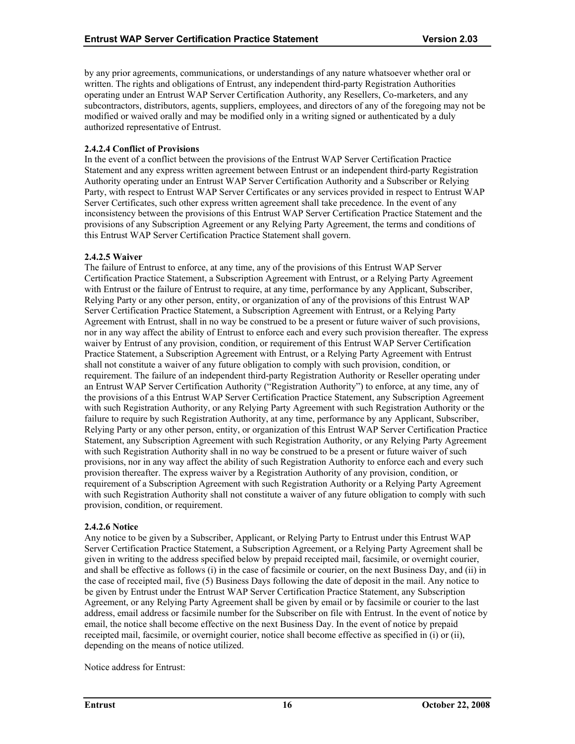by any prior agreements, communications, or understandings of any nature whatsoever whether oral or written. The rights and obligations of Entrust, any independent third-party Registration Authorities operating under an Entrust WAP Server Certification Authority, any Resellers, Co-marketers, and any subcontractors, distributors, agents, suppliers, employees, and directors of any of the foregoing may not be modified or waived orally and may be modified only in a writing signed or authenticated by a duly authorized representative of Entrust.

**2.4.2.4 Conflict of Provisions**

In the event of a conflict between the provisions of the Entrust WAP Server Certification Practice Statement and any express written agreement between Entrust or an independent third-party Registration Authority operating under an Entrust WAP Server Certification Authority and a Subscriber or Relying Party, with respect to Entrust WAP Server Certificates or any services provided in respect to Entrust WAP Server Certificates, such other express written agreement shall take precedence. In the event of any inconsistency between the provisions of this Entrust WAP Server Certification Practice Statement and the provisions of any Subscription Agreement or any Relying Party Agreement, the terms and conditions of this Entrust WAP Server Certification Practice Statement shall govern.

**2.4.2.5 Waiver**

The failure of Entrust to enforce, at any time, any of the provisions of this Entrust WAP Server Certification Practice Statement, a Subscription Agreement with Entrust, or a Relying Party Agreement with Entrust or the failure of Entrust to require, at any time, performance by any Applicant, Subscriber, Relying Party or any other person, entity, or organization of any of the provisions of this Entrust WAP Server Certification Practice Statement, a Subscription Agreement with Entrust, or a Relying Party Agreement with Entrust, shall in no way be construed to be a present or future waiver of such provisions, nor in any way affect the ability of Entrust to enforce each and every such provision thereafter. The express waiver by Entrust of any provision, condition, or requirement of this Entrust WAP Server Certification Practice Statement, a Subscription Agreement with Entrust, or a Relying Party Agreement with Entrust shall not constitute a waiver of any future obligation to comply with such provision, condition, or requirement. The failure of an independent third-party Registration Authority or Reseller operating under an Entrust WAP Server Certification Authority ("Registration Authority") to enforce, at any time, any of the provisions of a this Entrust WAP Server Certification Practice Statement, any Subscription Agreement with such Registration Authority, or any Relying Party Agreement with such Registration Authority or the failure to require by such Registration Authority, at any time, performance by any Applicant, Subscriber, Relying Party or any other person, entity, or organization of this Entrust WAP Server Certification Practice Statement, any Subscription Agreement with such Registration Authority, or any Relying Party Agreement with such Registration Authority shall in no way be construed to be a present or future waiver of such provisions, nor in any way affect the ability of such Registration Authority to enforce each and every such provision thereafter. The express waiver by a Registration Authority of any provision, condition, or requirement of a Subscription Agreement with such Registration Authority or a Relying Party Agreement with such Registration Authority shall not constitute a waiver of any future obligation to comply with such provision, condition, or requirement.

**2.4.2.6 Notice**

Any notice to be given by a Subscriber, Applicant, or Relying Party to Entrust under this Entrust WAP Server Certification Practice Statement, a Subscription Agreement, or a Relying Party Agreement shall be given in writing to the address specified below by prepaid receipted mail, facsimile, or overnight courier, and shall be effective as follows (i) in the case of facsimile or courier, on the next Business Day, and (ii) in the case of receipted mail, five (5) Business Days following the date of deposit in the mail. Any notice to be given by Entrust under the Entrust WAP Server Certification Practice Statement, any Subscription Agreement, or any Relying Party Agreement shall be given by email or by facsimile or courier to the last address, email address or facsimile number for the Subscriber on file with Entrust. In the event of notice by email, the notice shall become effective on the next Business Day. In the event of notice by prepaid receipted mail, facsimile, or overnight courier, notice shall become effective as specified in (i) or (ii), depending on the means of notice utilized.

Notice address for Entrust: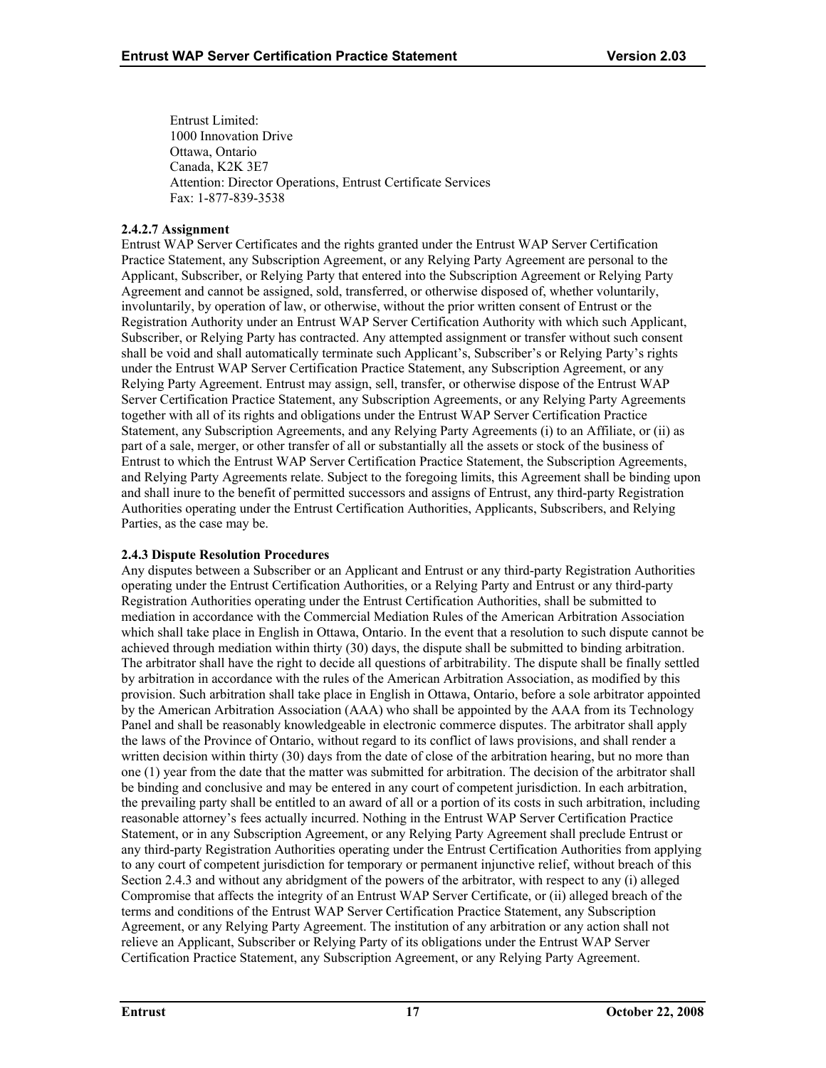Entrust Limited:
1000 Innovation Drive
Ottawa, Ontario
Canada, K2K 3E7
Attention: Director Operations, Entrust Certificate Services
Fax: 1-877-839-3538

**2.4.2.7 Assignment**

Entrust WAP Server Certificates and the rights granted under the Entrust WAP Server Certification Practice Statement, any Subscription Agreement, or any Relying Party Agreement are personal to the Applicant, Subscriber, or Relying Party that entered into the Subscription Agreement or Relying Party Agreement and cannot be assigned, sold, transferred, or otherwise disposed of, whether voluntarily, involuntarily, by operation of law, or otherwise, without the prior written consent of Entrust or the Registration Authority under an Entrust WAP Server Certification Authority with which such Applicant, Subscriber, or Relying Party has contracted. Any attempted assignment or transfer without such consent shall be void and shall automatically terminate such Applicant's, Subscriber's or Relying Party's rights under the Entrust WAP Server Certification Practice Statement, any Subscription Agreement, or any Relying Party Agreement. Entrust may assign, sell, transfer, or otherwise dispose of the Entrust WAP Server Certification Practice Statement, any Subscription Agreements, or any Relying Party Agreements together with all of its rights and obligations under the Entrust WAP Server Certification Practice Statement, any Subscription Agreements, and any Relying Party Agreements (i) to an Affiliate, or (ii) as part of a sale, merger, or other transfer of all or substantially all the assets or stock of the business of Entrust to which the Entrust WAP Server Certification Practice Statement, the Subscription Agreements, and Relying Party Agreements relate. Subject to the foregoing limits, this Agreement shall be binding upon and shall inure to the benefit of permitted successors and assigns of Entrust, any third-party Registration Authorities operating under the Entrust Certification Authorities, Applicants, Subscribers, and Relying Parties, as the case may be.

**2.4.3 Dispute Resolution Procedures**

Any disputes between a Subscriber or an Applicant and Entrust or any third-party Registration Authorities operating under the Entrust Certification Authorities, or a Relying Party and Entrust or any third-party Registration Authorities operating under the Entrust Certification Authorities, shall be submitted to mediation in accordance with the Commercial Mediation Rules of the American Arbitration Association which shall take place in English in Ottawa, Ontario. In the event that a resolution to such dispute cannot be achieved through mediation within thirty (30) days, the dispute shall be submitted to binding arbitration. The arbitrator shall have the right to decide all questions of arbitrability. The dispute shall be finally settled by arbitration in accordance with the rules of the American Arbitration Association, as modified by this provision. Such arbitration shall take place in English in Ottawa, Ontario, before a sole arbitrator appointed by the American Arbitration Association (AAA) who shall be appointed by the AAA from its Technology Panel and shall be reasonably knowledgeable in electronic commerce disputes. The arbitrator shall apply the laws of the Province of Ontario, without regard to its conflict of laws provisions, and shall render a written decision within thirty (30) days from the date of close of the arbitration hearing, but no more than one (1) year from the date that the matter was submitted for arbitration. The decision of the arbitrator shall be binding and conclusive and may be entered in any court of competent jurisdiction. In each arbitration, the prevailing party shall be entitled to an award of all or a portion of its costs in such arbitration, including reasonable attorney's fees actually incurred. Nothing in the Entrust WAP Server Certification Practice Statement, or in any Subscription Agreement, or any Relying Party Agreement shall preclude Entrust or any third-party Registration Authorities operating under the Entrust Certification Authorities from applying to any court of competent jurisdiction for temporary or permanent injunctive relief, without breach of this Section 2.4.3 and without any abridgment of the powers of the arbitrator, with respect to any (i) alleged Compromise that affects the integrity of an Entrust WAP Server Certificate, or (ii) alleged breach of the terms and conditions of the Entrust WAP Server Certification Practice Statement, any Subscription Agreement, or any Relying Party Agreement. The institution of any arbitration or any action shall not relieve an Applicant, Subscriber or Relying Party of its obligations under the Entrust WAP Server Certification Practice Statement, any Subscription Agreement, or any Relying Party Agreement.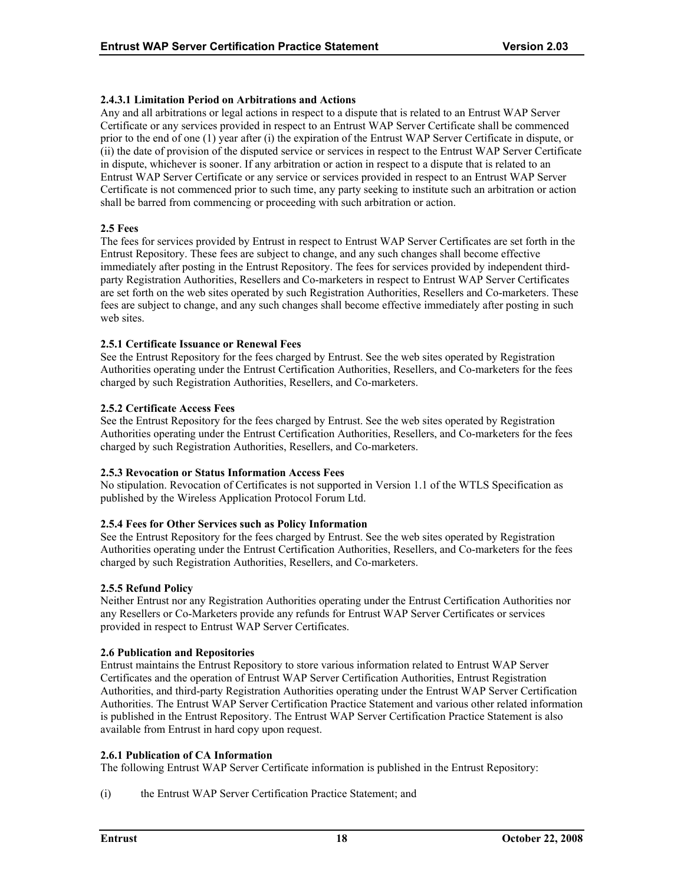#### 2.4.3.1 Limitation Period on Arbitrations and Actions

Any and all arbitrations or legal actions in respect to a dispute that is related to an Entrust WAP Server Certificate or any services provided in respect to an Entrust WAP Server Certificate shall be commenced prior to the end of one (1) year after (i) the expiration of the Entrust WAP Server Certificate in dispute, or (ii) the date of provision of the disputed service or services in respect to the Entrust WAP Server Certificate in dispute, whichever is sooner. If any arbitration or action in respect to a dispute that is related to an Entrust WAP Server Certificate or any service or services provided in respect to an Entrust WAP Server Certificate is not commenced prior to such time, any party seeking to institute such an arbitration or action shall be barred from commencing or proceeding with such arbitration or action.

### 2.5 Fees

The fees for services provided by Entrust in respect to Entrust WAP Server Certificates are set forth in the Entrust Repository. These fees are subject to change, and any such changes shall become effective immediately after posting in the Entrust Repository. The fees for services provided by independent third-party Registration Authorities, Resellers and Co-marketers in respect to Entrust WAP Server Certificates are set forth on the web sites operated by such Registration Authorities, Resellers and Co-marketers. These fees are subject to change, and any such changes shall become effective immediately after posting in such web sites.

#### 2.5.1 Certificate Issuance or Renewal Fees

See the Entrust Repository for the fees charged by Entrust. See the web sites operated by Registration Authorities operating under the Entrust Certification Authorities, Resellers, and Co-marketers for the fees charged by such Registration Authorities, Resellers, and Co-marketers.

#### 2.5.2 Certificate Access Fees

See the Entrust Repository for the fees charged by Entrust. See the web sites operated by Registration Authorities operating under the Entrust Certification Authorities, Resellers, and Co-marketers for the fees charged by such Registration Authorities, Resellers, and Co-marketers.

#### 2.5.3 Revocation or Status Information Access Fees

No stipulation. Revocation of Certificates is not supported in Version 1.1 of the WTLS Specification as published by the Wireless Application Protocol Forum Ltd.

#### 2.5.4 Fees for Other Services such as Policy Information

See the Entrust Repository for the fees charged by Entrust. See the web sites operated by Registration Authorities operating under the Entrust Certification Authorities, Resellers, and Co-marketers for the fees charged by such Registration Authorities, Resellers, and Co-marketers.

#### 2.5.5 Refund Policy

Neither Entrust nor any Registration Authorities operating under the Entrust Certification Authorities nor any Resellers or Co-Marketers provide any refunds for Entrust WAP Server Certificates or services provided in respect to Entrust WAP Server Certificates.

### 2.6 Publication and Repositories

Entrust maintains the Entrust Repository to store various information related to Entrust WAP Server Certificates and the operation of Entrust WAP Server Certification Authorities, Entrust Registration Authorities, and third-party Registration Authorities operating under the Entrust WAP Server Certification Authorities. The Entrust WAP Server Certification Practice Statement and various other related information is published in the Entrust Repository. The Entrust WAP Server Certification Practice Statement is also available from Entrust in hard copy upon request.

#### 2.6.1 Publication of CA Information

The following Entrust WAP Server Certificate information is published in the Entrust Repository:

(i) the Entrust WAP Server Certification Practice Statement; and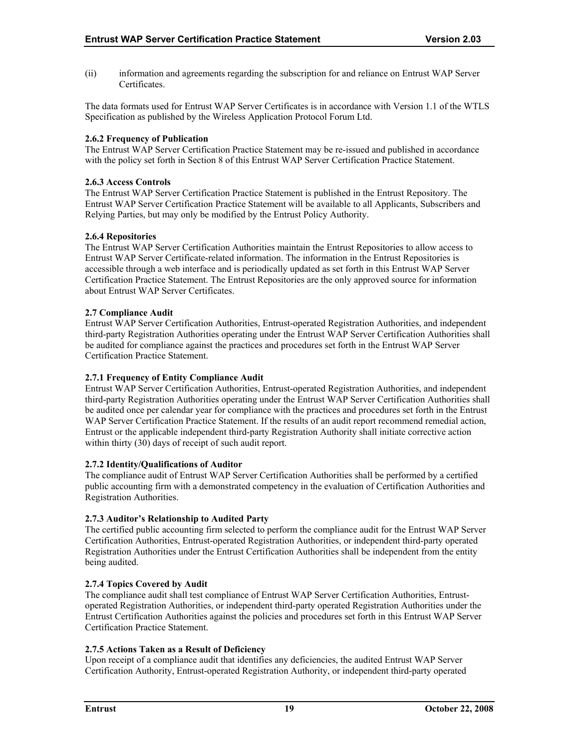(ii) information and agreements regarding the subscription for and reliance on Entrust WAP Server Certificates.

The data formats used for Entrust WAP Server Certificates is in accordance with Version 1.1 of the WTLS Specification as published by the Wireless Application Protocol Forum Ltd.

**2.6.2 Frequency of Publication**

The Entrust WAP Server Certification Practice Statement may be re-issued and published in accordance with the policy set forth in Section 8 of this Entrust WAP Server Certification Practice Statement.

**2.6.3 Access Controls**

The Entrust WAP Server Certification Practice Statement is published in the Entrust Repository. The Entrust WAP Server Certification Practice Statement will be available to all Applicants, Subscribers and Relying Parties, but may only be modified by the Entrust Policy Authority.

**2.6.4 Repositories**

The Entrust WAP Server Certification Authorities maintain the Entrust Repositories to allow access to Entrust WAP Server Certificate-related information. The information in the Entrust Repositories is accessible through a web interface and is periodically updated as set forth in this Entrust WAP Server Certification Practice Statement. The Entrust Repositories are the only approved source for information about Entrust WAP Server Certificates.

**2.7 Compliance Audit**

Entrust WAP Server Certification Authorities, Entrust-operated Registration Authorities, and independent third-party Registration Authorities operating under the Entrust WAP Server Certification Authorities shall be audited for compliance against the practices and procedures set forth in the Entrust WAP Server Certification Practice Statement.

**2.7.1 Frequency of Entity Compliance Audit**

Entrust WAP Server Certification Authorities, Entrust-operated Registration Authorities, and independent third-party Registration Authorities operating under the Entrust WAP Server Certification Authorities shall be audited once per calendar year for compliance with the practices and procedures set forth in the Entrust WAP Server Certification Practice Statement. If the results of an audit report recommend remedial action, Entrust or the applicable independent third-party Registration Authority shall initiate corrective action within thirty (30) days of receipt of such audit report.

**2.7.2 Identity/Qualifications of Auditor**

The compliance audit of Entrust WAP Server Certification Authorities shall be performed by a certified public accounting firm with a demonstrated competency in the evaluation of Certification Authorities and Registration Authorities.

**2.7.3 Auditor's Relationship to Audited Party**

The certified public accounting firm selected to perform the compliance audit for the Entrust WAP Server Certification Authorities, Entrust-operated Registration Authorities, or independent third-party operated Registration Authorities under the Entrust Certification Authorities shall be independent from the entity being audited.

**2.7.4 Topics Covered by Audit**

The compliance audit shall test compliance of Entrust WAP Server Certification Authorities, Entrust-operated Registration Authorities, or independent third-party operated Registration Authorities under the Entrust Certification Authorities against the policies and procedures set forth in this Entrust WAP Server Certification Practice Statement.

**2.7.5 Actions Taken as a Result of Deficiency**

Upon receipt of a compliance audit that identifies any deficiencies, the audited Entrust WAP Server Certification Authority, Entrust-operated Registration Authority, or independent third-party operated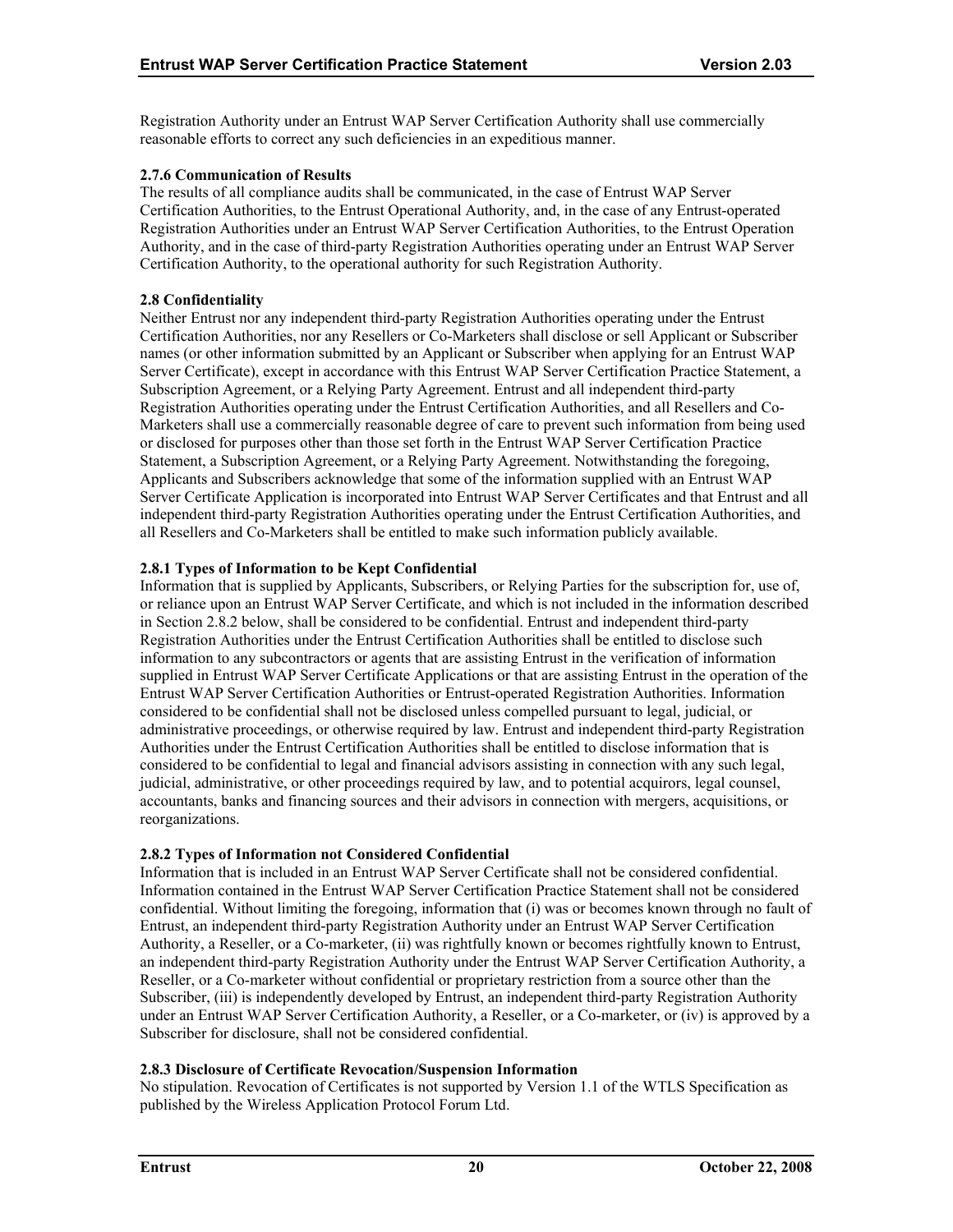Registration Authority under an Entrust WAP Server Certification Authority shall use commercially reasonable efforts to correct any such deficiencies in an expeditious manner.

**2.7.6 Communication of Results**

The results of all compliance audits shall be communicated, in the case of Entrust WAP Server Certification Authorities, to the Entrust Operational Authority, and, in the case of any Entrust-operated Registration Authorities under an Entrust WAP Server Certification Authorities, to the Entrust Operation Authority, and in the case of third-party Registration Authorities operating under an Entrust WAP Server Certification Authority, to the operational authority for such Registration Authority.

**2.8 Confidentiality**

Neither Entrust nor any independent third-party Registration Authorities operating under the Entrust Certification Authorities, nor any Resellers or Co-Marketers shall disclose or sell Applicant or Subscriber names (or other information submitted by an Applicant or Subscriber when applying for an Entrust WAP Server Certificate), except in accordance with this Entrust WAP Server Certification Practice Statement, a Subscription Agreement, or a Relying Party Agreement. Entrust and all independent third-party Registration Authorities operating under the Entrust Certification Authorities, and all Resellers and Co-Marketers shall use a commercially reasonable degree of care to prevent such information from being used or disclosed for purposes other than those set forth in the Entrust WAP Server Certification Practice Statement, a Subscription Agreement, or a Relying Party Agreement. Notwithstanding the foregoing, Applicants and Subscribers acknowledge that some of the information supplied with an Entrust WAP Server Certificate Application is incorporated into Entrust WAP Server Certificates and that Entrust and all independent third-party Registration Authorities operating under the Entrust Certification Authorities, and all Resellers and Co-Marketers shall be entitled to make such information publicly available.

**2.8.1 Types of Information to be Kept Confidential**

Information that is supplied by Applicants, Subscribers, or Relying Parties for the subscription for, use of, or reliance upon an Entrust WAP Server Certificate, and which is not included in the information described in Section 2.8.2 below, shall be considered to be confidential. Entrust and independent third-party Registration Authorities under the Entrust Certification Authorities shall be entitled to disclose such information to any subcontractors or agents that are assisting Entrust in the verification of information supplied in Entrust WAP Server Certificate Applications or that are assisting Entrust in the operation of the Entrust WAP Server Certification Authorities or Entrust-operated Registration Authorities. Information considered to be confidential shall not be disclosed unless compelled pursuant to legal, judicial, or administrative proceedings, or otherwise required by law. Entrust and independent third-party Registration Authorities under the Entrust Certification Authorities shall be entitled to disclose information that is considered to be confidential to legal and financial advisors assisting in connection with any such legal, judicial, administrative, or other proceedings required by law, and to potential acquirors, legal counsel, accountants, banks and financing sources and their advisors in connection with mergers, acquisitions, or reorganizations.

**2.8.2 Types of Information not Considered Confidential**

Information that is included in an Entrust WAP Server Certificate shall not be considered confidential. Information contained in the Entrust WAP Server Certification Practice Statement shall not be considered confidential. Without limiting the foregoing, information that (i) was or becomes known through no fault of Entrust, an independent third-party Registration Authority under an Entrust WAP Server Certification Authority, a Reseller, or a Co-marketer, (ii) was rightfully known or becomes rightfully known to Entrust, an independent third-party Registration Authority under the Entrust WAP Server Certification Authority, a Reseller, or a Co-marketer without confidential or proprietary restriction from a source other than the Subscriber, (iii) is independently developed by Entrust, an independent third-party Registration Authority under an Entrust WAP Server Certification Authority, a Reseller, or a Co-marketer, or (iv) is approved by a Subscriber for disclosure, shall not be considered confidential.

**2.8.3 Disclosure of Certificate Revocation/Suspension Information**

No stipulation. Revocation of Certificates is not supported by Version 1.1 of the WTLS Specification as published by the Wireless Application Protocol Forum Ltd.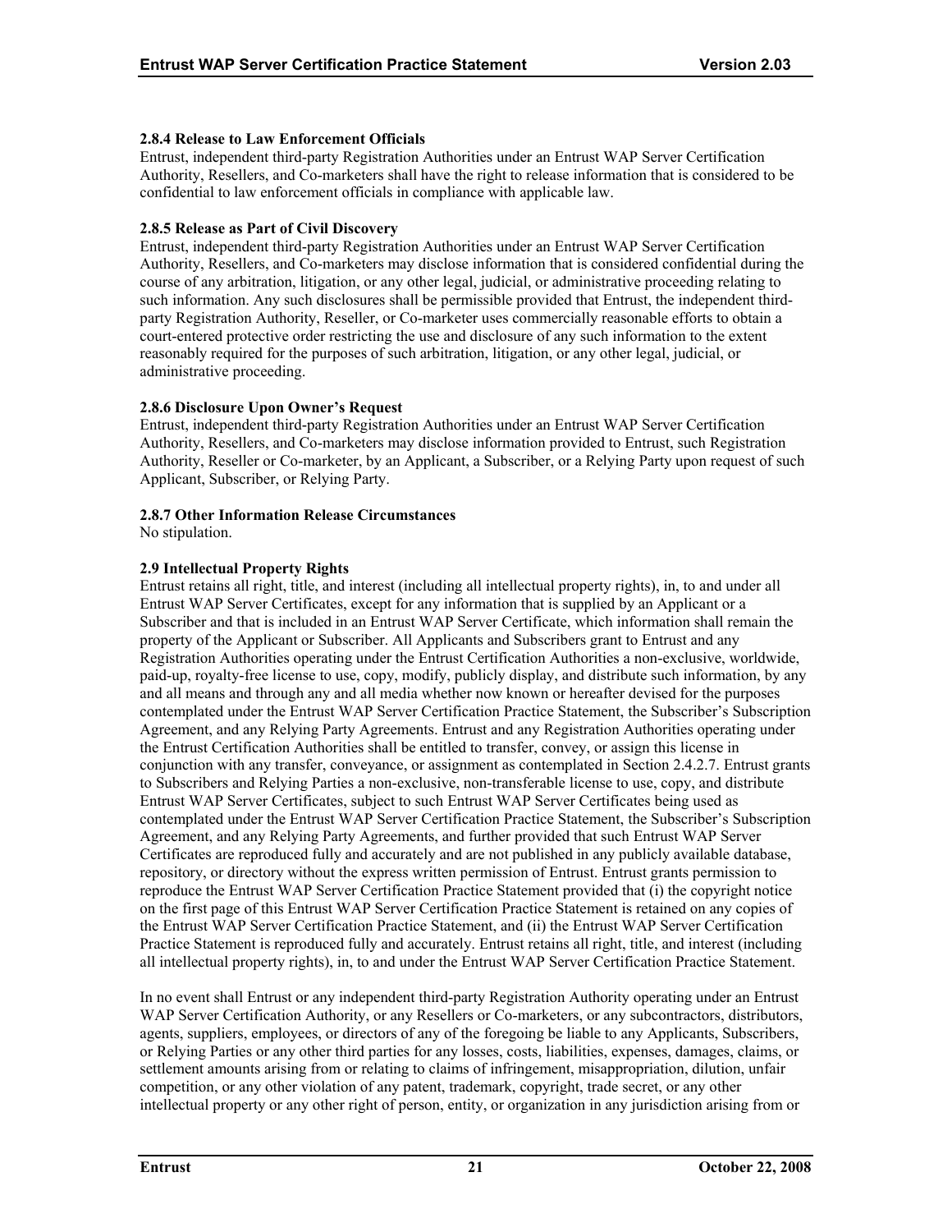**2.8.4 Release to Law Enforcement Officials**

Entrust, independent third-party Registration Authorities under an Entrust WAP Server Certification Authority, Resellers, and Co-marketers shall have the right to release information that is considered to be confidential to law enforcement officials in compliance with applicable law.

**2.8.5 Release as Part of Civil Discovery**

Entrust, independent third-party Registration Authorities under an Entrust WAP Server Certification Authority, Resellers, and Co-marketers may disclose information that is considered confidential during the course of any arbitration, litigation, or any other legal, judicial, or administrative proceeding relating to such information. Any such disclosures shall be permissible provided that Entrust, the independent third-party Registration Authority, Reseller, or Co-marketer uses commercially reasonable efforts to obtain a court-entered protective order restricting the use and disclosure of any such information to the extent reasonably required for the purposes of such arbitration, litigation, or any other legal, judicial, or administrative proceeding.

**2.8.6 Disclosure Upon Owner's Request**

Entrust, independent third-party Registration Authorities under an Entrust WAP Server Certification Authority, Resellers, and Co-marketers may disclose information provided to Entrust, such Registration Authority, Reseller or Co-marketer, by an Applicant, a Subscriber, or a Relying Party upon request of such Applicant, Subscriber, or Relying Party.

**2.8.7 Other Information Release Circumstances**

No stipulation.

**2.9 Intellectual Property Rights**

Entrust retains all right, title, and interest (including all intellectual property rights), in, to and under all Entrust WAP Server Certificates, except for any information that is supplied by an Applicant or a Subscriber and that is included in an Entrust WAP Server Certificate, which information shall remain the property of the Applicant or Subscriber. All Applicants and Subscribers grant to Entrust and any Registration Authorities operating under the Entrust Certification Authorities a non-exclusive, worldwide, paid-up, royalty-free license to use, copy, modify, publicly display, and distribute such information, by any and all means and through any and all media whether now known or hereafter devised for the purposes contemplated under the Entrust WAP Server Certification Practice Statement, the Subscriber's Subscription Agreement, and any Relying Party Agreements. Entrust and any Registration Authorities operating under the Entrust Certification Authorities shall be entitled to transfer, convey, or assign this license in conjunction with any transfer, conveyance, or assignment as contemplated in Section 2.4.2.7. Entrust grants to Subscribers and Relying Parties a non-exclusive, non-transferable license to use, copy, and distribute Entrust WAP Server Certificates, subject to such Entrust WAP Server Certificates being used as contemplated under the Entrust WAP Server Certification Practice Statement, the Subscriber's Subscription Agreement, and any Relying Party Agreements, and further provided that such Entrust WAP Server Certificates are reproduced fully and accurately and are not published in any publicly available database, repository, or directory without the express written permission of Entrust. Entrust grants permission to reproduce the Entrust WAP Server Certification Practice Statement provided that (i) the copyright notice on the first page of this Entrust WAP Server Certification Practice Statement is retained on any copies of the Entrust WAP Server Certification Practice Statement, and (ii) the Entrust WAP Server Certification Practice Statement is reproduced fully and accurately. Entrust retains all right, title, and interest (including all intellectual property rights), in, to and under the Entrust WAP Server Certification Practice Statement.

In no event shall Entrust or any independent third-party Registration Authority operating under an Entrust WAP Server Certification Authority, or any Resellers or Co-marketers, or any subcontractors, distributors, agents, suppliers, employees, or directors of any of the foregoing be liable to any Applicants, Subscribers, or Relying Parties or any other third parties for any losses, costs, liabilities, expenses, damages, claims, or settlement amounts arising from or relating to claims of infringement, misappropriation, dilution, unfair competition, or any other violation of any patent, trademark, copyright, trade secret, or any other intellectual property or any other right of person, entity, or organization in any jurisdiction arising from or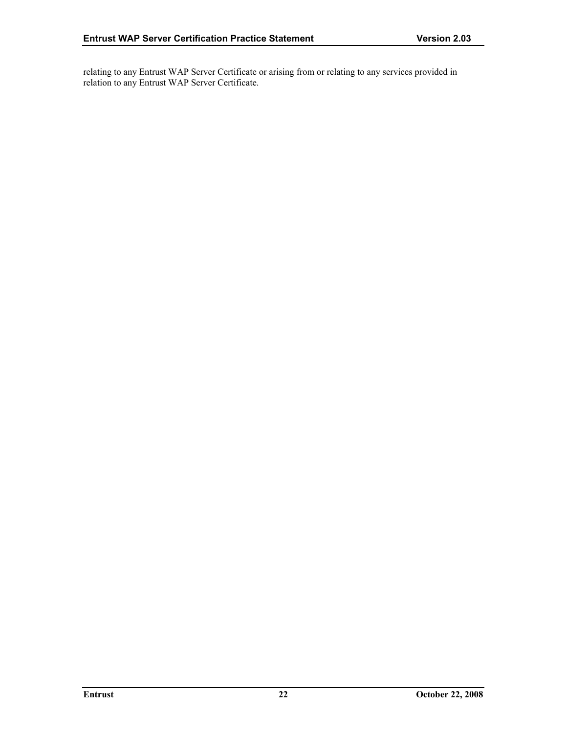relating to any Entrust WAP Server Certificate or arising from or relating to any services provided in relation to any Entrust WAP Server Certificate.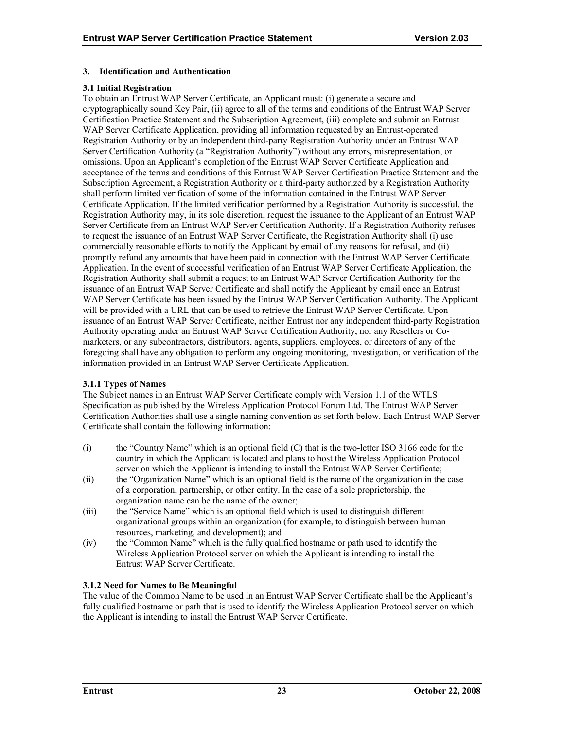## 3. Identification and Authentication

### 3.1 Initial Registration

To obtain an Entrust WAP Server Certificate, an Applicant must: (i) generate a secure and cryptographically sound Key Pair, (ii) agree to all of the terms and conditions of the Entrust WAP Server Certification Practice Statement and the Subscription Agreement, (iii) complete and submit an Entrust WAP Server Certificate Application, providing all information requested by an Entrust-operated Registration Authority or by an independent third-party Registration Authority under an Entrust WAP Server Certification Authority (a "Registration Authority") without any errors, misrepresentation, or omissions. Upon an Applicant's completion of the Entrust WAP Server Certificate Application and acceptance of the terms and conditions of this Entrust WAP Server Certification Practice Statement and the Subscription Agreement, a Registration Authority or a third-party authorized by a Registration Authority shall perform limited verification of some of the information contained in the Entrust WAP Server Certificate Application. If the limited verification performed by a Registration Authority is successful, the Registration Authority may, in its sole discretion, request the issuance to the Applicant of an Entrust WAP Server Certificate from an Entrust WAP Server Certification Authority. If a Registration Authority refuses to request the issuance of an Entrust WAP Server Certificate, the Registration Authority shall (i) use commercially reasonable efforts to notify the Applicant by email of any reasons for refusal, and (ii) promptly refund any amounts that have been paid in connection with the Entrust WAP Server Certificate Application. In the event of successful verification of an Entrust WAP Server Certificate Application, the Registration Authority shall submit a request to an Entrust WAP Server Certification Authority for the issuance of an Entrust WAP Server Certificate and shall notify the Applicant by email once an Entrust WAP Server Certificate has been issued by the Entrust WAP Server Certification Authority. The Applicant will be provided with a URL that can be used to retrieve the Entrust WAP Server Certificate. Upon issuance of an Entrust WAP Server Certificate, neither Entrust nor any independent third-party Registration Authority operating under an Entrust WAP Server Certification Authority, nor any Resellers or Co-marketers, or any subcontractors, distributors, agents, suppliers, employees, or directors of any of the foregoing shall have any obligation to perform any ongoing monitoring, investigation, or verification of the information provided in an Entrust WAP Server Certificate Application.

#### 3.1.1 Types of Names

The Subject names in an Entrust WAP Server Certificate comply with Version 1.1 of the WTLS Specification as published by the Wireless Application Protocol Forum Ltd. The Entrust WAP Server Certification Authorities shall use a single naming convention as set forth below. Each Entrust WAP Server Certificate shall contain the following information:

(i) the "Country Name" which is an optional field (C) that is the two-letter ISO 3166 code for the country in which the Applicant is located and plans to host the Wireless Application Protocol server on which the Applicant is intending to install the Entrust WAP Server Certificate;

(ii) the "Organization Name" which is an optional field is the name of the organization in the case of a corporation, partnership, or other entity. In the case of a sole proprietorship, the organization name can be the name of the owner;

(iii) the "Service Name" which is an optional field which is used to distinguish different organizational groups within an organization (for example, to distinguish between human resources, marketing, and development); and

(iv) the "Common Name" which is the fully qualified hostname or path used to identify the Wireless Application Protocol server on which the Applicant is intending to install the Entrust WAP Server Certificate.

#### 3.1.2 Need for Names to Be Meaningful

The value of the Common Name to be used in an Entrust WAP Server Certificate shall be the Applicant's fully qualified hostname or path that is used to identify the Wireless Application Protocol server on which the Applicant is intending to install the Entrust WAP Server Certificate.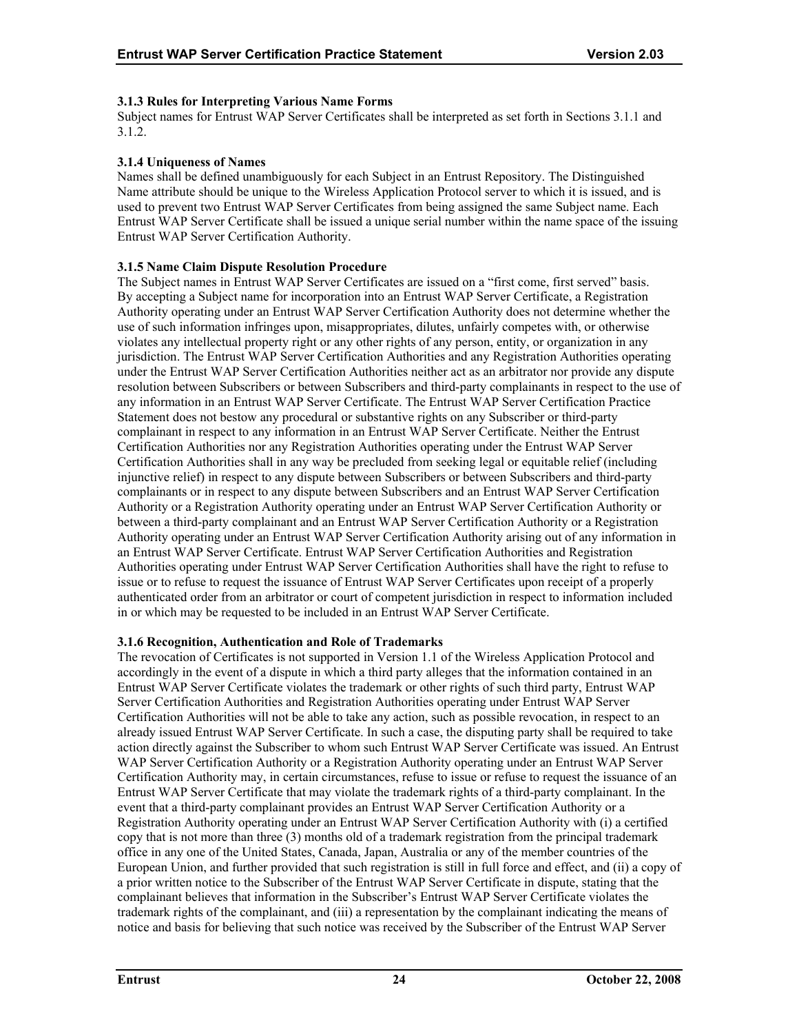#### 3.1.3 Rules for Interpreting Various Name Forms

Subject names for Entrust WAP Server Certificates shall be interpreted as set forth in Sections 3.1.1 and 3.1.2.

#### 3.1.4 Uniqueness of Names

Names shall be defined unambiguously for each Subject in an Entrust Repository. The Distinguished Name attribute should be unique to the Wireless Application Protocol server to which it is issued, and is used to prevent two Entrust WAP Server Certificates from being assigned the same Subject name. Each Entrust WAP Server Certificate shall be issued a unique serial number within the name space of the issuing Entrust WAP Server Certification Authority.

#### 3.1.5 Name Claim Dispute Resolution Procedure

The Subject names in Entrust WAP Server Certificates are issued on a "first come, first served" basis. By accepting a Subject name for incorporation into an Entrust WAP Server Certificate, a Registration Authority operating under an Entrust WAP Server Certification Authority does not determine whether the use of such information infringes upon, misappropriates, dilutes, unfairly competes with, or otherwise violates any intellectual property right or any other rights of any person, entity, or organization in any jurisdiction. The Entrust WAP Server Certification Authorities and any Registration Authorities operating under the Entrust WAP Server Certification Authorities neither act as an arbitrator nor provide any dispute resolution between Subscribers or between Subscribers and third-party complainants in respect to the use of any information in an Entrust WAP Server Certificate. The Entrust WAP Server Certification Practice Statement does not bestow any procedural or substantive rights on any Subscriber or third-party complainant in respect to any information in an Entrust WAP Server Certificate. Neither the Entrust Certification Authorities nor any Registration Authorities operating under the Entrust WAP Server Certification Authorities shall in any way be precluded from seeking legal or equitable relief (including injunctive relief) in respect to any dispute between Subscribers or between Subscribers and third-party complainants or in respect to any dispute between Subscribers and an Entrust WAP Server Certification Authority or a Registration Authority operating under an Entrust WAP Server Certification Authority or between a third-party complainant and an Entrust WAP Server Certification Authority or a Registration Authority operating under an Entrust WAP Server Certification Authority arising out of any information in an Entrust WAP Server Certificate. Entrust WAP Server Certification Authorities and Registration Authorities operating under Entrust WAP Server Certification Authorities shall have the right to refuse to issue or to refuse to request the issuance of Entrust WAP Server Certificates upon receipt of a properly authenticated order from an arbitrator or court of competent jurisdiction in respect to information included in or which may be requested to be included in an Entrust WAP Server Certificate.

#### 3.1.6 Recognition, Authentication and Role of Trademarks

The revocation of Certificates is not supported in Version 1.1 of the Wireless Application Protocol and accordingly in the event of a dispute in which a third party alleges that the information contained in an Entrust WAP Server Certificate violates the trademark or other rights of such third party, Entrust WAP Server Certification Authorities and Registration Authorities operating under Entrust WAP Server Certification Authorities will not be able to take any action, such as possible revocation, in respect to an already issued Entrust WAP Server Certificate. In such a case, the disputing party shall be required to take action directly against the Subscriber to whom such Entrust WAP Server Certificate was issued. An Entrust WAP Server Certification Authority or a Registration Authority operating under an Entrust WAP Server Certification Authority may, in certain circumstances, refuse to issue or refuse to request the issuance of an Entrust WAP Server Certificate that may violate the trademark rights of a third-party complainant. In the event that a third-party complainant provides an Entrust WAP Server Certification Authority or a Registration Authority operating under an Entrust WAP Server Certification Authority with (i) a certified copy that is not more than three (3) months old of a trademark registration from the principal trademark office in any one of the United States, Canada, Japan, Australia or any of the member countries of the European Union, and further provided that such registration is still in full force and effect, and (ii) a copy of a prior written notice to the Subscriber of the Entrust WAP Server Certificate in dispute, stating that the complainant believes that information in the Subscriber's Entrust WAP Server Certificate violates the trademark rights of the complainant, and (iii) a representation by the complainant indicating the means of notice and basis for believing that such notice was received by the Subscriber of the Entrust WAP Server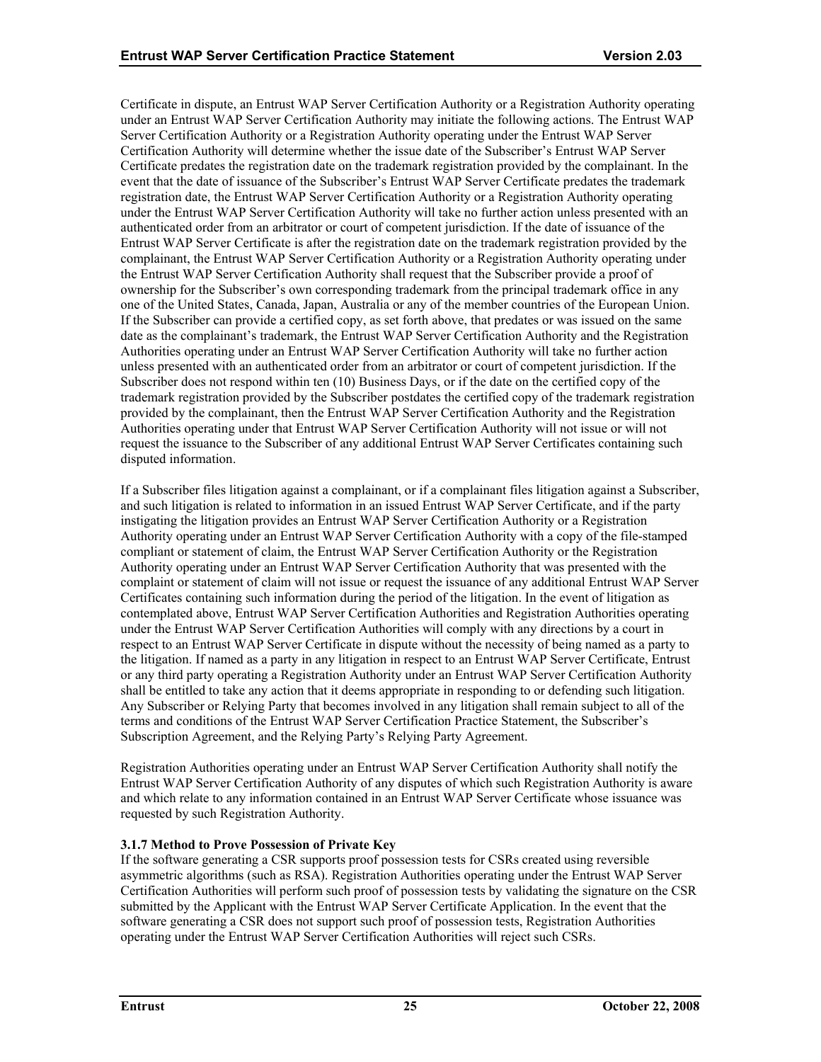Certificate in dispute, an Entrust WAP Server Certification Authority or a Registration Authority operating under an Entrust WAP Server Certification Authority may initiate the following actions. The Entrust WAP Server Certification Authority or a Registration Authority operating under the Entrust WAP Server Certification Authority will determine whether the issue date of the Subscriber's Entrust WAP Server Certificate predates the registration date on the trademark registration provided by the complainant. In the event that the date of issuance of the Subscriber's Entrust WAP Server Certificate predates the trademark registration date, the Entrust WAP Server Certification Authority or a Registration Authority operating under the Entrust WAP Server Certification Authority will take no further action unless presented with an authenticated order from an arbitrator or court of competent jurisdiction. If the date of issuance of the Entrust WAP Server Certificate is after the registration date on the trademark registration provided by the complainant, the Entrust WAP Server Certification Authority or a Registration Authority operating under the Entrust WAP Server Certification Authority shall request that the Subscriber provide a proof of ownership for the Subscriber's own corresponding trademark from the principal trademark office in any one of the United States, Canada, Japan, Australia or any of the member countries of the European Union. If the Subscriber can provide a certified copy, as set forth above, that predates or was issued on the same date as the complainant's trademark, the Entrust WAP Server Certification Authority and the Registration Authorities operating under an Entrust WAP Server Certification Authority will take no further action unless presented with an authenticated order from an arbitrator or court of competent jurisdiction. If the Subscriber does not respond within ten (10) Business Days, or if the date on the certified copy of the trademark registration provided by the Subscriber postdates the certified copy of the trademark registration provided by the complainant, then the Entrust WAP Server Certification Authority and the Registration Authorities operating under that Entrust WAP Server Certification Authority will not issue or will not request the issuance to the Subscriber of any additional Entrust WAP Server Certificates containing such disputed information.

If a Subscriber files litigation against a complainant, or if a complainant files litigation against a Subscriber, and such litigation is related to information in an issued Entrust WAP Server Certificate, and if the party instigating the litigation provides an Entrust WAP Server Certification Authority or a Registration Authority operating under an Entrust WAP Server Certification Authority with a copy of the file-stamped compliant or statement of claim, the Entrust WAP Server Certification Authority or the Registration Authority operating under an Entrust WAP Server Certification Authority that was presented with the complaint or statement of claim will not issue or request the issuance of any additional Entrust WAP Server Certificates containing such information during the period of the litigation. In the event of litigation as contemplated above, Entrust WAP Server Certification Authorities and Registration Authorities operating under the Entrust WAP Server Certification Authorities will comply with any directions by a court in respect to an Entrust WAP Server Certificate in dispute without the necessity of being named as a party to the litigation. If named as a party in any litigation in respect to an Entrust WAP Server Certificate, Entrust or any third party operating a Registration Authority under an Entrust WAP Server Certification Authority shall be entitled to take any action that it deems appropriate in responding to or defending such litigation. Any Subscriber or Relying Party that becomes involved in any litigation shall remain subject to all of the terms and conditions of the Entrust WAP Server Certification Practice Statement, the Subscriber's Subscription Agreement, and the Relying Party's Relying Party Agreement.

Registration Authorities operating under an Entrust WAP Server Certification Authority shall notify the Entrust WAP Server Certification Authority of any disputes of which such Registration Authority is aware and which relate to any information contained in an Entrust WAP Server Certificate whose issuance was requested by such Registration Authority.

**3.1.7 Method to Prove Possession of Private Key**

If the software generating a CSR supports proof possession tests for CSRs created using reversible asymmetric algorithms (such as RSA). Registration Authorities operating under the Entrust WAP Server Certification Authorities will perform such proof of possession tests by validating the signature on the CSR submitted by the Applicant with the Entrust WAP Server Certificate Application. In the event that the software generating a CSR does not support such proof of possession tests, Registration Authorities operating under the Entrust WAP Server Certification Authorities will reject such CSRs.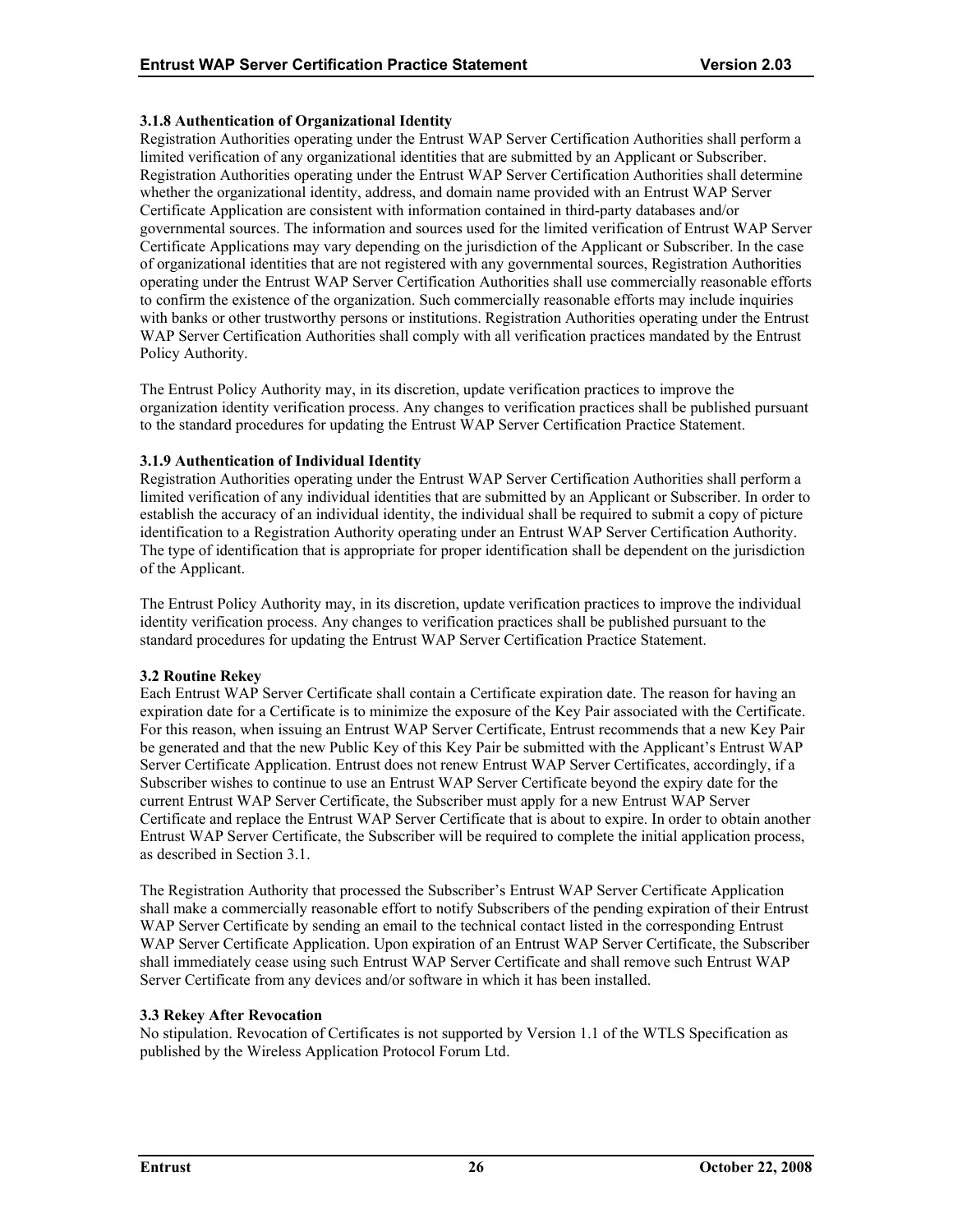### 3.1.8 Authentication of Organizational Identity

Registration Authorities operating under the Entrust WAP Server Certification Authorities shall perform a limited verification of any organizational identities that are submitted by an Applicant or Subscriber. Registration Authorities operating under the Entrust WAP Server Certification Authorities shall determine whether the organizational identity, address, and domain name provided with an Entrust WAP Server Certificate Application are consistent with information contained in third-party databases and/or governmental sources. The information and sources used for the limited verification of Entrust WAP Server Certificate Applications may vary depending on the jurisdiction of the Applicant or Subscriber. In the case of organizational identities that are not registered with any governmental sources, Registration Authorities operating under the Entrust WAP Server Certification Authorities shall use commercially reasonable efforts to confirm the existence of the organization. Such commercially reasonable efforts may include inquiries with banks or other trustworthy persons or institutions. Registration Authorities operating under the Entrust WAP Server Certification Authorities shall comply with all verification practices mandated by the Entrust Policy Authority.

The Entrust Policy Authority may, in its discretion, update verification practices to improve the organization identity verification process. Any changes to verification practices shall be published pursuant to the standard procedures for updating the Entrust WAP Server Certification Practice Statement.

### 3.1.9 Authentication of Individual Identity

Registration Authorities operating under the Entrust WAP Server Certification Authorities shall perform a limited verification of any individual identities that are submitted by an Applicant or Subscriber. In order to establish the accuracy of an individual identity, the individual shall be required to submit a copy of picture identification to a Registration Authority operating under an Entrust WAP Server Certification Authority. The type of identification that is appropriate for proper identification shall be dependent on the jurisdiction of the Applicant.

The Entrust Policy Authority may, in its discretion, update verification practices to improve the individual identity verification process. Any changes to verification practices shall be published pursuant to the standard procedures for updating the Entrust WAP Server Certification Practice Statement.

## 3.2 Routine Rekey

Each Entrust WAP Server Certificate shall contain a Certificate expiration date. The reason for having an expiration date for a Certificate is to minimize the exposure of the Key Pair associated with the Certificate. For this reason, when issuing an Entrust WAP Server Certificate, Entrust recommends that a new Key Pair be generated and that the new Public Key of this Key Pair be submitted with the Applicant's Entrust WAP Server Certificate Application. Entrust does not renew Entrust WAP Server Certificates, accordingly, if a Subscriber wishes to continue to use an Entrust WAP Server Certificate beyond the expiry date for the current Entrust WAP Server Certificate, the Subscriber must apply for a new Entrust WAP Server Certificate and replace the Entrust WAP Server Certificate that is about to expire. In order to obtain another Entrust WAP Server Certificate, the Subscriber will be required to complete the initial application process, as described in Section 3.1.

The Registration Authority that processed the Subscriber's Entrust WAP Server Certificate Application shall make a commercially reasonable effort to notify Subscribers of the pending expiration of their Entrust WAP Server Certificate by sending an email to the technical contact listed in the corresponding Entrust WAP Server Certificate Application. Upon expiration of an Entrust WAP Server Certificate, the Subscriber shall immediately cease using such Entrust WAP Server Certificate and shall remove such Entrust WAP Server Certificate from any devices and/or software in which it has been installed.

## 3.3 Rekey After Revocation

No stipulation. Revocation of Certificates is not supported by Version 1.1 of the WTLS Specification as published by the Wireless Application Protocol Forum Ltd.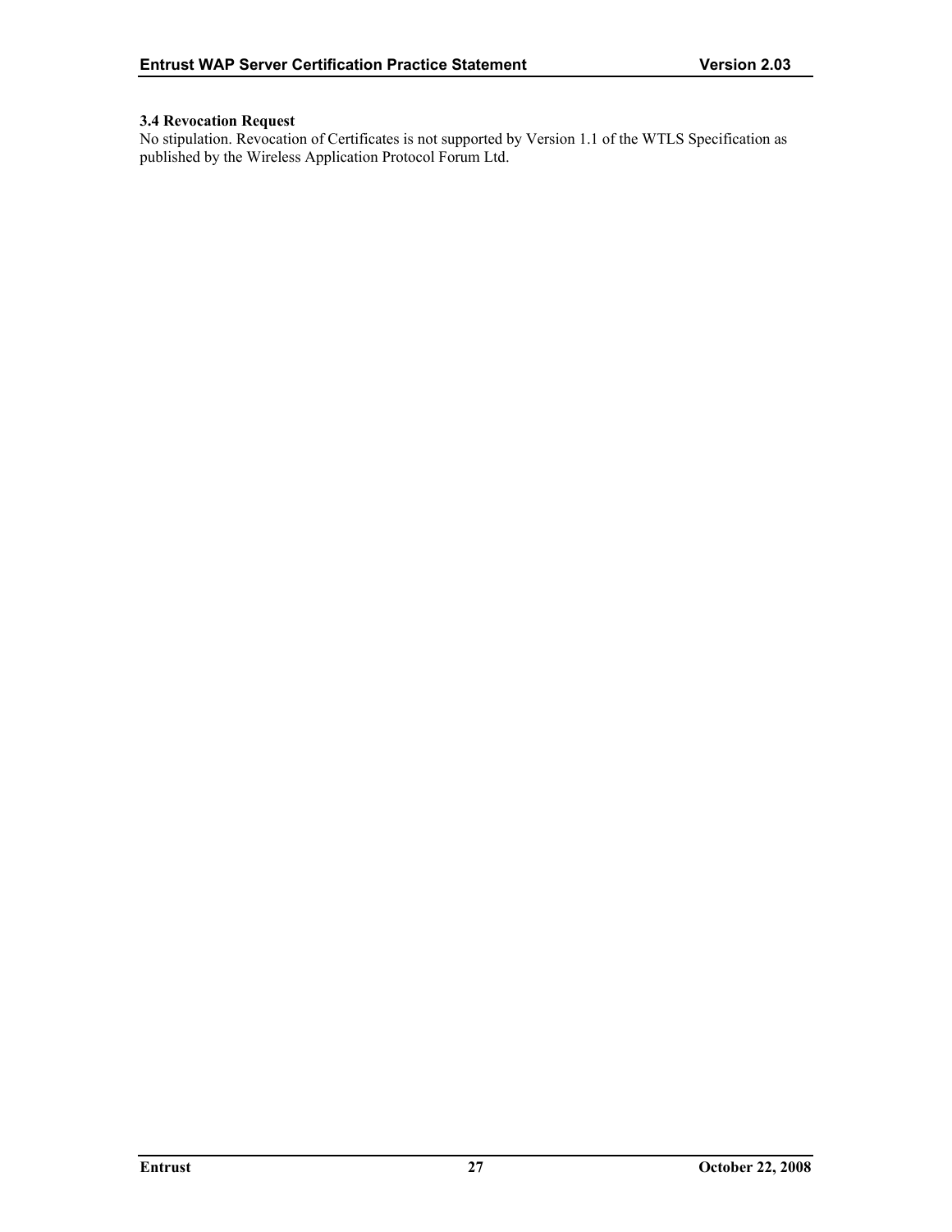### 3.4 Revocation Request

No stipulation. Revocation of Certificates is not supported by Version 1.1 of the WTLS Specification as published by the Wireless Application Protocol Forum Ltd.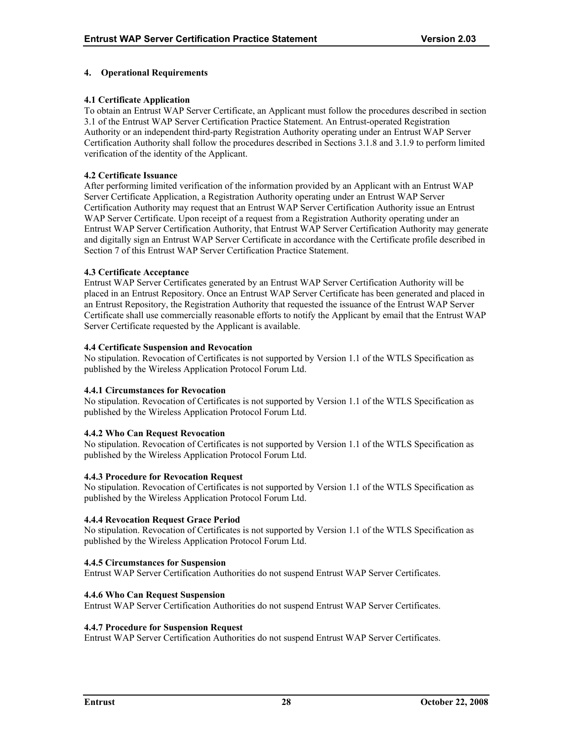## 4. Operational Requirements

### 4.1 Certificate Application

To obtain an Entrust WAP Server Certificate, an Applicant must follow the procedures described in section 3.1 of the Entrust WAP Server Certification Practice Statement. An Entrust-operated Registration Authority or an independent third-party Registration Authority operating under an Entrust WAP Server Certification Authority shall follow the procedures described in Sections 3.1.8 and 3.1.9 to perform limited verification of the identity of the Applicant.

### 4.2 Certificate Issuance

After performing limited verification of the information provided by an Applicant with an Entrust WAP Server Certificate Application, a Registration Authority operating under an Entrust WAP Server Certification Authority may request that an Entrust WAP Server Certification Authority issue an Entrust WAP Server Certificate. Upon receipt of a request from a Registration Authority operating under an Entrust WAP Server Certification Authority, that Entrust WAP Server Certification Authority may generate and digitally sign an Entrust WAP Server Certificate in accordance with the Certificate profile described in Section 7 of this Entrust WAP Server Certification Practice Statement.

### 4.3 Certificate Acceptance

Entrust WAP Server Certificates generated by an Entrust WAP Server Certification Authority will be placed in an Entrust Repository. Once an Entrust WAP Server Certificate has been generated and placed in an Entrust Repository, the Registration Authority that requested the issuance of the Entrust WAP Server Certificate shall use commercially reasonable efforts to notify the Applicant by email that the Entrust WAP Server Certificate requested by the Applicant is available.

### 4.4 Certificate Suspension and Revocation

No stipulation. Revocation of Certificates is not supported by Version 1.1 of the WTLS Specification as published by the Wireless Application Protocol Forum Ltd.

#### 4.4.1 Circumstances for Revocation

No stipulation. Revocation of Certificates is not supported by Version 1.1 of the WTLS Specification as published by the Wireless Application Protocol Forum Ltd.

#### 4.4.2 Who Can Request Revocation

No stipulation. Revocation of Certificates is not supported by Version 1.1 of the WTLS Specification as published by the Wireless Application Protocol Forum Ltd.

#### 4.4.3 Procedure for Revocation Request

No stipulation. Revocation of Certificates is not supported by Version 1.1 of the WTLS Specification as published by the Wireless Application Protocol Forum Ltd.

#### 4.4.4 Revocation Request Grace Period

No stipulation. Revocation of Certificates is not supported by Version 1.1 of the WTLS Specification as published by the Wireless Application Protocol Forum Ltd.

#### 4.4.5 Circumstances for Suspension

Entrust WAP Server Certification Authorities do not suspend Entrust WAP Server Certificates.

#### 4.4.6 Who Can Request Suspension

Entrust WAP Server Certification Authorities do not suspend Entrust WAP Server Certificates.

#### 4.4.7 Procedure for Suspension Request

Entrust WAP Server Certification Authorities do not suspend Entrust WAP Server Certificates.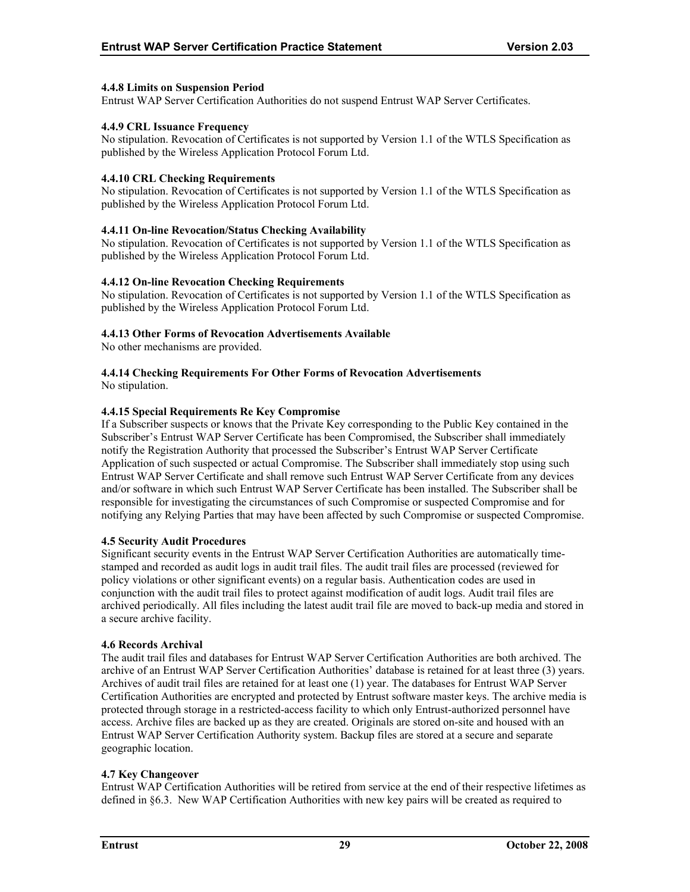#### 4.4.8 Limits on Suspension Period

Entrust WAP Server Certification Authorities do not suspend Entrust WAP Server Certificates.

#### 4.4.9 CRL Issuance Frequency

No stipulation. Revocation of Certificates is not supported by Version 1.1 of the WTLS Specification as published by the Wireless Application Protocol Forum Ltd.

#### 4.4.10 CRL Checking Requirements

No stipulation. Revocation of Certificates is not supported by Version 1.1 of the WTLS Specification as published by the Wireless Application Protocol Forum Ltd.

#### 4.4.11 On-line Revocation/Status Checking Availability

No stipulation. Revocation of Certificates is not supported by Version 1.1 of the WTLS Specification as published by the Wireless Application Protocol Forum Ltd.

#### 4.4.12 On-line Revocation Checking Requirements

No stipulation. Revocation of Certificates is not supported by Version 1.1 of the WTLS Specification as published by the Wireless Application Protocol Forum Ltd.

#### 4.4.13 Other Forms of Revocation Advertisements Available

No other mechanisms are provided.

#### 4.4.14 Checking Requirements For Other Forms of Revocation Advertisements

No stipulation.

#### 4.4.15 Special Requirements Re Key Compromise

If a Subscriber suspects or knows that the Private Key corresponding to the Public Key contained in the Subscriber's Entrust WAP Server Certificate has been Compromised, the Subscriber shall immediately notify the Registration Authority that processed the Subscriber's Entrust WAP Server Certificate Application of such suspected or actual Compromise. The Subscriber shall immediately stop using such Entrust WAP Server Certificate and shall remove such Entrust WAP Server Certificate from any devices and/or software in which such Entrust WAP Server Certificate has been installed. The Subscriber shall be responsible for investigating the circumstances of such Compromise or suspected Compromise and for notifying any Relying Parties that may have been affected by such Compromise or suspected Compromise.

### 4.5 Security Audit Procedures

Significant security events in the Entrust WAP Server Certification Authorities are automatically time-stamped and recorded as audit logs in audit trail files. The audit trail files are processed (reviewed for policy violations or other significant events) on a regular basis. Authentication codes are used in conjunction with the audit trail files to protect against modification of audit logs. Audit trail files are archived periodically. All files including the latest audit trail file are moved to back-up media and stored in a secure archive facility.

### 4.6 Records Archival

The audit trail files and databases for Entrust WAP Server Certification Authorities are both archived. The archive of an Entrust WAP Server Certification Authorities' database is retained for at least three (3) years. Archives of audit trail files are retained for at least one (1) year. The databases for Entrust WAP Server Certification Authorities are encrypted and protected by Entrust software master keys. The archive media is protected through storage in a restricted-access facility to which only Entrust-authorized personnel have access. Archive files are backed up as they are created. Originals are stored on-site and housed with an Entrust WAP Server Certification Authority system. Backup files are stored at a secure and separate geographic location.

### 4.7 Key Changeover

Entrust WAP Certification Authorities will be retired from service at the end of their respective lifetimes as defined in §6.3. New WAP Certification Authorities with new key pairs will be created as required to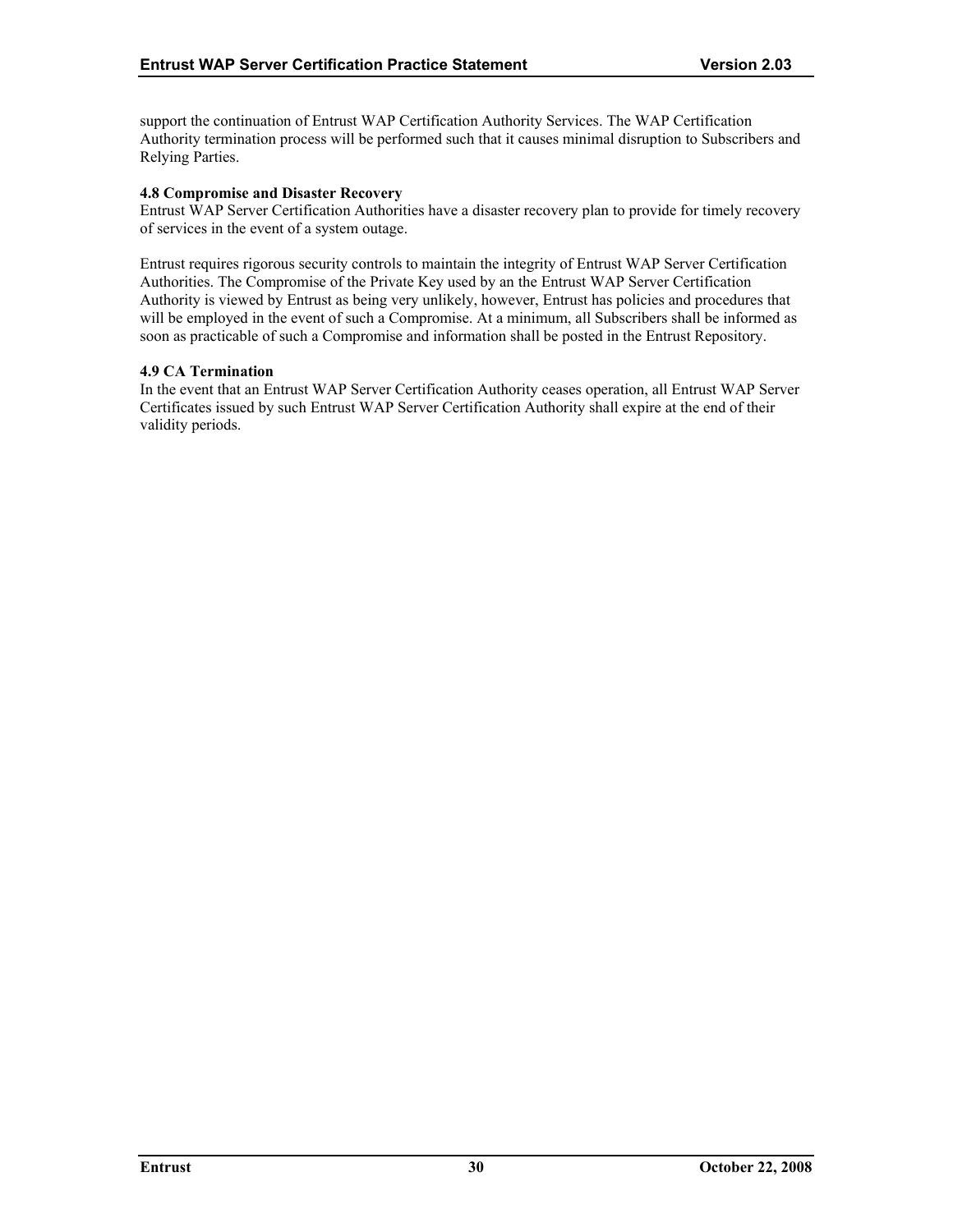support the continuation of Entrust WAP Certification Authority Services. The WAP Certification Authority termination process will be performed such that it causes minimal disruption to Subscribers and Relying Parties.

**4.8 Compromise and Disaster Recovery**

Entrust WAP Server Certification Authorities have a disaster recovery plan to provide for timely recovery of services in the event of a system outage.

Entrust requires rigorous security controls to maintain the integrity of Entrust WAP Server Certification Authorities. The Compromise of the Private Key used by an the Entrust WAP Server Certification Authority is viewed by Entrust as being very unlikely, however, Entrust has policies and procedures that will be employed in the event of such a Compromise. At a minimum, all Subscribers shall be informed as soon as practicable of such a Compromise and information shall be posted in the Entrust Repository.

**4.9 CA Termination**

In the event that an Entrust WAP Server Certification Authority ceases operation, all Entrust WAP Server Certificates issued by such Entrust WAP Server Certification Authority shall expire at the end of their validity periods.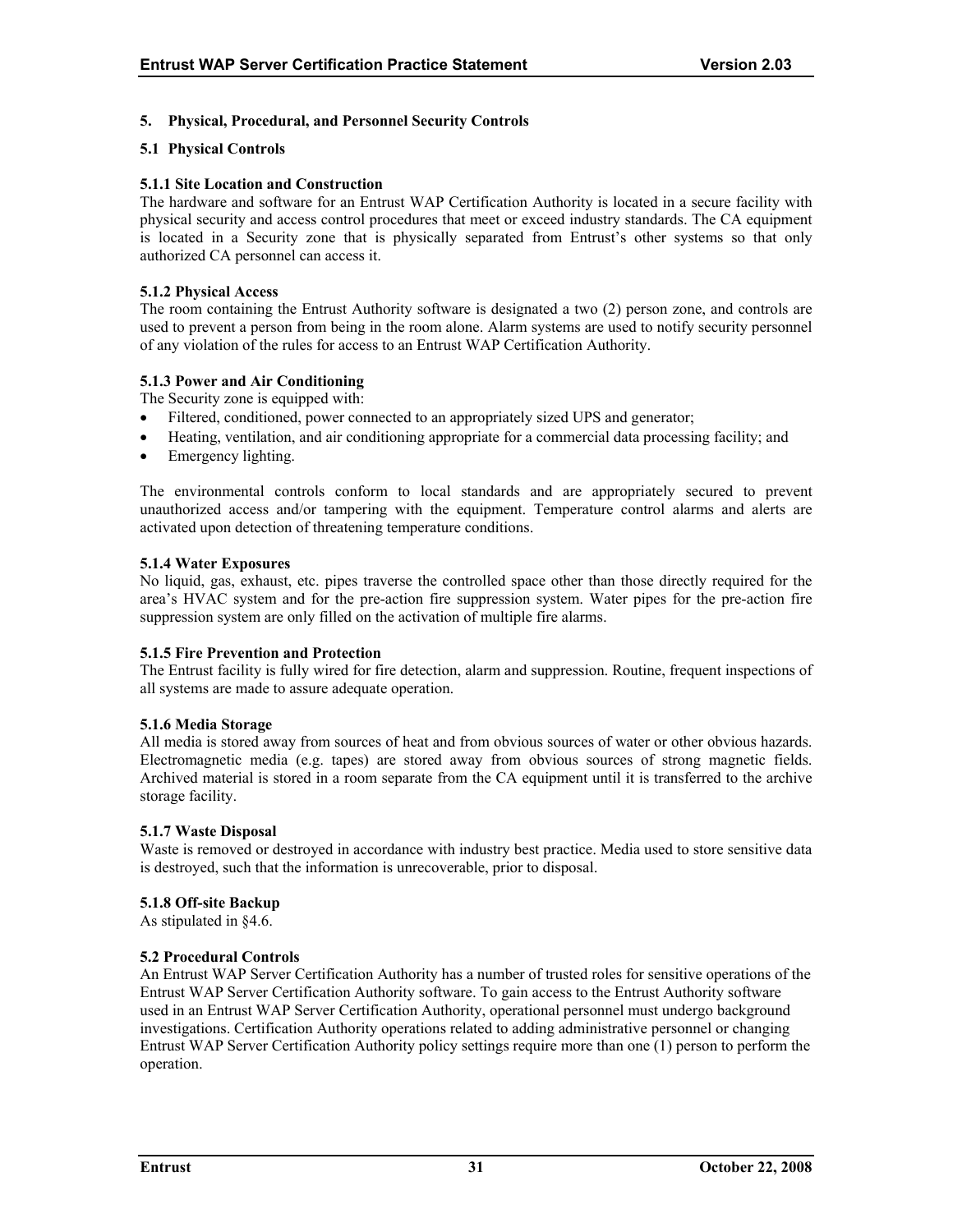# 5. Physical, Procedural, and Personnel Security Controls

## 5.1 Physical Controls

### 5.1.1 Site Location and Construction

The hardware and software for an Entrust WAP Certification Authority is located in a secure facility with physical security and access control procedures that meet or exceed industry standards. The CA equipment is located in a Security zone that is physically separated from Entrust's other systems so that only authorized CA personnel can access it.

### 5.1.2 Physical Access

The room containing the Entrust Authority software is designated a two (2) person zone, and controls are used to prevent a person from being in the room alone. Alarm systems are used to notify security personnel of any violation of the rules for access to an Entrust WAP Certification Authority.

### 5.1.3 Power and Air Conditioning

The Security zone is equipped with:

- Filtered, conditioned, power connected to an appropriately sized UPS and generator;
- Heating, ventilation, and air conditioning appropriate for a commercial data processing facility; and
- Emergency lighting.

The environmental controls conform to local standards and are appropriately secured to prevent unauthorized access and/or tampering with the equipment. Temperature control alarms and alerts are activated upon detection of threatening temperature conditions.

### 5.1.4 Water Exposures

No liquid, gas, exhaust, etc. pipes traverse the controlled space other than those directly required for the area's HVAC system and for the pre-action fire suppression system. Water pipes for the pre-action fire suppression system are only filled on the activation of multiple fire alarms.

### 5.1.5 Fire Prevention and Protection

The Entrust facility is fully wired for fire detection, alarm and suppression. Routine, frequent inspections of all systems are made to assure adequate operation.

### 5.1.6 Media Storage

All media is stored away from sources of heat and from obvious sources of water or other obvious hazards. Electromagnetic media (e.g. tapes) are stored away from obvious sources of strong magnetic fields. Archived material is stored in a room separate from the CA equipment until it is transferred to the archive storage facility.

### 5.1.7 Waste Disposal

Waste is removed or destroyed in accordance with industry best practice. Media used to store sensitive data is destroyed, such that the information is unrecoverable, prior to disposal.

### 5.1.8 Off-site Backup

As stipulated in §4.6.

## 5.2 Procedural Controls

An Entrust WAP Server Certification Authority has a number of trusted roles for sensitive operations of the Entrust WAP Server Certification Authority software. To gain access to the Entrust Authority software used in an Entrust WAP Server Certification Authority, operational personnel must undergo background investigations. Certification Authority operations related to adding administrative personnel or changing Entrust WAP Server Certification Authority policy settings require more than one (1) person to perform the operation.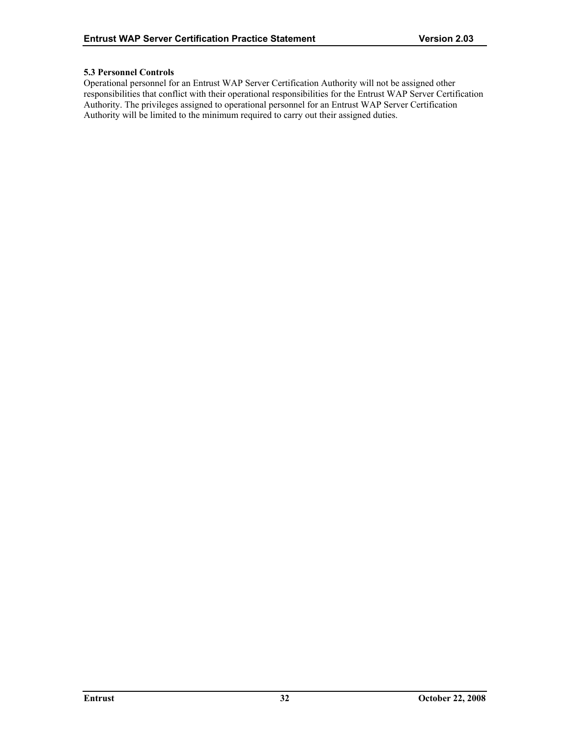### 5.3 Personnel Controls

Operational personnel for an Entrust WAP Server Certification Authority will not be assigned other responsibilities that conflict with their operational responsibilities for the Entrust WAP Server Certification Authority. The privileges assigned to operational personnel for an Entrust WAP Server Certification Authority will be limited to the minimum required to carry out their assigned duties.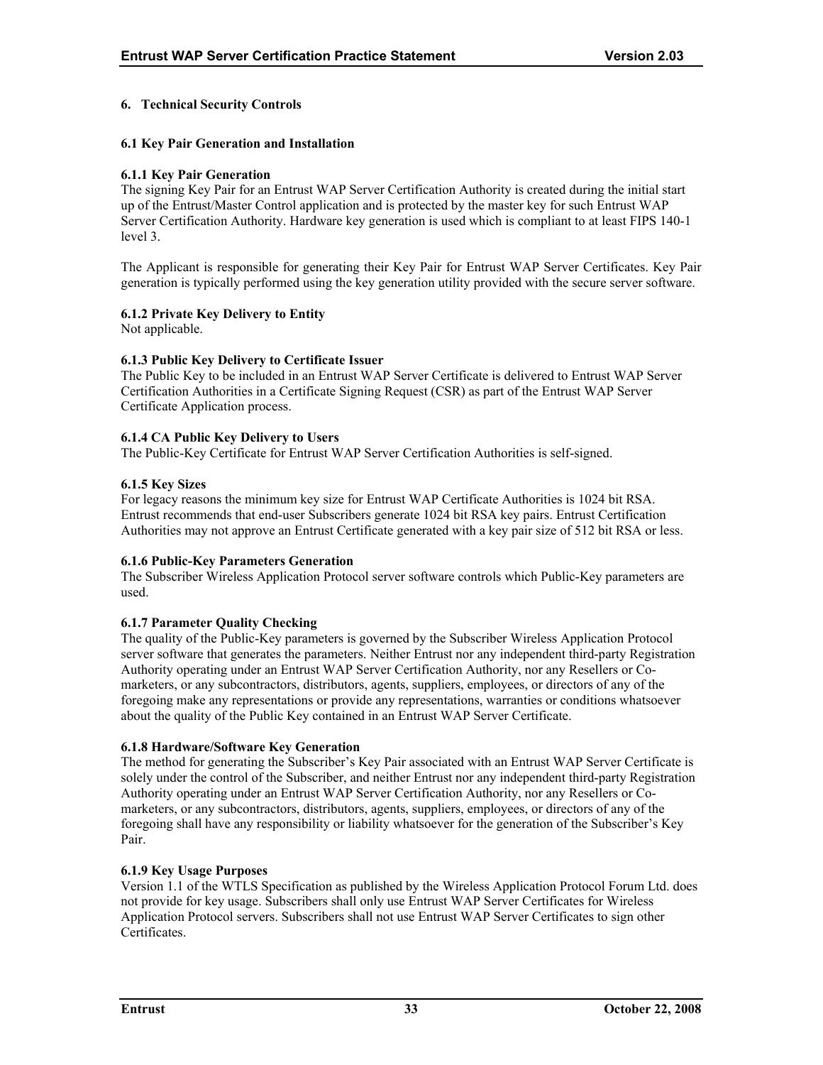## 6. Technical Security Controls

### 6.1 Key Pair Generation and Installation

#### 6.1.1 Key Pair Generation

The signing Key Pair for an Entrust WAP Server Certification Authority is created during the initial start up of the Entrust/Master Control application and is protected by the master key for such Entrust WAP Server Certification Authority. Hardware key generation is used which is compliant to at least FIPS 140-1 level 3.

The Applicant is responsible for generating their Key Pair for Entrust WAP Server Certificates. Key Pair generation is typically performed using the key generation utility provided with the secure server software.

#### 6.1.2 Private Key Delivery to Entity

Not applicable.

#### 6.1.3 Public Key Delivery to Certificate Issuer

The Public Key to be included in an Entrust WAP Server Certificate is delivered to Entrust WAP Server Certification Authorities in a Certificate Signing Request (CSR) as part of the Entrust WAP Server Certificate Application process.

#### 6.1.4 CA Public Key Delivery to Users

The Public-Key Certificate for Entrust WAP Server Certification Authorities is self-signed.

#### 6.1.5 Key Sizes

For legacy reasons the minimum key size for Entrust WAP Certificate Authorities is 1024 bit RSA. Entrust recommends that end-user Subscribers generate 1024 bit RSA key pairs. Entrust Certification Authorities may not approve an Entrust Certificate generated with a key pair size of 512 bit RSA or less.

#### 6.1.6 Public-Key Parameters Generation

The Subscriber Wireless Application Protocol server software controls which Public-Key parameters are used.

#### 6.1.7 Parameter Quality Checking

The quality of the Public-Key parameters is governed by the Subscriber Wireless Application Protocol server software that generates the parameters. Neither Entrust nor any independent third-party Registration Authority operating under an Entrust WAP Server Certification Authority, nor any Resellers or Co-marketers, or any subcontractors, distributors, agents, suppliers, employees, or directors of any of the foregoing make any representations or provide any representations, warranties or conditions whatsoever about the quality of the Public Key contained in an Entrust WAP Server Certificate.

#### 6.1.8 Hardware/Software Key Generation

The method for generating the Subscriber's Key Pair associated with an Entrust WAP Server Certificate is solely under the control of the Subscriber, and neither Entrust nor any independent third-party Registration Authority operating under an Entrust WAP Server Certification Authority, nor any Resellers or Co-marketers, or any subcontractors, distributors, agents, suppliers, employees, or directors of any of the foregoing shall have any responsibility or liability whatsoever for the generation of the Subscriber's Key Pair.

#### 6.1.9 Key Usage Purposes

Version 1.1 of the WTLS Specification as published by the Wireless Application Protocol Forum Ltd. does not provide for key usage. Subscribers shall only use Entrust WAP Server Certificates for Wireless Application Protocol servers. Subscribers shall not use Entrust WAP Server Certificates to sign other Certificates.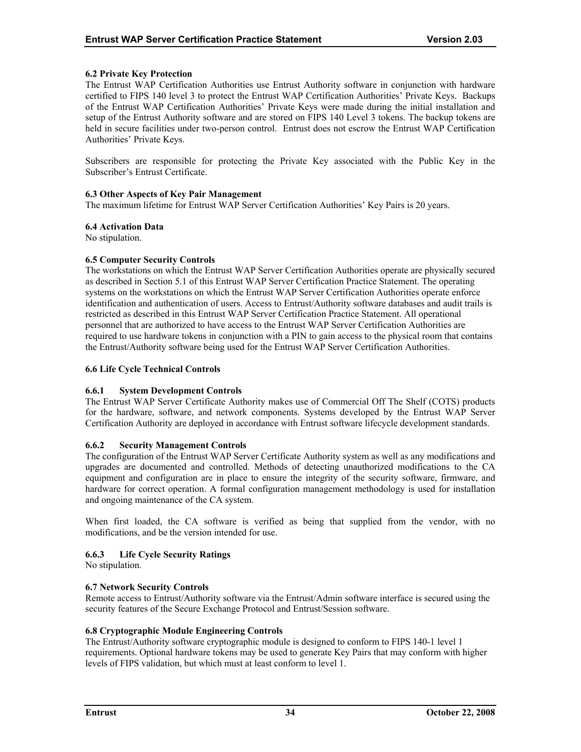### 6.2 Private Key Protection

The Entrust WAP Certification Authorities use Entrust Authority software in conjunction with hardware certified to FIPS 140 level 3 to protect the Entrust WAP Certification Authorities' Private Keys. Backups of the Entrust WAP Certification Authorities' Private Keys were made during the initial installation and setup of the Entrust Authority software and are stored on FIPS 140 Level 3 tokens. The backup tokens are held in secure facilities under two-person control. Entrust does not escrow the Entrust WAP Certification Authorities' Private Keys.

Subscribers are responsible for protecting the Private Key associated with the Public Key in the Subscriber's Entrust Certificate.

### 6.3 Other Aspects of Key Pair Management

The maximum lifetime for Entrust WAP Server Certification Authorities' Key Pairs is 20 years.

### 6.4 Activation Data

No stipulation.

### 6.5 Computer Security Controls

The workstations on which the Entrust WAP Server Certification Authorities operate are physically secured as described in Section 5.1 of this Entrust WAP Server Certification Practice Statement. The operating systems on the workstations on which the Entrust WAP Server Certification Authorities operate enforce identification and authentication of users. Access to Entrust/Authority software databases and audit trails is restricted as described in this Entrust WAP Server Certification Practice Statement. All operational personnel that are authorized to have access to the Entrust WAP Server Certification Authorities are required to use hardware tokens in conjunction with a PIN to gain access to the physical room that contains the Entrust/Authority software being used for the Entrust WAP Server Certification Authorities.

### 6.6 Life Cycle Technical Controls

#### 6.6.1 System Development Controls

The Entrust WAP Server Certificate Authority makes use of Commercial Off The Shelf (COTS) products for the hardware, software, and network components. Systems developed by the Entrust WAP Server Certification Authority are deployed in accordance with Entrust software lifecycle development standards.

#### 6.6.2 Security Management Controls

The configuration of the Entrust WAP Server Certificate Authority system as well as any modifications and upgrades are documented and controlled. Methods of detecting unauthorized modifications to the CA equipment and configuration are in place to ensure the integrity of the security software, firmware, and hardware for correct operation. A formal configuration management methodology is used for installation and ongoing maintenance of the CA system.

When first loaded, the CA software is verified as being that supplied from the vendor, with no modifications, and be the version intended for use.

#### 6.6.3 Life Cycle Security Ratings

No stipulation.

### 6.7 Network Security Controls

Remote access to Entrust/Authority software via the Entrust/Admin software interface is secured using the security features of the Secure Exchange Protocol and Entrust/Session software.

### 6.8 Cryptographic Module Engineering Controls

The Entrust/Authority software cryptographic module is designed to conform to FIPS 140-1 level 1 requirements. Optional hardware tokens may be used to generate Key Pairs that may conform with higher levels of FIPS validation, but which must at least conform to level 1.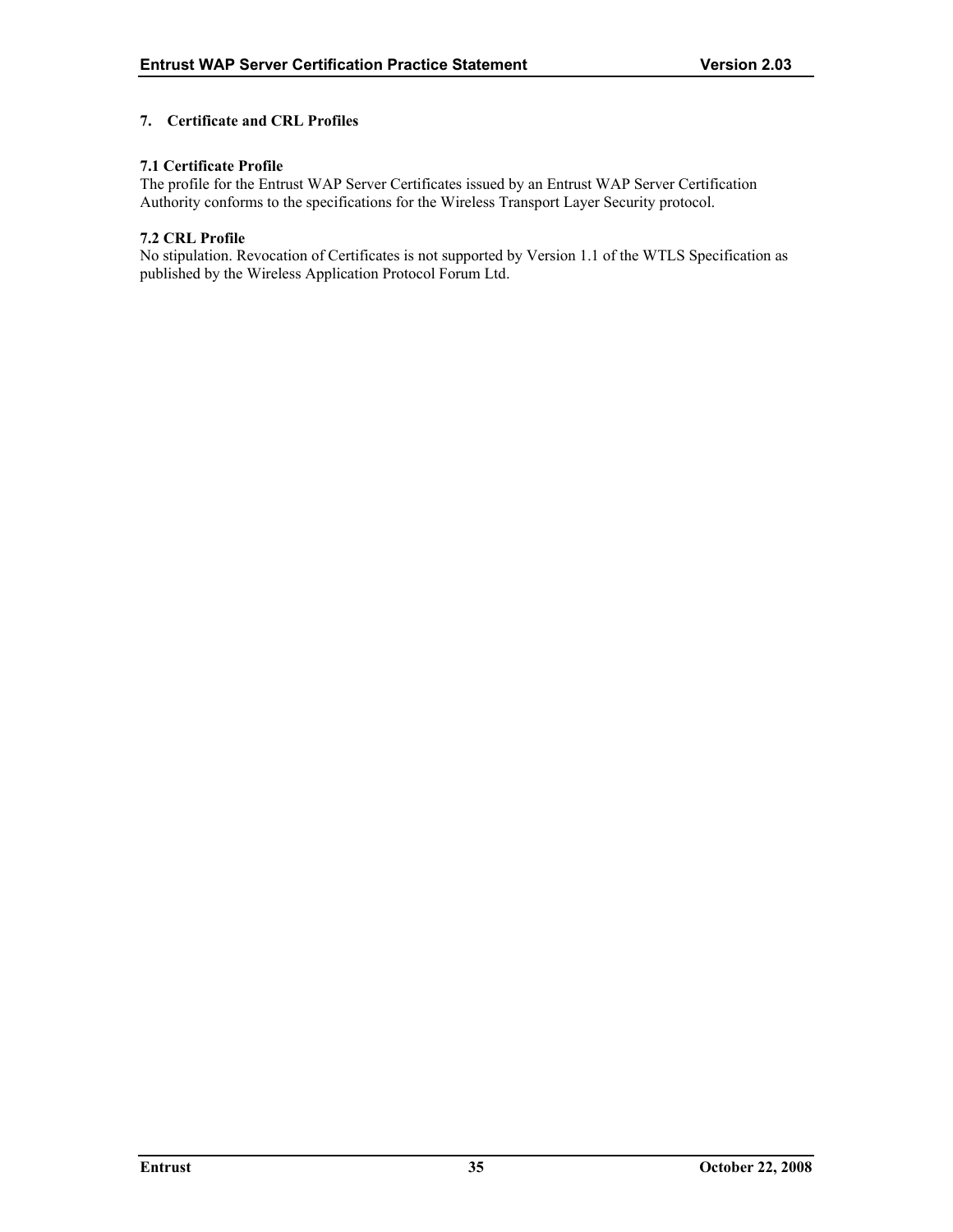# 7. Certificate and CRL Profiles

## 7.1 Certificate Profile

The profile for the Entrust WAP Server Certificates issued by an Entrust WAP Server Certification Authority conforms to the specifications for the Wireless Transport Layer Security protocol.

## 7.2 CRL Profile

No stipulation. Revocation of Certificates is not supported by Version 1.1 of the WTLS Specification as published by the Wireless Application Protocol Forum Ltd.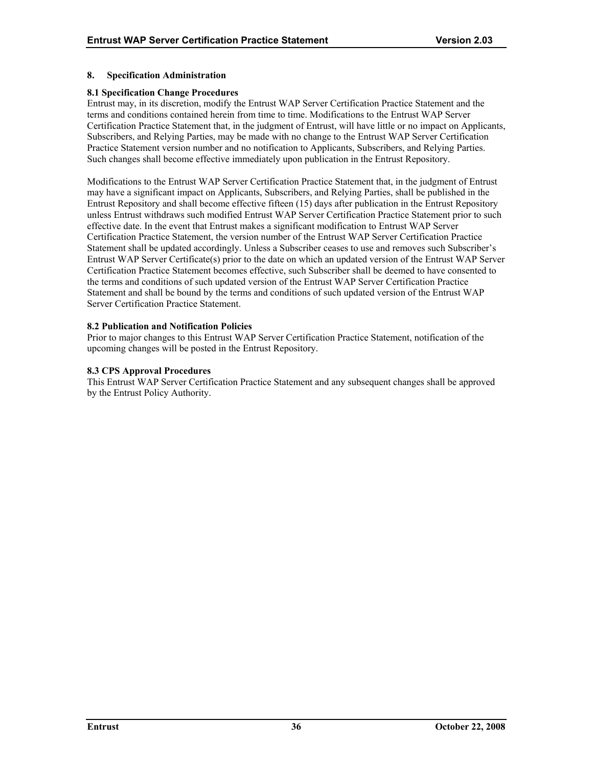# 8. Specification Administration

## 8.1 Specification Change Procedures

Entrust may, in its discretion, modify the Entrust WAP Server Certification Practice Statement and the terms and conditions contained herein from time to time. Modifications to the Entrust WAP Server Certification Practice Statement that, in the judgment of Entrust, will have little or no impact on Applicants, Subscribers, and Relying Parties, may be made with no change to the Entrust WAP Server Certification Practice Statement version number and no notification to Applicants, Subscribers, and Relying Parties. Such changes shall become effective immediately upon publication in the Entrust Repository.

Modifications to the Entrust WAP Server Certification Practice Statement that, in the judgment of Entrust may have a significant impact on Applicants, Subscribers, and Relying Parties, shall be published in the Entrust Repository and shall become effective fifteen (15) days after publication in the Entrust Repository unless Entrust withdraws such modified Entrust WAP Server Certification Practice Statement prior to such effective date. In the event that Entrust makes a significant modification to Entrust WAP Server Certification Practice Statement, the version number of the Entrust WAP Server Certification Practice Statement shall be updated accordingly. Unless a Subscriber ceases to use and removes such Subscriber's Entrust WAP Server Certificate(s) prior to the date on which an updated version of the Entrust WAP Server Certification Practice Statement becomes effective, such Subscriber shall be deemed to have consented to the terms and conditions of such updated version of the Entrust WAP Server Certification Practice Statement and shall be bound by the terms and conditions of such updated version of the Entrust WAP Server Certification Practice Statement.

## 8.2 Publication and Notification Policies

Prior to major changes to this Entrust WAP Server Certification Practice Statement, notification of the upcoming changes will be posted in the Entrust Repository.

## 8.3 CPS Approval Procedures

This Entrust WAP Server Certification Practice Statement and any subsequent changes shall be approved by the Entrust Policy Authority.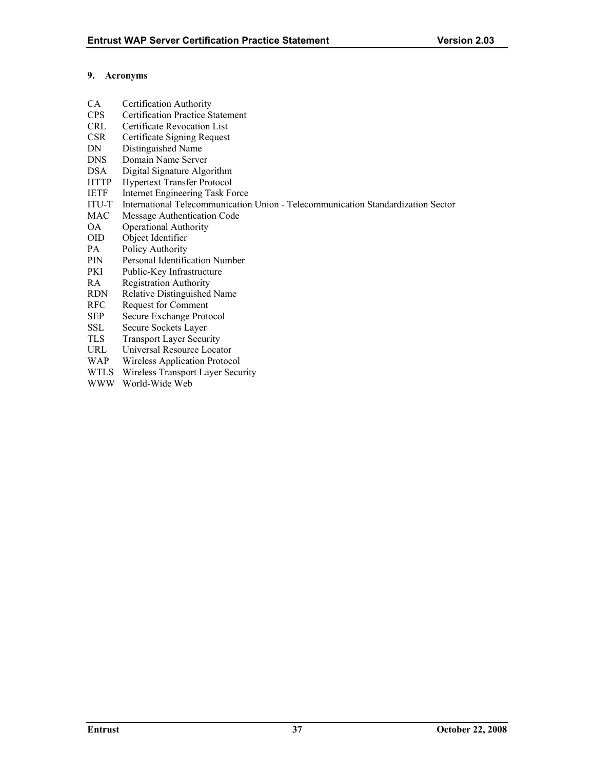## 9. Acronyms

| | |
|---|---|
| CA | Certification Authority |
| CPS | Certification Practice Statement |
| CRL | Certificate Revocation List |
| CSR | Certificate Signing Request |
| DN | Distinguished Name |
| DNS | Domain Name Server |
| DSA | Digital Signature Algorithm |
| HTTP | Hypertext Transfer Protocol |
| IETF | Internet Engineering Task Force |
| ITU-T | International Telecommunication Union - Telecommunication Standardization Sector |
| MAC | Message Authentication Code |
| OA | Operational Authority |
| OID | Object Identifier |
| PA | Policy Authority |
| PIN | Personal Identification Number |
| PKI | Public-Key Infrastructure |
| RA | Registration Authority |
| RDN | Relative Distinguished Name |
| RFC | Request for Comment |
| SEP | Secure Exchange Protocol |
| SSL | Secure Sockets Layer |
| TLS | Transport Layer Security |
| URL | Universal Resource Locator |
| WAP | Wireless Application Protocol |
| WTLS | Wireless Transport Layer Security |
| WWW | World-Wide Web |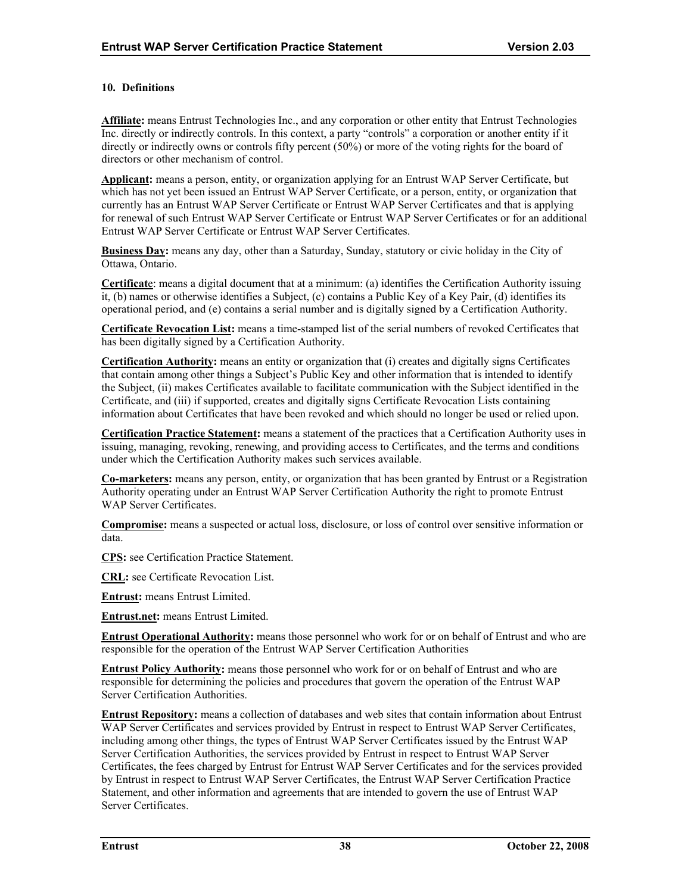## 10. Definitions

**Affiliate:** means Entrust Technologies Inc., and any corporation or other entity that Entrust Technologies Inc. directly or indirectly controls. In this context, a party "controls" a corporation or another entity if it directly or indirectly owns or controls fifty percent (50%) or more of the voting rights for the board of directors or other mechanism of control.

**Applicant:** means a person, entity, or organization applying for an Entrust WAP Server Certificate, but which has not yet been issued an Entrust WAP Server Certificate, or a person, entity, or organization that currently has an Entrust WAP Server Certificate or Entrust WAP Server Certificates and that is applying for renewal of such Entrust WAP Server Certificate or Entrust WAP Server Certificates or for an additional Entrust WAP Server Certificate or Entrust WAP Server Certificates.

**Business Day:** means any day, other than a Saturday, Sunday, statutory or civic holiday in the City of Ottawa, Ontario.

**Certificate**: means a digital document that at a minimum: (a) identifies the Certification Authority issuing it, (b) names or otherwise identifies a Subject, (c) contains a Public Key of a Key Pair, (d) identifies its operational period, and (e) contains a serial number and is digitally signed by a Certification Authority.

**Certificate Revocation List:** means a time-stamped list of the serial numbers of revoked Certificates that has been digitally signed by a Certification Authority.

**Certification Authority:** means an entity or organization that (i) creates and digitally signs Certificates that contain among other things a Subject's Public Key and other information that is intended to identify the Subject, (ii) makes Certificates available to facilitate communication with the Subject identified in the Certificate, and (iii) if supported, creates and digitally signs Certificate Revocation Lists containing information about Certificates that have been revoked and which should no longer be used or relied upon.

**Certification Practice Statement:** means a statement of the practices that a Certification Authority uses in issuing, managing, revoking, renewing, and providing access to Certificates, and the terms and conditions under which the Certification Authority makes such services available.

**Co-marketers:** means any person, entity, or organization that has been granted by Entrust or a Registration Authority operating under an Entrust WAP Server Certification Authority the right to promote Entrust WAP Server Certificates.

**Compromise:** means a suspected or actual loss, disclosure, or loss of control over sensitive information or data.

**CPS:** see Certification Practice Statement.

**CRL:** see Certificate Revocation List.

**Entrust:** means Entrust Limited.

**Entrust.net:** means Entrust Limited.

**Entrust Operational Authority:** means those personnel who work for or on behalf of Entrust and who are responsible for the operation of the Entrust WAP Server Certification Authorities

**Entrust Policy Authority:** means those personnel who work for or on behalf of Entrust and who are responsible for determining the policies and procedures that govern the operation of the Entrust WAP Server Certification Authorities.

**Entrust Repository:** means a collection of databases and web sites that contain information about Entrust WAP Server Certificates and services provided by Entrust in respect to Entrust WAP Server Certificates, including among other things, the types of Entrust WAP Server Certificates issued by the Entrust WAP Server Certification Authorities, the services provided by Entrust in respect to Entrust WAP Server Certificates, the fees charged by Entrust for Entrust WAP Server Certificates and for the services provided by Entrust in respect to Entrust WAP Server Certificates, the Entrust WAP Server Certification Practice Statement, and other information and agreements that are intended to govern the use of Entrust WAP Server Certificates.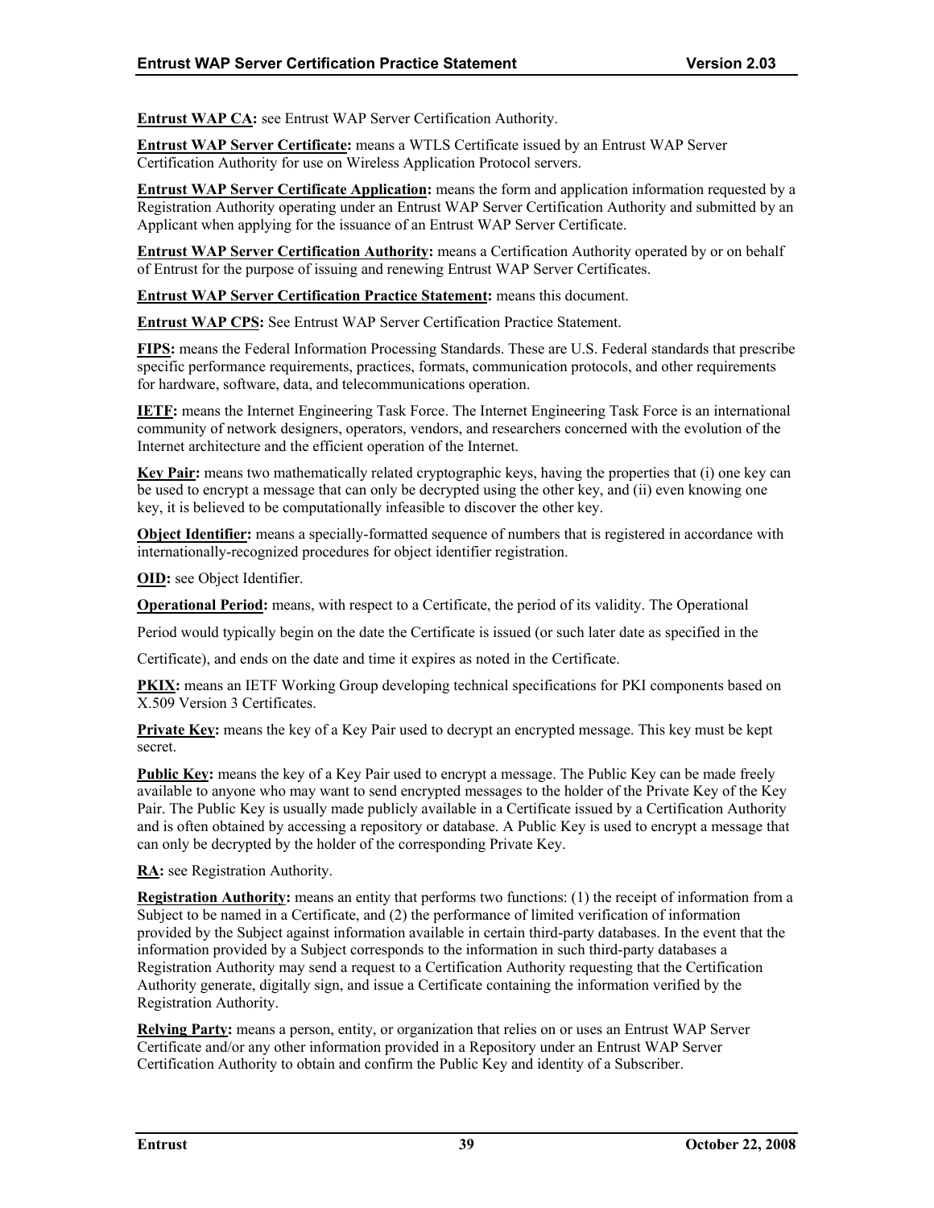**Entrust WAP CA:** see Entrust WAP Server Certification Authority.

**Entrust WAP Server Certificate:** means a WTLS Certificate issued by an Entrust WAP Server Certification Authority for use on Wireless Application Protocol servers.

**Entrust WAP Server Certificate Application:** means the form and application information requested by a Registration Authority operating under an Entrust WAP Server Certification Authority and submitted by an Applicant when applying for the issuance of an Entrust WAP Server Certificate.

**Entrust WAP Server Certification Authority:** means a Certification Authority operated by or on behalf of Entrust for the purpose of issuing and renewing Entrust WAP Server Certificates.

**Entrust WAP Server Certification Practice Statement:** means this document.

**Entrust WAP CPS:** See Entrust WAP Server Certification Practice Statement.

**FIPS:** means the Federal Information Processing Standards. These are U.S. Federal standards that prescribe specific performance requirements, practices, formats, communication protocols, and other requirements for hardware, software, data, and telecommunications operation.

**IETF:** means the Internet Engineering Task Force. The Internet Engineering Task Force is an international community of network designers, operators, vendors, and researchers concerned with the evolution of the Internet architecture and the efficient operation of the Internet.

**Key Pair:** means two mathematically related cryptographic keys, having the properties that (i) one key can be used to encrypt a message that can only be decrypted using the other key, and (ii) even knowing one key, it is believed to be computationally infeasible to discover the other key.

**Object Identifier:** means a specially-formatted sequence of numbers that is registered in accordance with internationally-recognized procedures for object identifier registration.

**OID:** see Object Identifier.

**Operational Period:** means, with respect to a Certificate, the period of its validity. The Operational Period would typically begin on the date the Certificate is issued (or such later date as specified in the Certificate), and ends on the date and time it expires as noted in the Certificate.

**PKIX:** means an IETF Working Group developing technical specifications for PKI components based on X.509 Version 3 Certificates.

**Private Key:** means the key of a Key Pair used to decrypt an encrypted message. This key must be kept secret.

**Public Key:** means the key of a Key Pair used to encrypt a message. The Public Key can be made freely available to anyone who may want to send encrypted messages to the holder of the Private Key of the Key Pair. The Public Key is usually made publicly available in a Certificate issued by a Certification Authority and is often obtained by accessing a repository or database. A Public Key is used to encrypt a message that can only be decrypted by the holder of the corresponding Private Key.

**RA:** see Registration Authority.

**Registration Authority:** means an entity that performs two functions: (1) the receipt of information from a Subject to be named in a Certificate, and (2) the performance of limited verification of information provided by the Subject against information available in certain third-party databases. In the event that the information provided by a Subject corresponds to the information in such third-party databases a Registration Authority may send a request to a Certification Authority requesting that the Certification Authority generate, digitally sign, and issue a Certificate containing the information verified by the Registration Authority.

**Relying Party:** means a person, entity, or organization that relies on or uses an Entrust WAP Server Certificate and/or any other information provided in a Repository under an Entrust WAP Server Certification Authority to obtain and confirm the Public Key and identity of a Subscriber.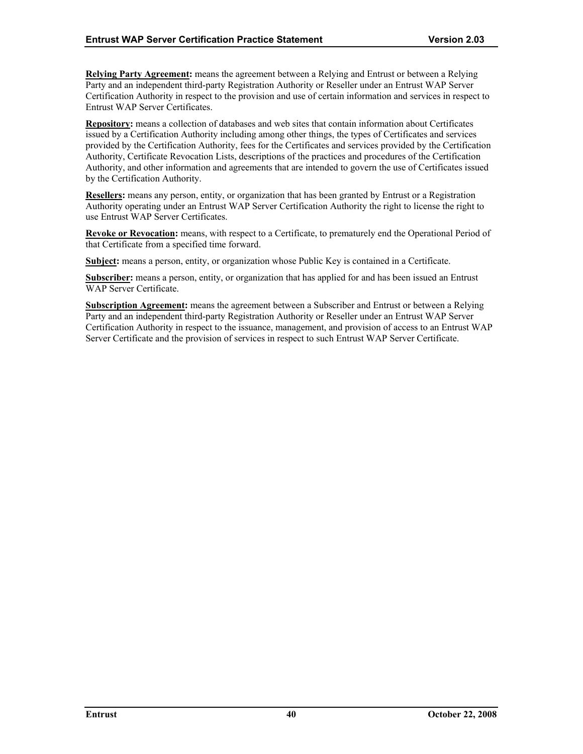**Relying Party Agreement:** means the agreement between a Relying and Entrust or between a Relying Party and an independent third-party Registration Authority or Reseller under an Entrust WAP Server Certification Authority in respect to the provision and use of certain information and services in respect to Entrust WAP Server Certificates.

**Repository:** means a collection of databases and web sites that contain information about Certificates issued by a Certification Authority including among other things, the types of Certificates and services provided by the Certification Authority, fees for the Certificates and services provided by the Certification Authority, Certificate Revocation Lists, descriptions of the practices and procedures of the Certification Authority, and other information and agreements that are intended to govern the use of Certificates issued by the Certification Authority.

**Resellers:** means any person, entity, or organization that has been granted by Entrust or a Registration Authority operating under an Entrust WAP Server Certification Authority the right to license the right to use Entrust WAP Server Certificates.

**Revoke or Revocation:** means, with respect to a Certificate, to prematurely end the Operational Period of that Certificate from a specified time forward.

**Subject:** means a person, entity, or organization whose Public Key is contained in a Certificate.

**Subscriber:** means a person, entity, or organization that has applied for and has been issued an Entrust WAP Server Certificate.

**Subscription Agreement:** means the agreement between a Subscriber and Entrust or between a Relying Party and an independent third-party Registration Authority or Reseller under an Entrust WAP Server Certification Authority in respect to the issuance, management, and provision of access to an Entrust WAP Server Certificate and the provision of services in respect to such Entrust WAP Server Certificate.